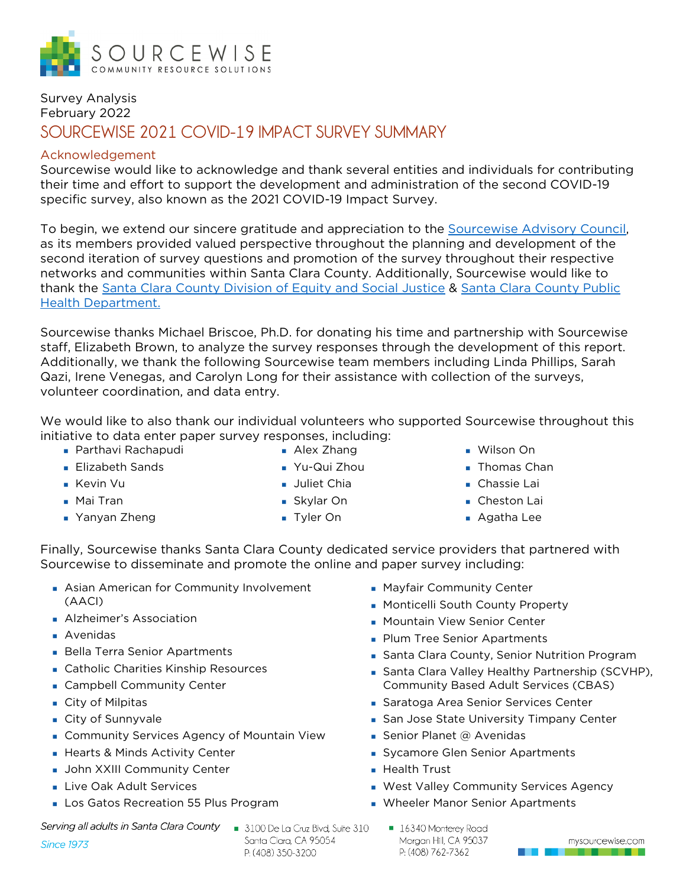Survey Analysis
February 2022

# SOURCEWISE 2021 COVID-19 IMPACT SURVEY SUMMARY

## Acknowledgement

Sourcewise would like to acknowledge and thank several entities and individuals for contributing their time and effort to support the development and administration of the second COVID-19 specific survey, also known as the 2021 COVID-19 Impact Survey.

To begin, we extend our sincere gratitude and appreciation to the Sourcewise Advisory Council, as its members provided valued perspective throughout the planning and development of the second iteration of survey questions and promotion of the survey throughout their respective networks and communities within Santa Clara County. Additionally, Sourcewise would like to thank the Santa Clara County Division of Equity and Social Justice & Santa Clara County Public Health Department.

Sourcewise thanks Michael Briscoe, Ph.D. for donating his time and partnership with Sourcewise staff, Elizabeth Brown, to analyze the survey responses through the development of this report. Additionally, we thank the following Sourcewise team members including Linda Phillips, Sarah Qazi, Irene Venegas, and Carolyn Long for their assistance with collection of the surveys, volunteer coordination, and data entry.

We would like to also thank our individual volunteers who supported Sourcewise throughout this initiative to data enter paper survey responses, including:

- Parthavi Rachapudi
- Elizabeth Sands
- Kevin Vu
- Mai Tran
- Yanyan Zheng
- Alex Zhang
- Yu-Qui Zhou
- Juliet Chia
- Skylar On
- Tyler On
- Wilson On
- Thomas Chan
- Chassie Lai
- Cheston Lai
- Agatha Lee

Finally, Sourcewise thanks Santa Clara County dedicated service providers that partnered with Sourcewise to disseminate and promote the online and paper survey including:

- Asian American for Community Involvement (AACI)
- Alzheimer's Association
- Avenidas
- Bella Terra Senior Apartments
- Catholic Charities Kinship Resources
- Campbell Community Center
- City of Milpitas
- City of Sunnyvale
- Community Services Agency of Mountain View
- Hearts & Minds Activity Center
- John XXIII Community Center
- Live Oak Adult Services
- Los Gatos Recreation 55 Plus Program
- Mayfair Community Center
- Monticelli South County Property
- Mountain View Senior Center
- Plum Tree Senior Apartments
- Santa Clara County, Senior Nutrition Program
- Santa Clara Valley Healthy Partnership (SCVHP), Community Based Adult Services (CBAS)
- Saratoga Area Senior Services Center
- San Jose State University Timpany Center
- Senior Planet @ Avenidas
- Sycamore Glen Senior Apartments
- Health Trust
- West Valley Community Services Agency
- Wheeler Manor Senior Apartments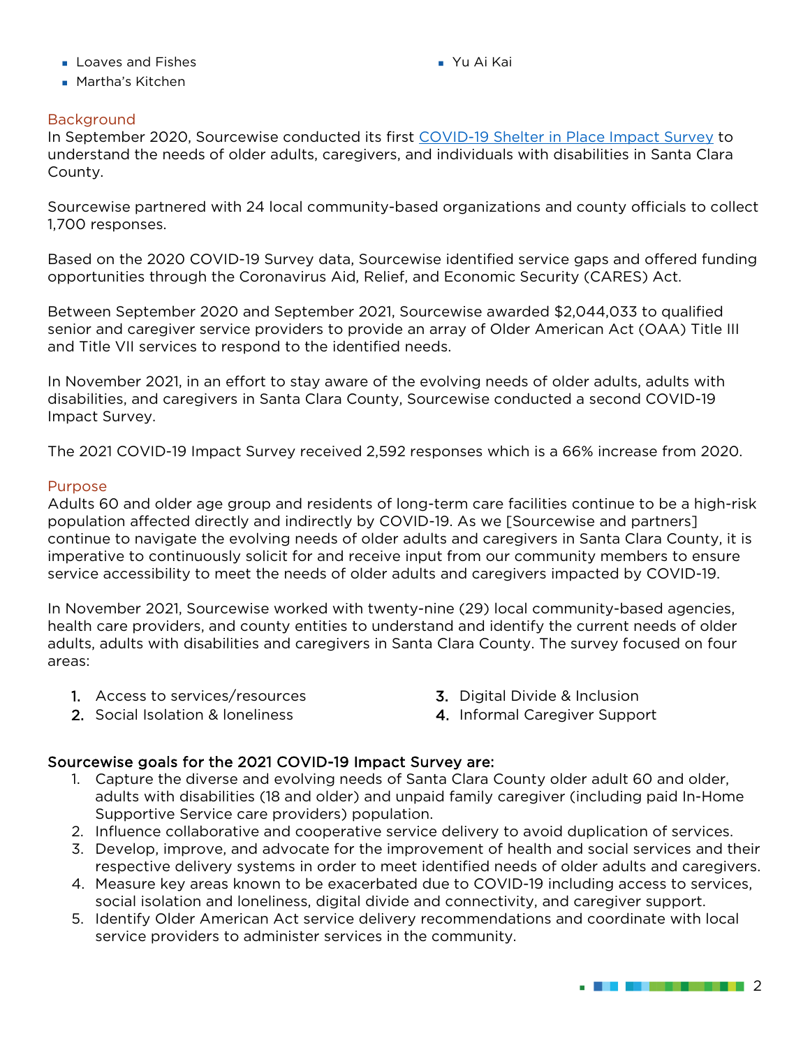- Loaves and Fishes
- Martha's Kitchen
- Yu Ai Kai

## Background

In September 2020, Sourcewise conducted its first [COVID-19 Shelter in Place Impact Survey](#) to understand the needs of older adults, caregivers, and individuals with disabilities in Santa Clara County.

Sourcewise partnered with 24 local community-based organizations and county officials to collect 1,700 responses.

Based on the 2020 COVID-19 Survey data, Sourcewise identified service gaps and offered funding opportunities through the Coronavirus Aid, Relief, and Economic Security (CARES) Act.

Between September 2020 and September 2021, Sourcewise awarded $2,044,033 to qualified senior and caregiver service providers to provide an array of Older American Act (OAA) Title III and Title VII services to respond to the identified needs.

In November 2021, in an effort to stay aware of the evolving needs of older adults, adults with disabilities, and caregivers in Santa Clara County, Sourcewise conducted a second COVID-19 Impact Survey.

The 2021 COVID-19 Impact Survey received 2,592 responses which is a 66% increase from 2020.

## Purpose

Adults 60 and older age group and residents of long-term care facilities continue to be a high-risk population affected directly and indirectly by COVID-19. As we [Sourcewise and partners] continue to navigate the evolving needs of older adults and caregivers in Santa Clara County, it is imperative to continuously solicit for and receive input from our community members to ensure service accessibility to meet the needs of older adults and caregivers impacted by COVID-19.

In November 2021, Sourcewise worked with twenty-nine (29) local community-based agencies, health care providers, and county entities to understand and identify the current needs of older adults, adults with disabilities and caregivers in Santa Clara County. The survey focused on four areas:

1. Access to services/resources
2. Social Isolation & loneliness
3. Digital Divide & Inclusion
4. Informal Caregiver Support

**Sourcewise goals for the 2021 COVID-19 Impact Survey are:**

1. Capture the diverse and evolving needs of Santa Clara County older adult 60 and older, adults with disabilities (18 and older) and unpaid family caregiver (including paid In-Home Supportive Service care providers) population.
2. Influence collaborative and cooperative service delivery to avoid duplication of services.
3. Develop, improve, and advocate for the improvement of health and social services and their respective delivery systems in order to meet identified needs of older adults and caregivers.
4. Measure key areas known to be exacerbated due to COVID-19 including access to services, social isolation and loneliness, digital divide and connectivity, and caregiver support.
5. Identify Older American Act service delivery recommendations and coordinate with local service providers to administer services in the community.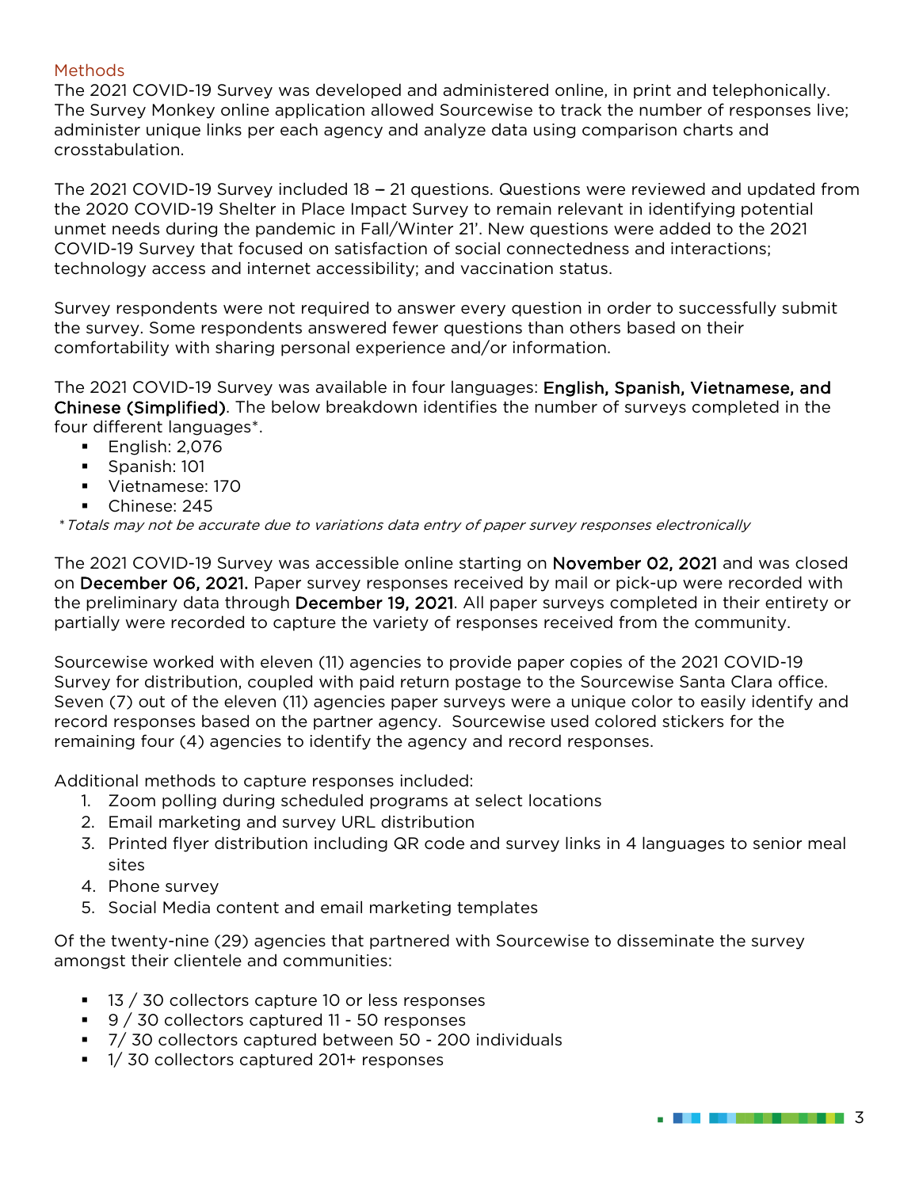## Methods

The 2021 COVID-19 Survey was developed and administered online, in print and telephonically. The Survey Monkey online application allowed Sourcewise to track the number of responses live; administer unique links per each agency and analyze data using comparison charts and crosstabulation.

The 2021 COVID-19 Survey included 18 – 21 questions. Questions were reviewed and updated from the 2020 COVID-19 Shelter in Place Impact Survey to remain relevant in identifying potential unmet needs during the pandemic in Fall/Winter 21'. New questions were added to the 2021 COVID-19 Survey that focused on satisfaction of social connectedness and interactions; technology access and internet accessibility; and vaccination status.

Survey respondents were not required to answer every question in order to successfully submit the survey. Some respondents answered fewer questions than others based on their comfortability with sharing personal experience and/or information.

The 2021 COVID-19 Survey was available in four languages: **English, Spanish, Vietnamese, and Chinese (Simplified)**. The below breakdown identifies the number of surveys completed in the four different languages*.

- English: 2,076
- Spanish: 101
- Vietnamese: 170
- Chinese: 245

*\*Totals may not be accurate due to variations data entry of paper survey responses electronically*

The 2021 COVID-19 Survey was accessible online starting on **November 02, 2021** and was closed on **December 06, 2021.** Paper survey responses received by mail or pick-up were recorded with the preliminary data through **December 19, 2021**. All paper surveys completed in their entirety or partially were recorded to capture the variety of responses received from the community.

Sourcewise worked with eleven (11) agencies to provide paper copies of the 2021 COVID-19 Survey for distribution, coupled with paid return postage to the Sourcewise Santa Clara office. Seven (7) out of the eleven (11) agencies paper surveys were a unique color to easily identify and record responses based on the partner agency. Sourcewise used colored stickers for the remaining four (4) agencies to identify the agency and record responses.

Additional methods to capture responses included:

1. Zoom polling during scheduled programs at select locations
2. Email marketing and survey URL distribution
3. Printed flyer distribution including QR code and survey links in 4 languages to senior meal sites
4. Phone survey
5. Social Media content and email marketing templates

Of the twenty-nine (29) agencies that partnered with Sourcewise to disseminate the survey amongst their clientele and communities:

- 13 / 30 collectors capture 10 or less responses
- 9 / 30 collectors captured 11 - 50 responses
- 7/ 30 collectors captured between 50 - 200 individuals
- 1/ 30 collectors captured 201+ responses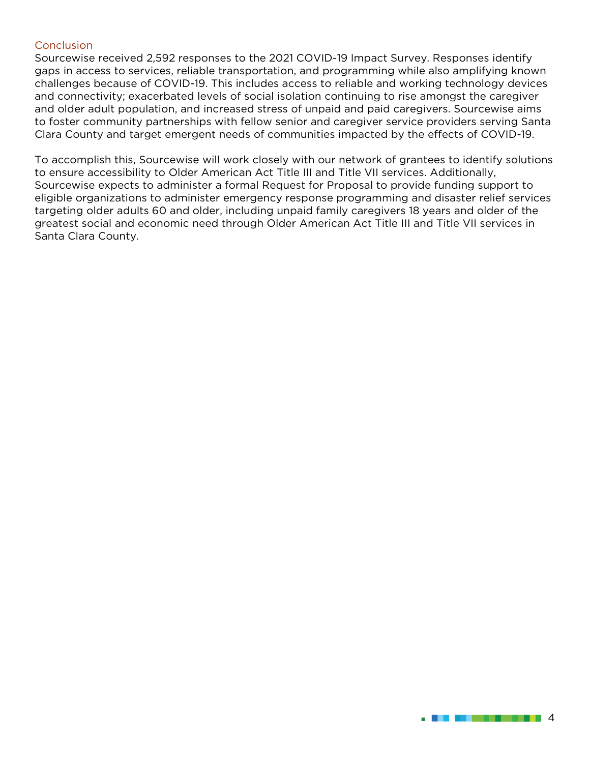## Conclusion

Sourcewise received 2,592 responses to the 2021 COVID-19 Impact Survey. Responses identify gaps in access to services, reliable transportation, and programming while also amplifying known challenges because of COVID-19. This includes access to reliable and working technology devices and connectivity; exacerbated levels of social isolation continuing to rise amongst the caregiver and older adult population, and increased stress of unpaid and paid caregivers. Sourcewise aims to foster community partnerships with fellow senior and caregiver service providers serving Santa Clara County and target emergent needs of communities impacted by the effects of COVID-19.

To accomplish this, Sourcewise will work closely with our network of grantees to identify solutions to ensure accessibility to Older American Act Title III and Title VII services. Additionally, Sourcewise expects to administer a formal Request for Proposal to provide funding support to eligible organizations to administer emergency response programming and disaster relief services targeting older adults 60 and older, including unpaid family caregivers 18 years and older of the greatest social and economic need through Older American Act Title III and Title VII services in Santa Clara County.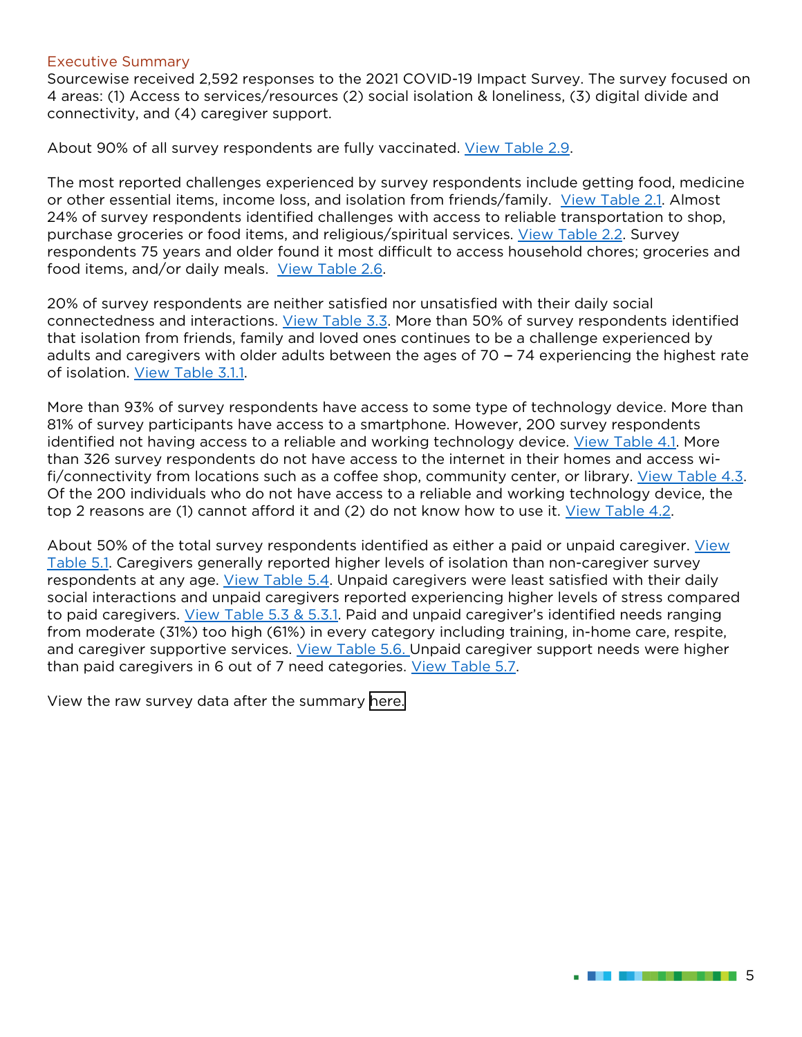## Executive Summary

Sourcewise received 2,592 responses to the 2021 COVID-19 Impact Survey. The survey focused on 4 areas: (1) Access to services/resources (2) social isolation & loneliness, (3) digital divide and connectivity, and (4) caregiver support.

About 90% of all survey respondents are fully vaccinated. View Table 2.9.

The most reported challenges experienced by survey respondents include getting food, medicine or other essential items, income loss, and isolation from friends/family. View Table 2.1. Almost 24% of survey respondents identified challenges with access to reliable transportation to shop, purchase groceries or food items, and religious/spiritual services. View Table 2.2. Survey respondents 75 years and older found it most difficult to access household chores; groceries and food items, and/or daily meals. View Table 2.6.

20% of survey respondents are neither satisfied nor unsatisfied with their daily social connectedness and interactions. View Table 3.3. More than 50% of survey respondents identified that isolation from friends, family and loved ones continues to be a challenge experienced by adults and caregivers with older adults between the ages of 70 – 74 experiencing the highest rate of isolation. View Table 3.1.1.

More than 93% of survey respondents have access to some type of technology device. More than 81% of survey participants have access to a smartphone. However, 200 survey respondents identified not having access to a reliable and working technology device. View Table 4.1. More than 326 survey respondents do not have access to the internet in their homes and access wi-fi/connectivity from locations such as a coffee shop, community center, or library. View Table 4.3. Of the 200 individuals who do not have access to a reliable and working technology device, the top 2 reasons are (1) cannot afford it and (2) do not know how to use it. View Table 4.2.

About 50% of the total survey respondents identified as either a paid or unpaid caregiver. View Table 5.1. Caregivers generally reported higher levels of isolation than non-caregiver survey respondents at any age. View Table 5.4. Unpaid caregivers were least satisfied with their daily social interactions and unpaid caregivers reported experiencing higher levels of stress compared to paid caregivers. View Table 5.3 & 5.3.1. Paid and unpaid caregiver's identified needs ranging from moderate (31%) too high (61%) in every category including training, in-home care, respite, and caregiver supportive services. View Table 5.6. Unpaid caregiver support needs were higher than paid caregivers in 6 out of 7 need categories. View Table 5.7.

View the raw survey data after the summary here.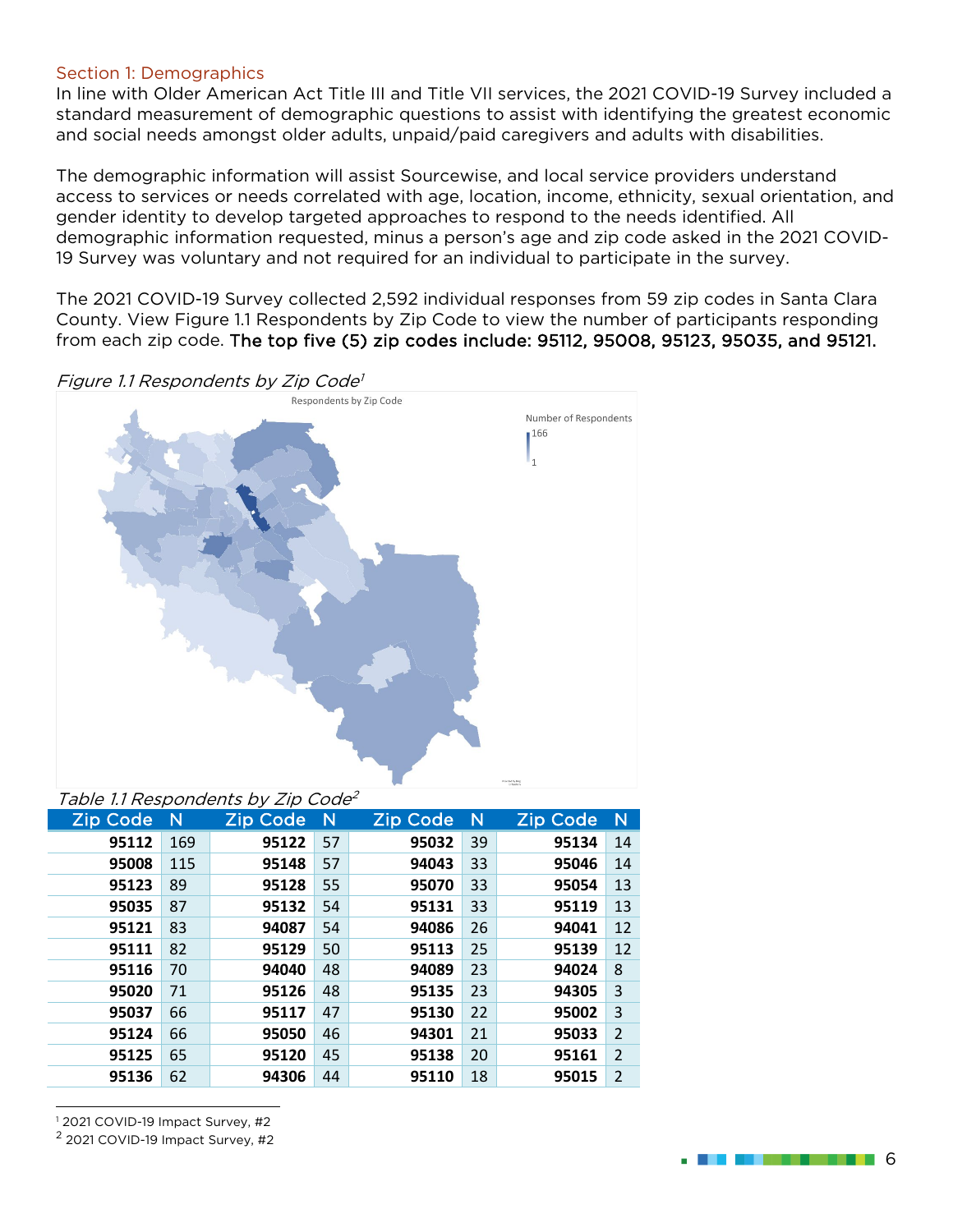## Section 1: Demographics

In line with Older American Act Title III and Title VII services, the 2021 COVID-19 Survey included a standard measurement of demographic questions to assist with identifying the greatest economic and social needs amongst older adults, unpaid/paid caregivers and adults with disabilities.

The demographic information will assist Sourcewise, and local service providers understand access to services or needs correlated with age, location, income, ethnicity, sexual orientation, and gender identity to develop targeted approaches to respond to the needs identified. All demographic information requested, minus a person's age and zip code asked in the 2021 COVID-19 Survey was voluntary and not required for an individual to participate in the survey.

The 2021 COVID-19 Survey collected 2,592 individual responses from 59 zip codes in Santa Clara County. View Figure 1.1 Respondents by Zip Code to view the number of participants responding from each zip code. The top five (5) zip codes include: 95112, 95008, 95123, 95035, and 95121.

*Figure 1.1 Respondents by Zip Code*[1]

Respondents by Zip Code

Number of Respondents
166
1

*Table 1.1 Respondents by Zip Code*[2]

| Zip Code | N | Zip Code | N | Zip Code | N | Zip Code | N |
|---|---|---|---|---|---|---|---|
| **95112** | 169 | **95122** | 57 | **95032** | 39 | **95134** | 14 |
| **95008** | 115 | **95148** | 57 | **94043** | 33 | **95046** | 14 |
| **95123** | 89 | **95128** | 55 | **95070** | 33 | **95054** | 13 |
| **95035** | 87 | **95132** | 54 | **95131** | 33 | **95119** | 13 |
| **95121** | 83 | **94087** | 54 | **94086** | 26 | **94041** | 12 |
| **95111** | 82 | **95129** | 50 | **95113** | 25 | **95139** | 12 |
| **95116** | 70 | **94040** | 48 | **94089** | 23 | **94024** | 8 |
| **95020** | 71 | **95126** | 48 | **95135** | 23 | **94305** | 3 |
| **95037** | 66 | **95117** | 47 | **95130** | 22 | **95002** | 3 |
| **95124** | 66 | **95050** | 46 | **94301** | 21 | **95033** | 2 |
| **95125** | 65 | **95120** | 45 | **95138** | 20 | **95161** | 2 |
| **95136** | 62 | **94306** | 44 | **95110** | 18 | **95015** | 2 |

[1] 2021 COVID-19 Impact Survey, #2

[2] 2021 COVID-19 Impact Survey, #2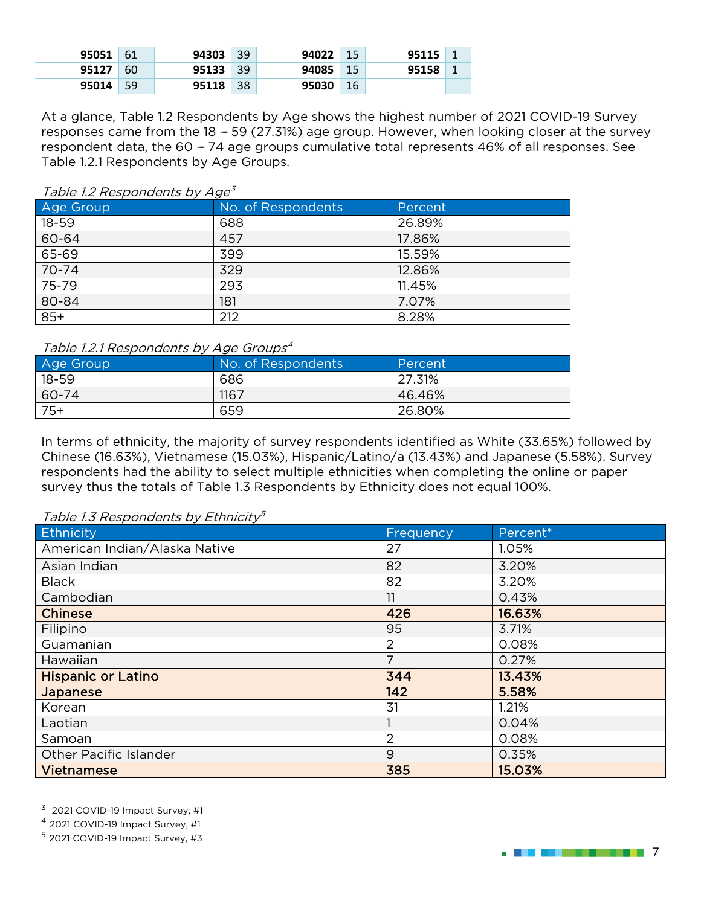| | | | | | | | |
|---|---|---|---|---|---|---|---|
| **95051** | 61 | **94303** | 39 | **94022** | 15 | **95115** | 1 |
| **95127** | 60 | **95133** | 39 | **94085** | 15 | **95158** | 1 |
| **95014** | 59 | **95118** | 38 | **95030** | 16 | | |

At a glance, Table 1.2 Respondents by Age shows the highest number of 2021 COVID-19 Survey responses came from the 18 – 59 (27.31%) age group. However, when looking closer at the survey respondent data, the 60 – 74 age groups cumulative total represents 46% of all responses. See Table 1.2.1 Respondents by Age Groups.

*Table 1.2 Respondents by Age*[3]

| Age Group | No. of Respondents | Percent |
|---|---|---|
| 18-59 | 688 | 26.89% |
| 60-64 | 457 | 17.86% |
| 65-69 | 399 | 15.59% |
| 70-74 | 329 | 12.86% |
| 75-79 | 293 | 11.45% |
| 80-84 | 181 | 7.07% |
| 85+ | 212 | 8.28% |

*Table 1.2.1 Respondents by Age Groups*[4]

| Age Group | No. of Respondents | Percent |
|---|---|---|
| 18-59 | 686 | 27.31% |
| 60-74 | 1167 | 46.46% |
| 75+ | 659 | 26.80% |

In terms of ethnicity, the majority of survey respondents identified as White (33.65%) followed by Chinese (16.63%), Vietnamese (15.03%), Hispanic/Latino/a (13.43%) and Japanese (5.58%). Survey respondents had the ability to select multiple ethnicities when completing the online or paper survey thus the totals of Table 1.3 Respondents by Ethnicity does not equal 100%.

*Table 1.3 Respondents by Ethnicity*[5]

| Ethnicity | | Frequency | Percent* |
|---|---|---|---|
| American Indian/Alaska Native | | 27 | 1.05% |
| Asian Indian | | 82 | 3.20% |
| Black | | 82 | 3.20% |
| Cambodian | | 11 | 0.43% |
| **Chinese** | | **426** | **16.63%** |
| Filipino | | 95 | 3.71% |
| Guamanian | | 2 | 0.08% |
| Hawaiian | | 7 | 0.27% |
| **Hispanic or Latino** | | **344** | **13.43%** |
| **Japanese** | | **142** | **5.58%** |
| Korean | | 31 | 1.21% |
| Laotian | | 1 | 0.04% |
| Samoan | | 2 | 0.08% |
| Other Pacific Islander | | 9 | 0.35% |
| **Vietnamese** | | **385** | **15.03%** |

[3] 2021 COVID-19 Impact Survey, #1

[4] 2021 COVID-19 Impact Survey, #1

[5] 2021 COVID-19 Impact Survey, #3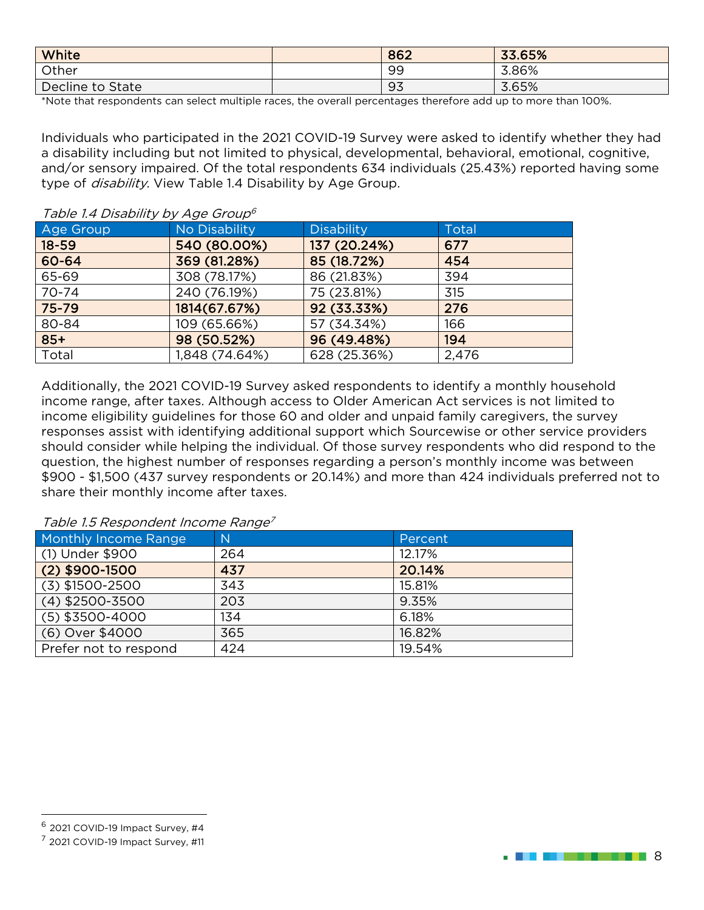| White | | 862 | 33.65% |
|---|---|---|---|
| Other | | 99 | 3.86% |
| Decline to State | | 93 | 3.65% |

*Note that respondents can select multiple races, the overall percentages therefore add up to more than 100%.

Individuals who participated in the 2021 COVID-19 Survey were asked to identify whether they had a disability including but not limited to physical, developmental, behavioral, emotional, cognitive, and/or sensory impaired. Of the total respondents 634 individuals (25.43%) reported having some type of *disability*. View Table 1.4 Disability by Age Group.

*Table 1.4 Disability by Age Group*[6]

| Age Group | No Disability | Disability | Total |
|---|---|---|---|
| **18-59** | **540 (80.00%)** | **137 (20.24%)** | **677** |
| **60-64** | **369 (81.28%)** | **85 (18.72%)** | **454** |
| 65-69 | 308 (78.17%) | 86 (21.83%) | 394 |
| 70-74 | 240 (76.19%) | 75 (23.81%) | 315 |
| **75-79** | **1814(67.67%)** | **92 (33.33%)** | **276** |
| 80-84 | 109 (65.66%) | 57 (34.34%) | 166 |
| **85+** | **98 (50.52%)** | **96 (49.48%)** | **194** |
| Total | 1,848 (74.64%) | 628 (25.36%) | 2,476 |

Additionally, the 2021 COVID-19 Survey asked respondents to identify a monthly household income range, after taxes. Although access to Older American Act services is not limited to income eligibility guidelines for those 60 and older and unpaid family caregivers, the survey responses assist with identifying additional support which Sourcewise or other service providers should consider while helping the individual. Of those survey respondents who did respond to the question, the highest number of responses regarding a person's monthly income was between \$900 - \$1,500 (437 survey respondents or 20.14%) and more than 424 individuals preferred not to share their monthly income after taxes.

*Table 1.5 Respondent Income Range*[7]

| Monthly Income Range | N | Percent |
|---|---|---|
| (1) Under \$900 | 264 | 12.17% |
| **(2) \$900-1500** | **437** | **20.14%** |
| (3) \$1500-2500 | 343 | 15.81% |
| (4) \$2500-3500 | 203 | 9.35% |
| (5) \$3500-4000 | 134 | 6.18% |
| (6) Over \$4000 | 365 | 16.82% |
| Prefer not to respond | 424 | 19.54% |

[6] 2021 COVID-19 Impact Survey, #4

[7] 2021 COVID-19 Impact Survey, #11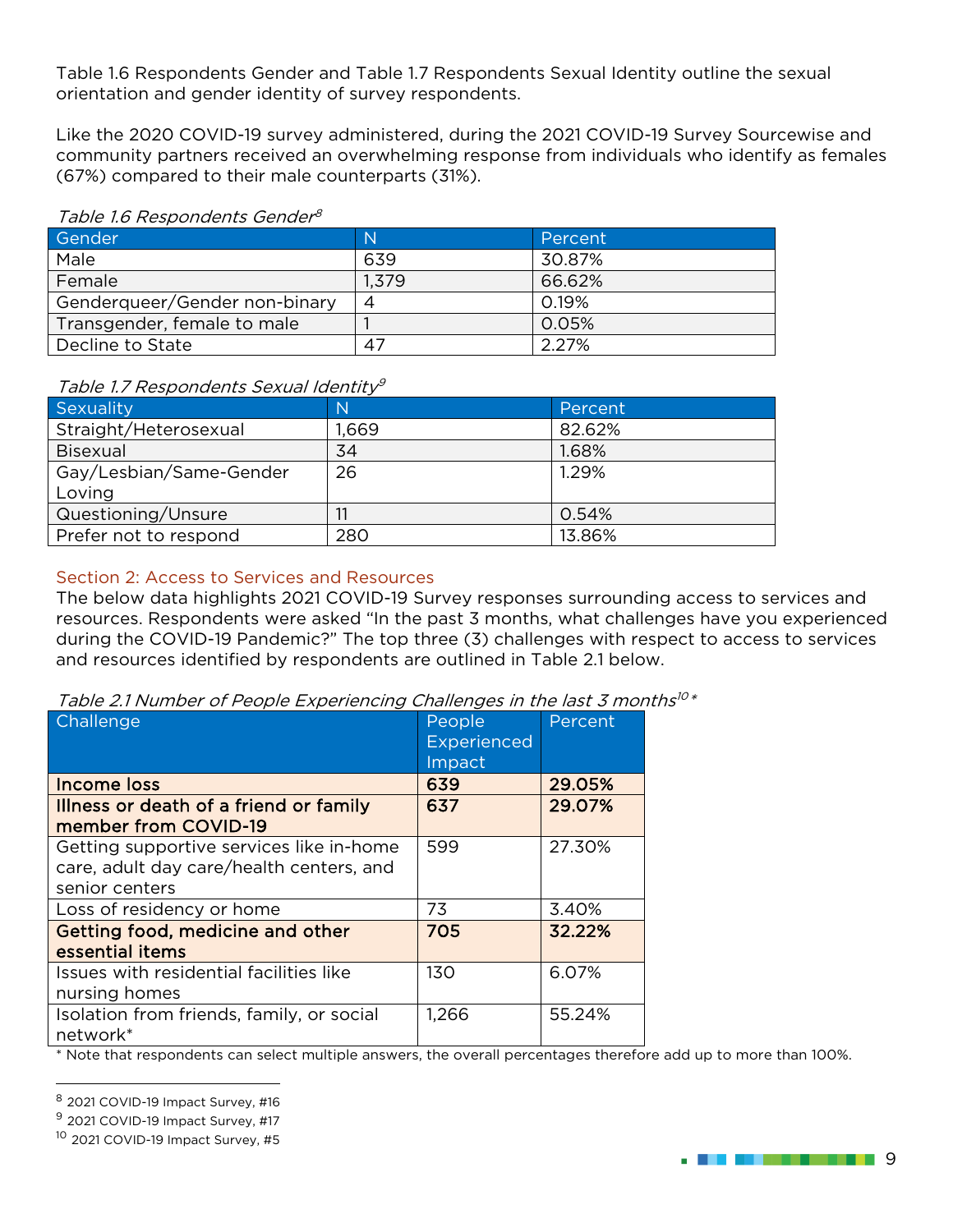Table 1.6 Respondents Gender and Table 1.7 Respondents Sexual Identity outline the sexual orientation and gender identity of survey respondents.

Like the 2020 COVID-19 survey administered, during the 2021 COVID-19 Survey Sourcewise and community partners received an overwhelming response from individuals who identify as females (67%) compared to their male counterparts (31%).

*Table 1.6 Respondents Gender*[8]

| Gender | N | Percent |
|---|---|---|
| Male | 639 | 30.87% |
| Female | 1,379 | 66.62% |
| Genderqueer/Gender non-binary | 4 | 0.19% |
| Transgender, female to male | 1 | 0.05% |
| Decline to State | 47 | 2.27% |

*Table 1.7 Respondents Sexual Identity*[9]

| Sexuality | N | Percent |
|---|---|---|
| Straight/Heterosexual | 1,669 | 82.62% |
| Bisexual | 34 | 1.68% |
| Gay/Lesbian/Same-Gender Loving | 26 | 1.29% |
| Questioning/Unsure | 11 | 0.54% |
| Prefer not to respond | 280 | 13.86% |

## Section 2: Access to Services and Resources

The below data highlights 2021 COVID-19 Survey responses surrounding access to services and resources. Respondents were asked "In the past 3 months, what challenges have you experienced during the COVID-19 Pandemic?" The top three (3) challenges with respect to access to services and resources identified by respondents are outlined in Table 2.1 below.

*Table 2.1 Number of People Experiencing Challenges in the last 3 months*[10]*

| Challenge | People Experienced Impact | Percent |
|---|---|---|
| **Income loss** | **639** | **29.05%** |
| **Illness or death of a friend or family member from COVID-19** | **637** | **29.07%** |
| Getting supportive services like in-home care, adult day care/health centers, and senior centers | 599 | 27.30% |
| Loss of residency or home | 73 | 3.40% |
| **Getting food, medicine and other essential items** | **705** | **32.22%** |
| Issues with residential facilities like nursing homes | 130 | 6.07% |
| Isolation from friends, family, or social network* | 1,266 | 55.24% |

\* Note that respondents can select multiple answers, the overall percentages therefore add up to more than 100%.

---

[8] 2021 COVID-19 Impact Survey, #16

[9] 2021 COVID-19 Impact Survey, #17

[10] 2021 COVID-19 Impact Survey, #5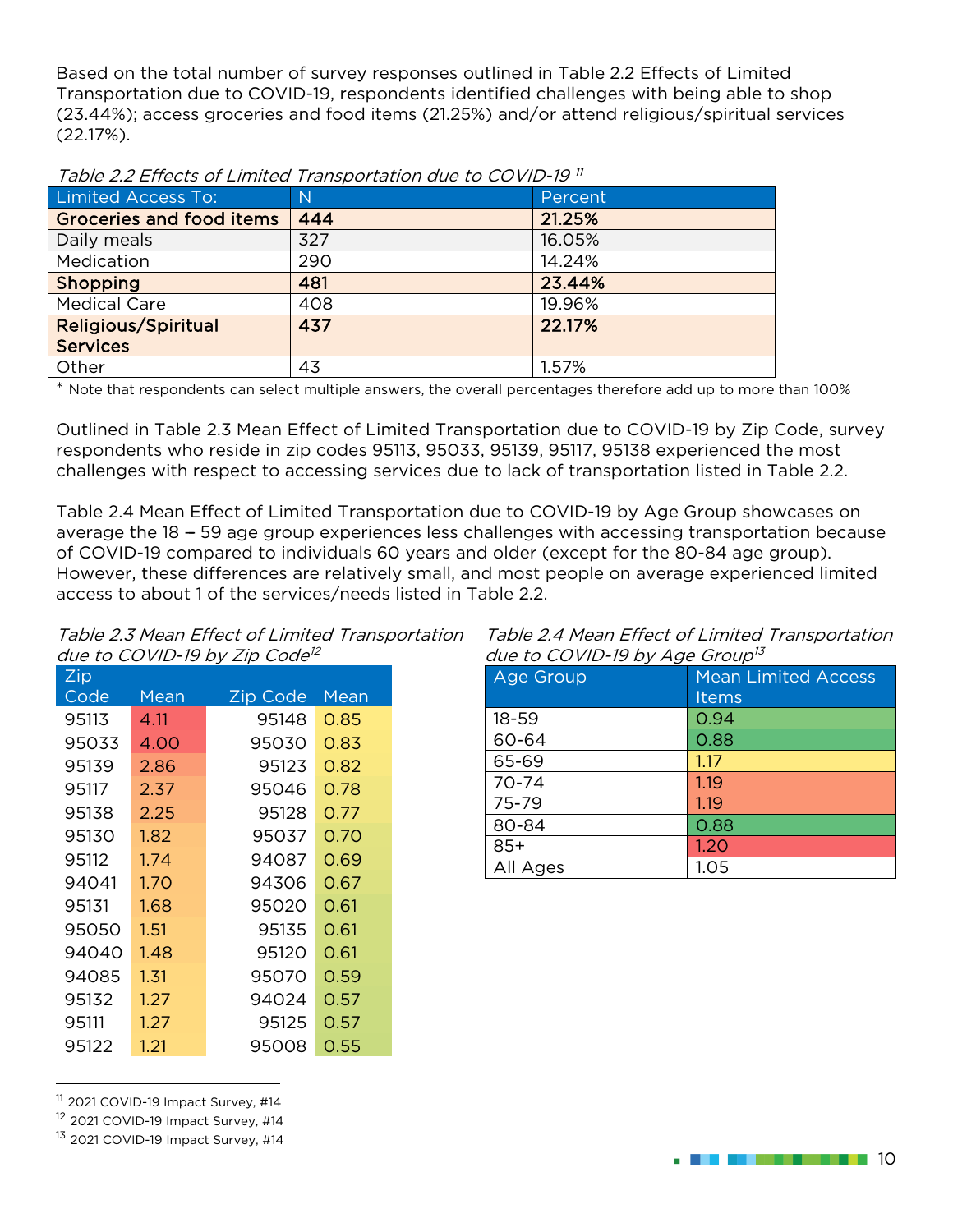Based on the total number of survey responses outlined in Table 2.2 Effects of Limited Transportation due to COVID-19, respondents identified challenges with being able to shop (23.44%); access groceries and food items (21.25%) and/or attend religious/spiritual services (22.17%).

*Table 2.2 Effects of Limited Transportation due to COVID-19* [11]

| Limited Access To: | N | Percent |
|---|---|---|
| **Groceries and food items** | **444** | **21.25%** |
| Daily meals | 327 | 16.05% |
| Medication | 290 | 14.24% |
| **Shopping** | **481** | **23.44%** |
| Medical Care | 408 | 19.96% |
| **Religious/Spiritual Services** | **437** | **22.17%** |
| Other | 43 | 1.57% |

\* Note that respondents can select multiple answers, the overall percentages therefore add up to more than 100%

Outlined in Table 2.3 Mean Effect of Limited Transportation due to COVID-19 by Zip Code, survey respondents who reside in zip codes 95113, 95033, 95139, 95117, 95138 experienced the most challenges with respect to accessing services due to lack of transportation listed in Table 2.2.

Table 2.4 Mean Effect of Limited Transportation due to COVID-19 by Age Group showcases on average the 18 – 59 age group experiences less challenges with accessing transportation because of COVID-19 compared to individuals 60 years and older (except for the 80-84 age group). However, these differences are relatively small, and most people on average experienced limited access to about 1 of the services/needs listed in Table 2.2.

*Table 2.3 Mean Effect of Limited Transportation due to COVID-19 by Zip Code* [12]

| Zip Code | Mean | Zip Code | Mean |
|---|---|---|---|
| 95113 | 4.11 | 95148 | 0.85 |
| 95033 | 4.00 | 95030 | 0.83 |
| 95139 | 2.86 | 95123 | 0.82 |
| 95117 | 2.37 | 95046 | 0.78 |
| 95138 | 2.25 | 95128 | 0.77 |
| 95130 | 1.82 | 95037 | 0.70 |
| 95112 | 1.74 | 94087 | 0.69 |
| 94041 | 1.70 | 94306 | 0.67 |
| 95131 | 1.68 | 95020 | 0.61 |
| 95050 | 1.51 | 95135 | 0.61 |
| 94040 | 1.48 | 95120 | 0.61 |
| 94085 | 1.31 | 95070 | 0.59 |
| 95132 | 1.27 | 94024 | 0.57 |
| 95111 | 1.27 | 95125 | 0.57 |
| 95122 | 1.21 | 95008 | 0.55 |

*Table 2.4 Mean Effect of Limited Transportation due to COVID-19 by Age Group* [13]

| Age Group | Mean Limited Access Items |
|---|---|
| 18-59 | 0.94 |
| 60-64 | 0.88 |
| 65-69 | 1.17 |
| 70-74 | 1.19 |
| 75-79 | 1.19 |
| 80-84 | 0.88 |
| 85+ | 1.20 |
| All Ages | 1.05 |

[11] 2021 COVID-19 Impact Survey, #14
[12] 2021 COVID-19 Impact Survey, #14
[13] 2021 COVID-19 Impact Survey, #14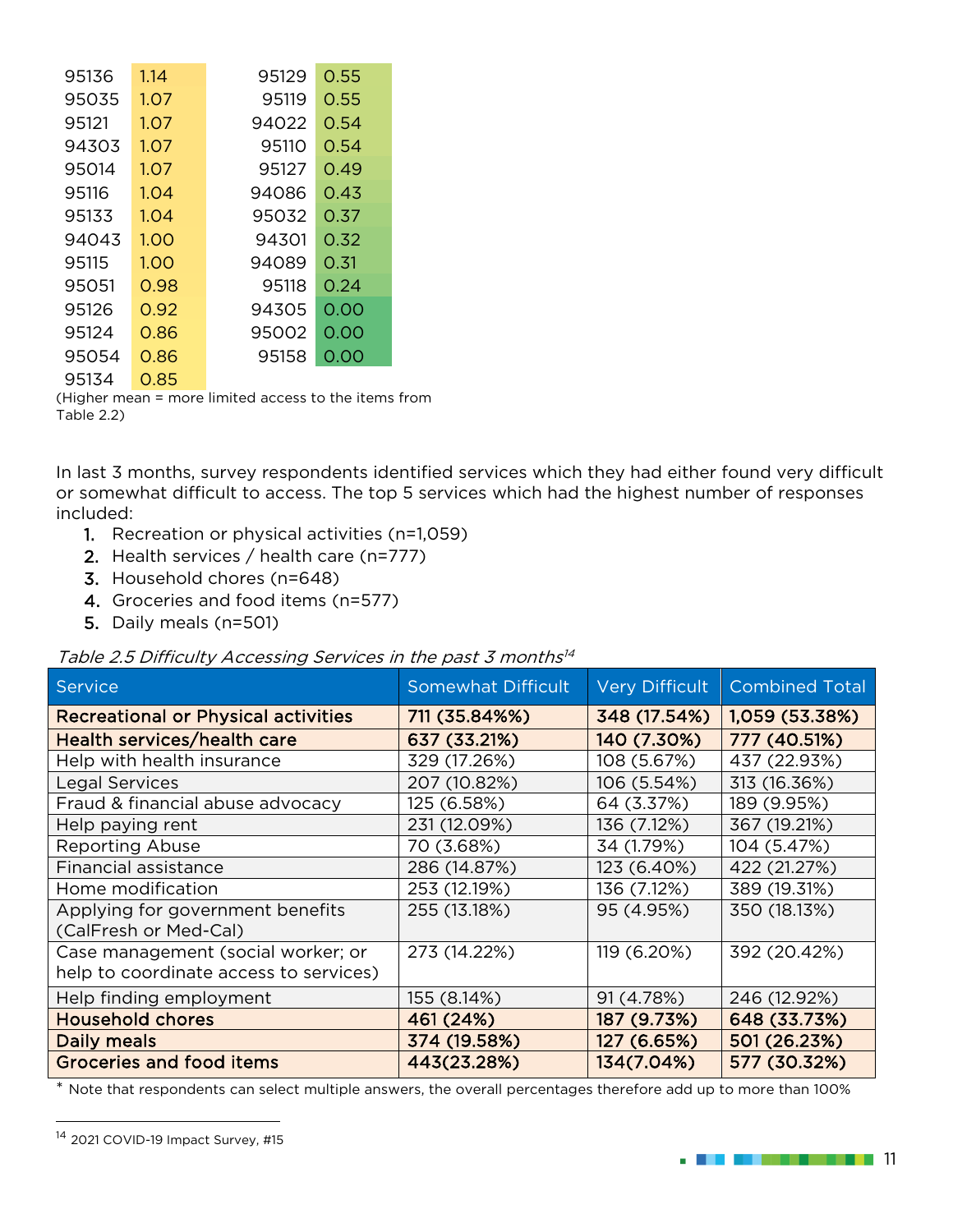| | | | |
|---|---|---|---|
| 95136 | 1.14 | 95129 | 0.55 |
| 95035 | 1.07 | 95119 | 0.55 |
| 95121 | 1.07 | 94022 | 0.54 |
| 94303 | 1.07 | 95110 | 0.54 |
| 95014 | 1.07 | 95127 | 0.49 |
| 95116 | 1.04 | 94086 | 0.43 |
| 95133 | 1.04 | 95032 | 0.37 |
| 94043 | 1.00 | 94301 | 0.32 |
| 95115 | 1.00 | 94089 | 0.31 |
| 95051 | 0.98 | 95118 | 0.24 |
| 95126 | 0.92 | 94305 | 0.00 |
| 95124 | 0.86 | 95002 | 0.00 |
| 95054 | 0.86 | 95158 | 0.00 |
| 95134 | 0.85 | | |

(Higher mean = more limited access to the items from Table 2.2)

In last 3 months, survey respondents identified services which they had either found very difficult or somewhat difficult to access. The top 5 services which had the highest number of responses included:

1. Recreation or physical activities (n=1,059)
2. Health services / health care (n=777)
3. Household chores (n=648)
4. Groceries and food items (n=577)
5. Daily meals (n=501)

*Table 2.5 Difficulty Accessing Services in the past 3 months*[14]

| Service | Somewhat Difficult | Very Difficult | Combined Total |
|---|---|---|---|
| **Recreational or Physical activities** | **711 (35.84%%)** | **348 (17.54%)** | **1,059 (53.38%)** |
| **Health services/health care** | **637 (33.21%)** | **140 (7.30%)** | **777 (40.51%)** |
| Help with health insurance | 329 (17.26%) | 108 (5.67%) | 437 (22.93%) |
| Legal Services | 207 (10.82%) | 106 (5.54%) | 313 (16.36%) |
| Fraud & financial abuse advocacy | 125 (6.58%) | 64 (3.37%) | 189 (9.95%) |
| Help paying rent | 231 (12.09%) | 136 (7.12%) | 367 (19.21%) |
| Reporting Abuse | 70 (3.68%) | 34 (1.79%) | 104 (5.47%) |
| Financial assistance | 286 (14.87%) | 123 (6.40%) | 422 (21.27%) |
| Home modification | 253 (12.19%) | 136 (7.12%) | 389 (19.31%) |
| Applying for government benefits (CalFresh or Med-Cal) | 255 (13.18%) | 95 (4.95%) | 350 (18.13%) |
| Case management (social worker; or help to coordinate access to services) | 273 (14.22%) | 119 (6.20%) | 392 (20.42%) |
| Help finding employment | 155 (8.14%) | 91 (4.78%) | 246 (12.92%) |
| **Household chores** | **461 (24%)** | **187 (9.73%)** | **648 (33.73%)** |
| **Daily meals** | **374 (19.58%)** | **127 (6.65%)** | **501 (26.23%)** |
| **Groceries and food items** | **443(23.28%)** | **134(7.04%)** | **577 (30.32%)** |

* Note that respondents can select multiple answers, the overall percentages therefore add up to more than 100%

[14] 2021 COVID-19 Impact Survey, #15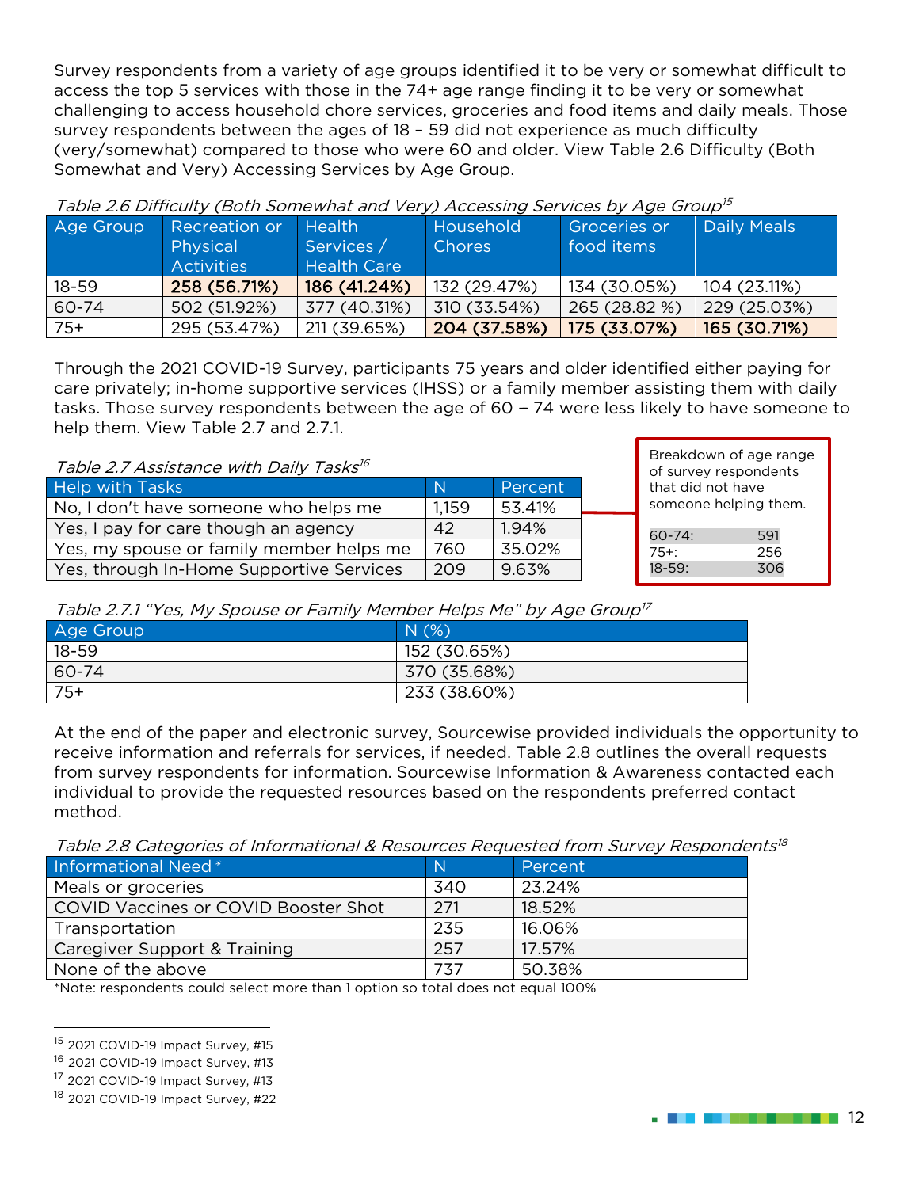Survey respondents from a variety of age groups identified it to be very or somewhat difficult to access the top 5 services with those in the 74+ age range finding it to be very or somewhat challenging to access household chore services, groceries and food items and daily meals. Those survey respondents between the ages of 18 – 59 did not experience as much difficulty (very/somewhat) compared to those who were 60 and older. View Table 2.6 Difficulty (Both Somewhat and Very) Accessing Services by Age Group.

*Table 2.6 Difficulty (Both Somewhat and Very) Accessing Services by Age Group*[15]

| Age Group | Recreation or Physical Activities | Health Services / Health Care | Household Chores | Groceries or food items | Daily Meals |
|---|---|---|---|---|---|
| 18-59 | **258 (56.71%)** | **186 (41.24%)** | 132 (29.47%) | 134 (30.05%) | 104 (23.11%) |
| 60-74 | 502 (51.92%) | 377 (40.31%) | 310 (33.54%) | 265 (28.82 %) | 229 (25.03%) |
| 75+ | 295 (53.47%) | 211 (39.65%) | **204 (37.58%)** | **175 (33.07%)** | **165 (30.71%)** |

Through the 2021 COVID-19 Survey, participants 75 years and older identified either paying for care privately; in-home supportive services (IHSS) or a family member assisting them with daily tasks. Those survey respondents between the age of 60 – 74 were less likely to have someone to help them. View Table 2.7 and 2.7.1.

*Table 2.7 Assistance with Daily Tasks*[16]

| Help with Tasks | N | Percent |
|---|---|---|
| No, I don't have someone who helps me | 1,159 | 53.41% |
| Yes, I pay for care though an agency | 42 | 1.94% |
| Yes, my spouse or family member helps me | 760 | 35.02% |
| Yes, through In-Home Supportive Services | 209 | 9.63% |

Breakdown of age range of survey respondents that did not have someone helping them.

| | |
|---|---|
| 60-74: | 591 |
| 75+: | 256 |
| 18-59: | 306 |

*Table 2.7.1 "Yes, My Spouse or Family Member Helps Me" by Age Group*[17]

| Age Group | N (%) |
|---|---|
| 18-59 | 152 (30.65%) |
| 60-74 | 370 (35.68%) |
| 75+ | 233 (38.60%) |

At the end of the paper and electronic survey, Sourcewise provided individuals the opportunity to receive information and referrals for services, if needed. Table 2.8 outlines the overall requests from survey respondents for information. Sourcewise Information & Awareness contacted each individual to provide the requested resources based on the respondents preferred contact method.

*Table 2.8 Categories of Informational & Resources Requested from Survey Respondents*[18]

| Informational Need * | N | Percent |
|---|---|---|
| Meals or groceries | 340 | 23.24% |
| COVID Vaccines or COVID Booster Shot | 271 | 18.52% |
| Transportation | 235 | 16.06% |
| Caregiver Support & Training | 257 | 17.57% |
| None of the above | 737 | 50.38% |

*Note: respondents could select more than 1 option so total does not equal 100%

[15] 2021 COVID-19 Impact Survey, #15
[16] 2021 COVID-19 Impact Survey, #13
[17] 2021 COVID-19 Impact Survey, #13
[18] 2021 COVID-19 Impact Survey, #22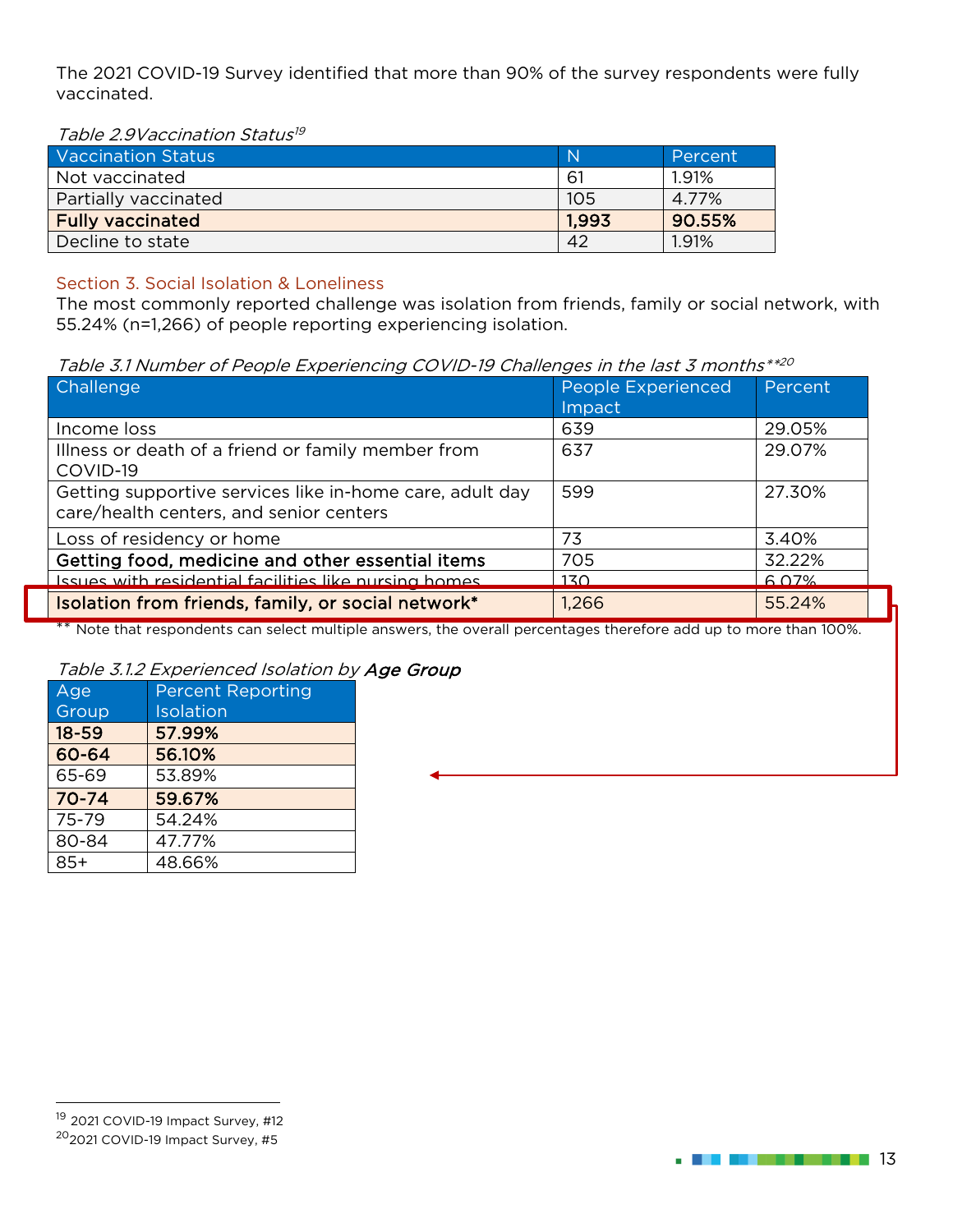The 2021 COVID-19 Survey identified that more than 90% of the survey respondents were fully vaccinated.

*Table 2.9Vaccination Status*[19]

| Vaccination Status | N | Percent |
|---|---|---|
| Not vaccinated | 61 | 1.91% |
| Partially vaccinated | 105 | 4.77% |
| **Fully vaccinated** | **1,993** | **90.55%** |
| Decline to state | 42 | 1.91% |

### Section 3. Social Isolation & Loneliness

The most commonly reported challenge was isolation from friends, family or social network, with 55.24% (n=1,266) of people reporting experiencing isolation.

*Table 3.1 Number of People Experiencing COVID-19 Challenges in the last 3 months***[20]

| Challenge | People Experienced Impact | Percent |
|---|---|---|
| Income loss | 639 | 29.05% |
| Illness or death of a friend or family member from COVID-19 | 637 | 29.07% |
| Getting supportive services like in-home care, adult day care/health centers, and senior centers | 599 | 27.30% |
| Loss of residency or home | 73 | 3.40% |
| **Getting food, medicine and other essential items** | 705 | 32.22% |
| Issues with residential facilities like nursing homes | 130 | 6.07% |
| Isolation from friends, family, or social network* | 1,266 | 55.24% |

** Note that respondents can select multiple answers, the overall percentages therefore add up to more than 100%.

*Table 3.1.2 Experienced Isolation by* ***Age Group***

| Age Group | Percent Reporting Isolation |
|---|---|
| **18-59** | **57.99%** |
| **60-64** | **56.10%** |
| 65-69 | 53.89% |
| **70-74** | **59.67%** |
| 75-79 | 54.24% |
| 80-84 | 47.77% |
| 85+ | 48.66% |

[19] 2021 COVID-19 Impact Survey, #12

[20] 2021 COVID-19 Impact Survey, #5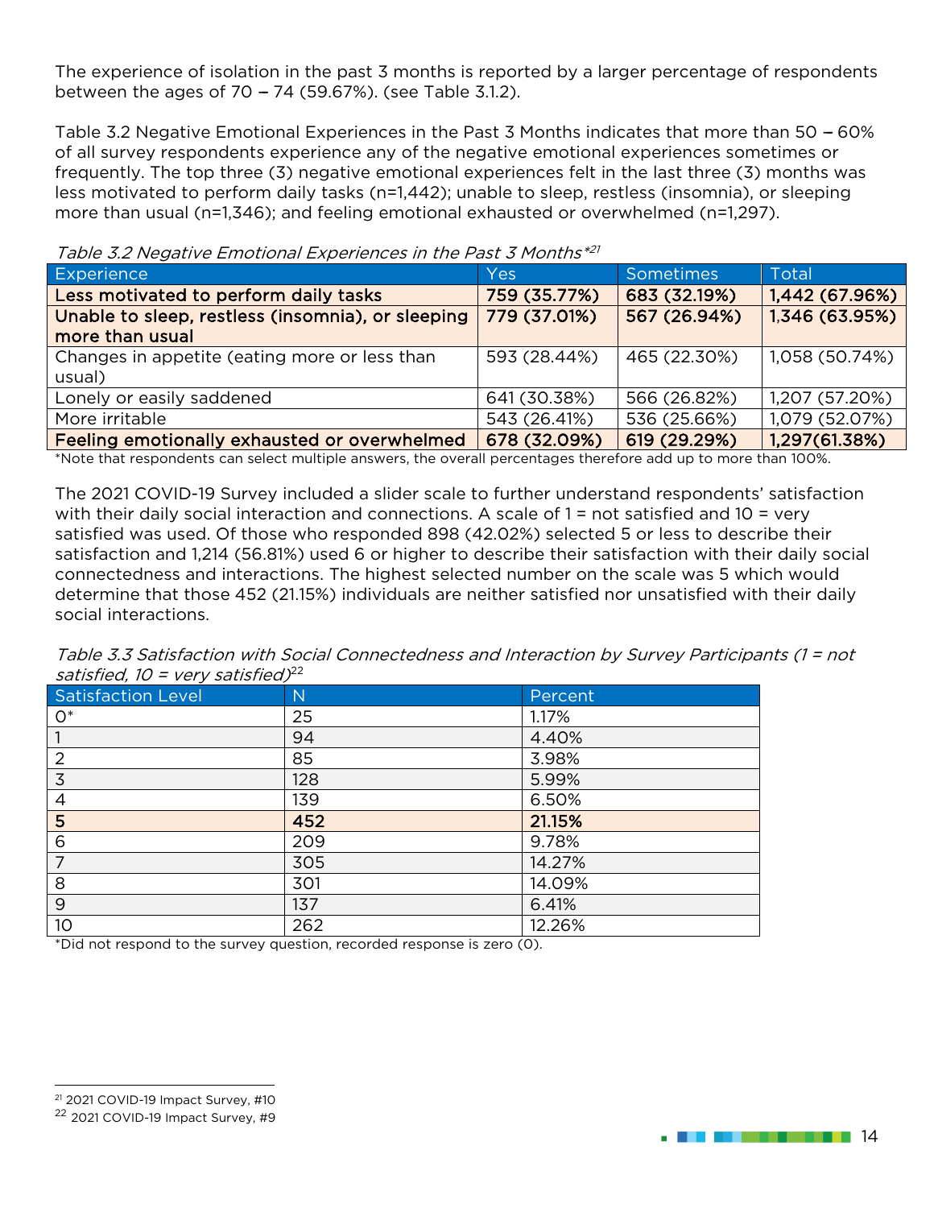The experience of isolation in the past 3 months is reported by a larger percentage of respondents between the ages of 70 – 74 (59.67%). (see Table 3.1.2).

Table 3.2 Negative Emotional Experiences in the Past 3 Months indicates that more than 50 – 60% of all survey respondents experience any of the negative emotional experiences sometimes or frequently. The top three (3) negative emotional experiences felt in the last three (3) months was less motivated to perform daily tasks (n=1,442); unable to sleep, restless (insomnia), or sleeping more than usual (n=1,346); and feeling emotional exhausted or overwhelmed (n=1,297).

*Table 3.2 Negative Emotional Experiences in the Past 3 Months*[*21]*

| Experience | Yes | Sometimes | Total |
|---|---|---|---|
| **Less motivated to perform daily tasks** | **759 (35.77%)** | **683 (32.19%)** | **1,442 (67.96%)** |
| **Unable to sleep, restless (insomnia), or sleeping more than usual** | **779 (37.01%)** | **567 (26.94%)** | **1,346 (63.95%)** |
| Changes in appetite (eating more or less than usual) | 593 (28.44%) | 465 (22.30%) | 1,058 (50.74%) |
| Lonely or easily saddened | 641 (30.38%) | 566 (26.82%) | 1,207 (57.20%) |
| More irritable | 543 (26.41%) | 536 (25.66%) | 1,079 (52.07%) |
| **Feeling emotionally exhausted or overwhelmed** | **678 (32.09%)** | **619 (29.29%)** | **1,297(61.38%)** |

*Note that respondents can select multiple answers, the overall percentages therefore add up to more than 100%.

The 2021 COVID-19 Survey included a slider scale to further understand respondents' satisfaction with their daily social interaction and connections. A scale of 1 = not satisfied and 10 = very satisfied was used. Of those who responded 898 (42.02%) selected 5 or less to describe their satisfaction and 1,214 (56.81%) used 6 or higher to describe their satisfaction with their daily social connectedness and interactions. The highest selected number on the scale was 5 which would determine that those 452 (21.15%) individuals are neither satisfied nor unsatisfied with their daily social interactions.

*Table 3.3 Satisfaction with Social Connectedness and Interaction by Survey Participants (1 = not satisfied, 10 = very satisfied)*[22]

| Satisfaction Level | N | Percent |
|---|---|---|
| 0* | 25 | 1.17% |
| 1 | 94 | 4.40% |
| 2 | 85 | 3.98% |
| 3 | 128 | 5.99% |
| 4 | 139 | 6.50% |
| **5** | **452** | **21.15%** |
| 6 | 209 | 9.78% |
| 7 | 305 | 14.27% |
| 8 | 301 | 14.09% |
| 9 | 137 | 6.41% |
| 10 | 262 | 12.26% |

*Did not respond to the survey question, recorded response is zero (0).

[21] 2021 COVID-19 Impact Survey, #10

[22] 2021 COVID-19 Impact Survey, #9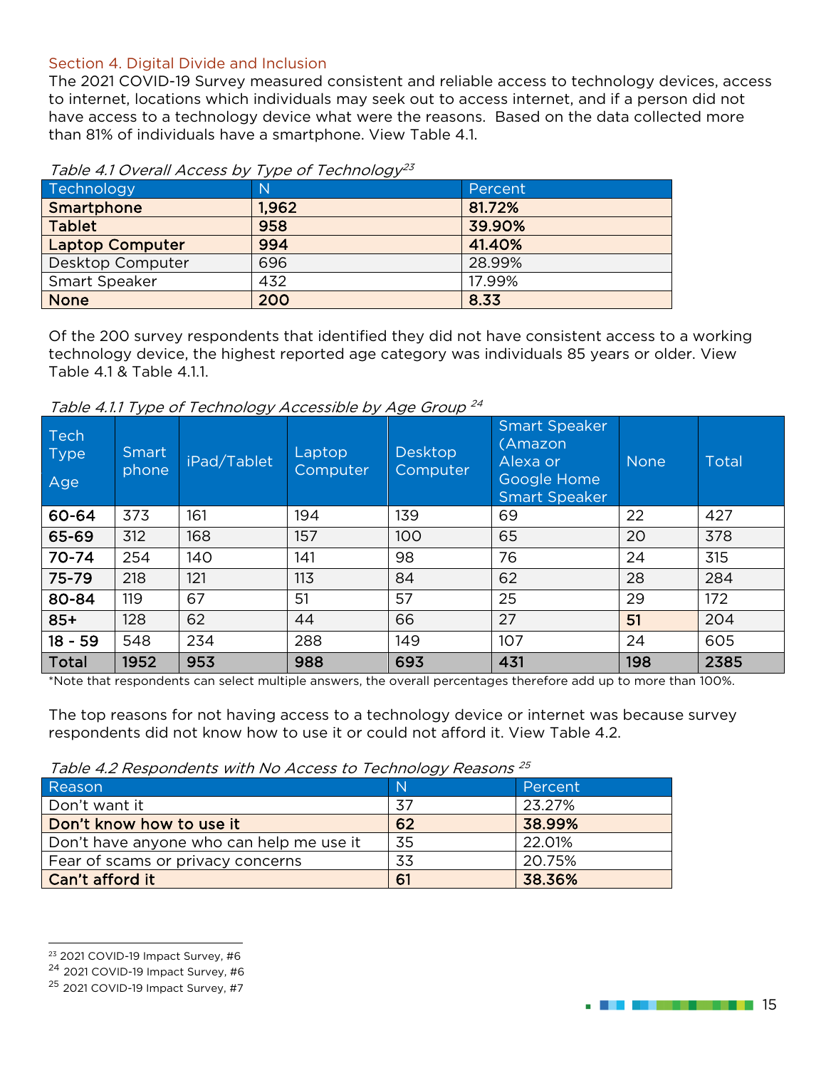### Section 4. Digital Divide and Inclusion

The 2021 COVID-19 Survey measured consistent and reliable access to technology devices, access to internet, locations which individuals may seek out to access internet, and if a person did not have access to a technology device what were the reasons. Based on the data collected more than 81% of individuals have a smartphone. View Table 4.1.

*Table 4.1 Overall Access by Type of Technology*[23]

| Technology | N | Percent |
|---|---|---|
| **Smartphone** | **1,962** | **81.72%** |
| **Tablet** | **958** | **39.90%** |
| **Laptop Computer** | **994** | **41.40%** |
| Desktop Computer | 696 | 28.99% |
| Smart Speaker | 432 | 17.99% |
| **None** | **200** | **8.33** |

Of the 200 survey respondents that identified they did not have consistent access to a working technology device, the highest reported age category was individuals 85 years or older. View Table 4.1 & Table 4.1.1.

*Table 4.1.1 Type of Technology Accessible by Age Group* [24]

| Tech Type / Age | Smart phone | iPad/Tablet | Laptop Computer | Desktop Computer | Smart Speaker (Amazon Alexa or Google Home Smart Speaker | None | Total |
|---|---|---|---|---|---|---|---|
| **60-64** | 373 | 161 | 194 | 139 | 69 | 22 | 427 |
| **65-69** | 312 | 168 | 157 | 100 | 65 | 20 | 378 |
| **70-74** | 254 | 140 | 141 | 98 | 76 | 24 | 315 |
| **75-79** | 218 | 121 | 113 | 84 | 62 | 28 | 284 |
| **80-84** | 119 | 67 | 51 | 57 | 25 | 29 | 172 |
| **85+** | 128 | 62 | 44 | 66 | 27 | 51 | 204 |
| **18 - 59** | 548 | 234 | 288 | 149 | 107 | 24 | 605 |
| **Total** | **1952** | **953** | **988** | **693** | **431** | **198** | **2385** |

*Note that respondents can select multiple answers, the overall percentages therefore add up to more than 100%.

The top reasons for not having access to a technology device or internet was because survey respondents did not know how to use it or could not afford it. View Table 4.2.

*Table 4.2 Respondents with No Access to Technology Reasons* [25]

| Reason | N | Percent |
|---|---|---|
| Don't want it | 37 | 23.27% |
| **Don't know how to use it** | **62** | **38.99%** |
| Don't have anyone who can help me use it | 35 | 22.01% |
| Fear of scams or privacy concerns | 33 | 20.75% |
| **Can't afford it** | **61** | **38.36%** |

---

[23] 2021 COVID-19 Impact Survey, #6

[24] 2021 COVID-19 Impact Survey, #6

[25] 2021 COVID-19 Impact Survey, #7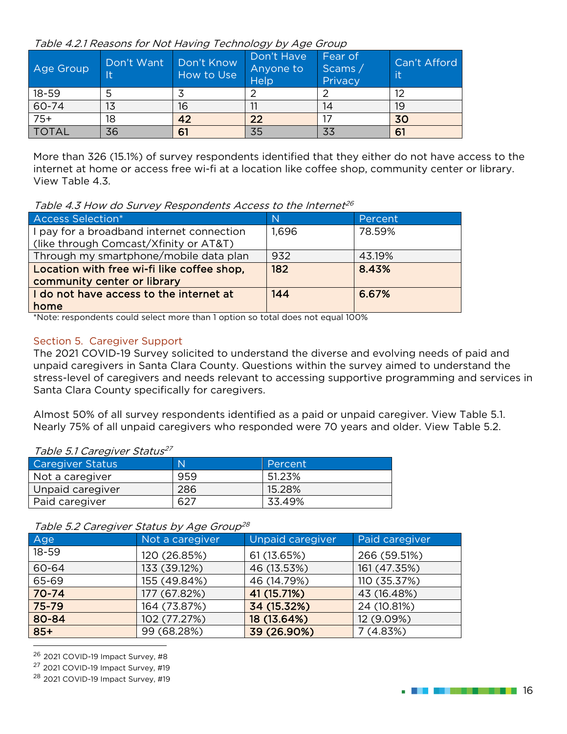*Table 4.2.1 Reasons for Not Having Technology by Age Group*

| Age Group | Don't Want It | Don't Know How to Use | Don't Have Anyone to Help | Fear of Scams / Privacy | Can't Afford it |
|---|---|---|---|---|---|
| 18-59 | 5 | 3 | 2 | 2 | 12 |
| 60-74 | 13 | 16 | 11 | 14 | 19 |
| 75+ | 18 | **42** | **22** | 17 | **30** |
| TOTAL | 36 | **61** | 35 | 33 | **61** |

More than 326 (15.1%) of survey respondents identified that they either do not have access to the internet at home or access free wi-fi at a location like coffee shop, community center or library. View Table 4.3.

*Table 4.3 How do Survey Respondents Access to the Internet*[26]

| Access Selection* | N | Percent |
|---|---|---|
| I pay for a broadband internet connection (like through Comcast/Xfinity or AT&T) | 1,696 | 78.59% |
| Through my smartphone/mobile data plan | 932 | 43.19% |
| **Location with free wi-fi like coffee shop, community center or library** | **182** | **8.43%** |
| **I do not have access to the internet at home** | **144** | **6.67%** |

*Note: respondents could select more than 1 option so total does not equal 100%

## Section 5. Caregiver Support

The 2021 COVID-19 Survey solicited to understand the diverse and evolving needs of paid and unpaid caregivers in Santa Clara County. Questions within the survey aimed to understand the stress-level of caregivers and needs relevant to accessing supportive programming and services in Santa Clara County specifically for caregivers.

Almost 50% of all survey respondents identified as a paid or unpaid caregiver. View Table 5.1. Nearly 75% of all unpaid caregivers who responded were 70 years and older. View Table 5.2.

*Table 5.1 Caregiver Status*[27]

| Caregiver Status | N | Percent |
|---|---|---|
| Not a caregiver | 959 | 51.23% |
| Unpaid caregiver | 286 | 15.28% |
| Paid caregiver | 627 | 33.49% |

*Table 5.2 Caregiver Status by Age Group*[28]

| Age | Not a caregiver | Unpaid caregiver | Paid caregiver |
|---|---|---|---|
| 18-59 | 120 (26.85%) | 61 (13.65%) | 266 (59.51%) |
| 60-64 | 133 (39.12%) | 46 (13.53%) | 161 (47.35%) |
| 65-69 | 155 (49.84%) | 46 (14.79%) | 110 (35.37%) |
| **70-74** | 177 (67.82%) | **41 (15.71%)** | 43 (16.48%) |
| **75-79** | 164 (73.87%) | **34 (15.32%)** | 24 (10.81%) |
| **80-84** | 102 (77.27%) | **18 (13.64%)** | 12 (9.09%) |
| **85+** | 99 (68.28%) | **39 (26.90%)** | 7 (4.83%) |

[26] 2021 COVID-19 Impact Survey, #8

[27] 2021 COVID-19 Impact Survey, #19

[28] 2021 COVID-19 Impact Survey, #19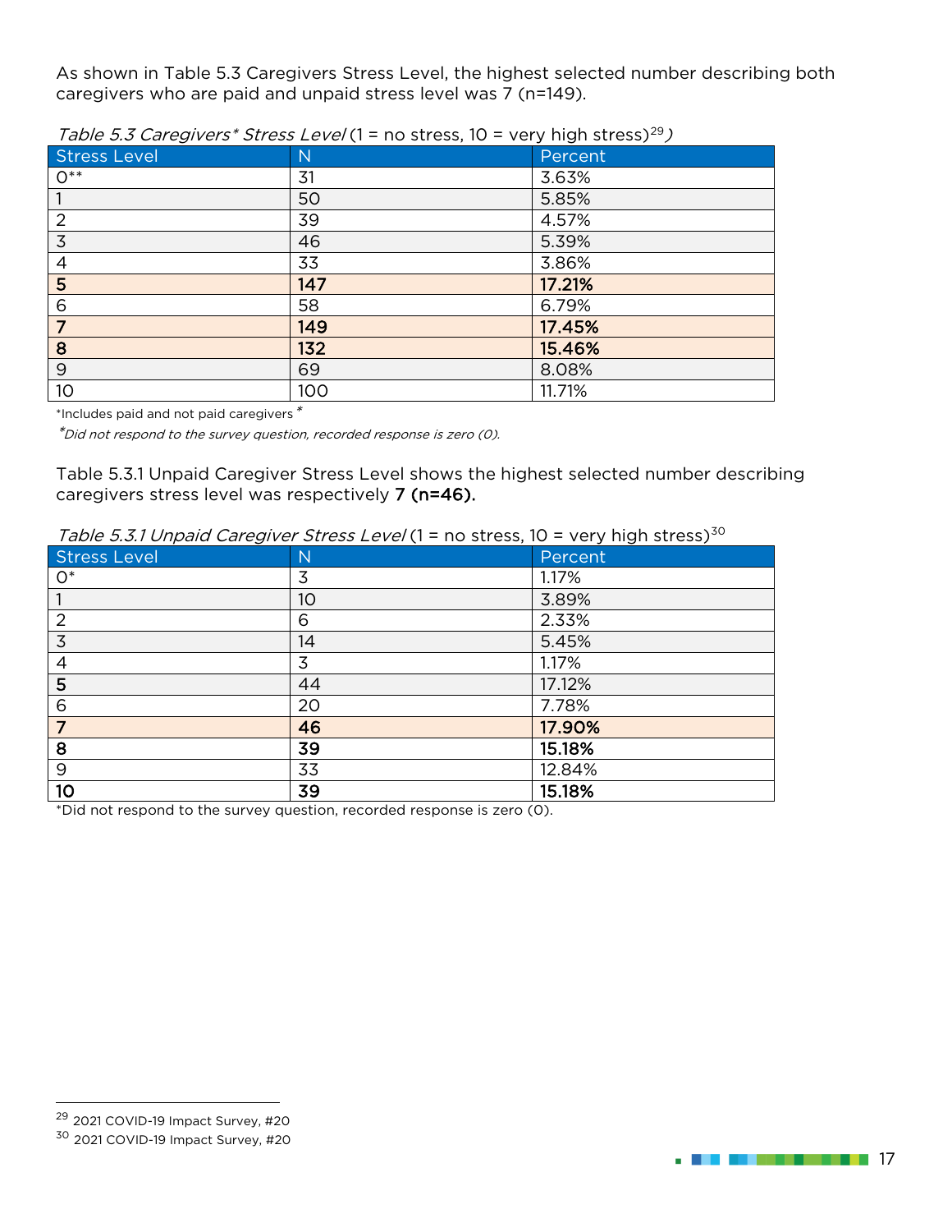As shown in Table 5.3 Caregivers Stress Level, the highest selected number describing both caregivers who are paid and unpaid stress level was 7 (n=149).

*Table 5.3 Caregivers* Stress Level* (1 = no stress, 10 = very high stress)[29])

| Stress Level | N | Percent |
|---|---|---|
| 0** | 31 | 3.63% |
| 1 | 50 | 5.85% |
| 2 | 39 | 4.57% |
| 3 | 46 | 5.39% |
| 4 | 33 | 3.86% |
| **5** | **147** | **17.21%** |
| 6 | 58 | 6.79% |
| **7** | **149** | **17.45%** |
| **8** | **132** | **15.46%** |
| 9 | 69 | 8.08% |
| 10 | 100 | 11.71% |

*Includes paid and not paid caregivers *

*\*Did not respond to the survey question, recorded response is zero (0).*

Table 5.3.1 Unpaid Caregiver Stress Level shows the highest selected number describing caregivers stress level was respectively **7 (n=46).**

*Table 5.3.1 Unpaid Caregiver Stress Level* (1 = no stress, 10 = very high stress)[30]

| Stress Level | N | Percent |
|---|---|---|
| 0* | 3 | 1.17% |
| 1 | 10 | 3.89% |
| 2 | 6 | 2.33% |
| 3 | 14 | 5.45% |
| 4 | 3 | 1.17% |
| 5 | 44 | 17.12% |
| 6 | 20 | 7.78% |
| **7** | **46** | **17.90%** |
| **8** | **39** | **15.18%** |
| 9 | 33 | 12.84% |
| **10** | **39** | **15.18%** |

*Did not respond to the survey question, recorded response is zero (0).

[29] 2021 COVID-19 Impact Survey, #20

[30] 2021 COVID-19 Impact Survey, #20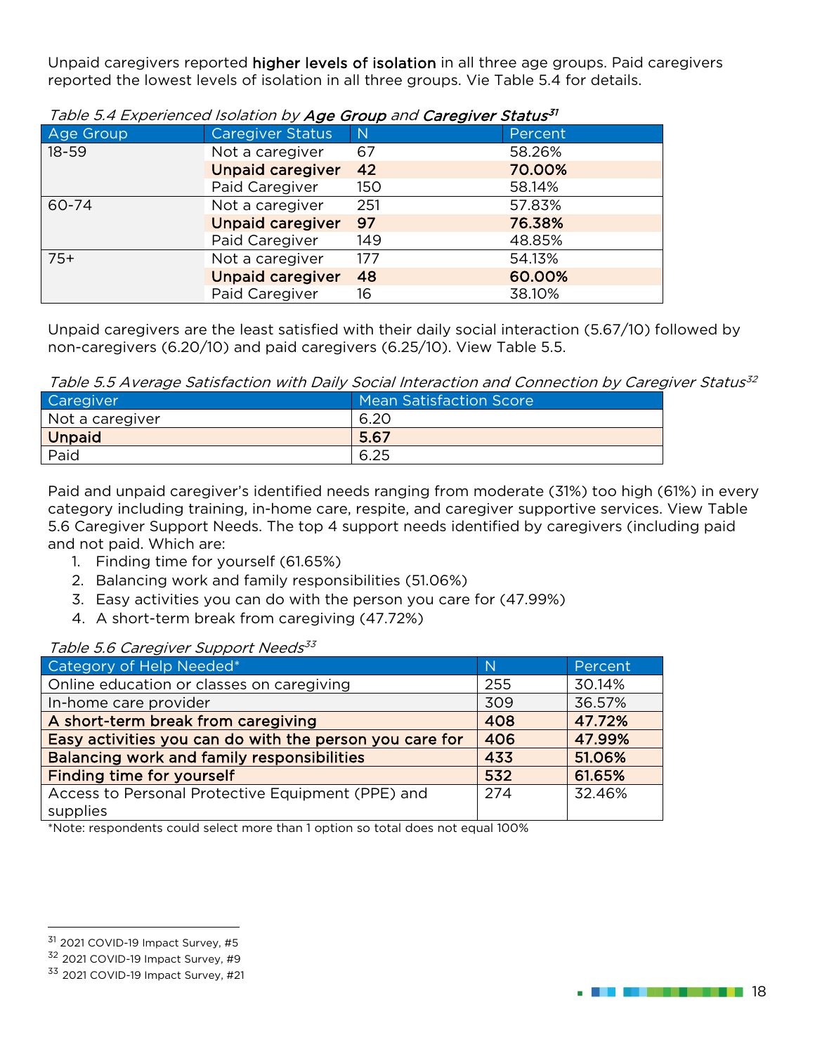Unpaid caregivers reported **higher levels of isolation** in all three age groups. Paid caregivers reported the lowest levels of isolation in all three groups. Vie Table 5.4 for details.

*Table 5.4 Experienced Isolation by* ***Age Group*** *and* ***Caregiver Status***[31]

| Age Group | Caregiver Status | N | Percent |
|---|---|---|---|
| 18-59 | Not a caregiver | 67 | 58.26% |
| | **Unpaid caregiver** | **42** | **70.00%** |
| | Paid Caregiver | 150 | 58.14% |
| 60-74 | Not a caregiver | 251 | 57.83% |
| | **Unpaid caregiver** | **97** | **76.38%** |
| | Paid Caregiver | 149 | 48.85% |
| 75+ | Not a caregiver | 177 | 54.13% |
| | **Unpaid caregiver** | **48** | **60.00%** |
| | Paid Caregiver | 16 | 38.10% |

Unpaid caregivers are the least satisfied with their daily social interaction (5.67/10) followed by non-caregivers (6.20/10) and paid caregivers (6.25/10). View Table 5.5.

*Table 5.5 Average Satisfaction with Daily Social Interaction and Connection by Caregiver Status*[32]

| Caregiver | Mean Satisfaction Score |
|---|---|
| Not a caregiver | 6.20 |
| **Unpaid** | **5.67** |
| Paid | 6.25 |

Paid and unpaid caregiver's identified needs ranging from moderate (31%) too high (61%) in every category including training, in-home care, respite, and caregiver supportive services. View Table 5.6 Caregiver Support Needs. The top 4 support needs identified by caregivers (including paid and not paid. Which are:

1. Finding time for yourself (61.65%)
2. Balancing work and family responsibilities (51.06%)
3. Easy activities you can do with the person you care for (47.99%)
4. A short-term break from caregiving (47.72%)

*Table 5.6 Caregiver Support Needs*[33]

| Category of Help Needed* | N | Percent |
|---|---|---|
| Online education or classes on caregiving | 255 | 30.14% |
| In-home care provider | 309 | 36.57% |
| **A short-term break from caregiving** | **408** | **47.72%** |
| **Easy activities you can do with the person you care for** | **406** | **47.99%** |
| **Balancing work and family responsibilities** | **433** | **51.06%** |
| **Finding time for yourself** | **532** | **61.65%** |
| Access to Personal Protective Equipment (PPE) and supplies | 274 | 32.46% |

*Note: respondents could select more than 1 option so total does not equal 100%

[31] 2021 COVID-19 Impact Survey, #5

[32] 2021 COVID-19 Impact Survey, #9

[33] 2021 COVID-19 Impact Survey, #21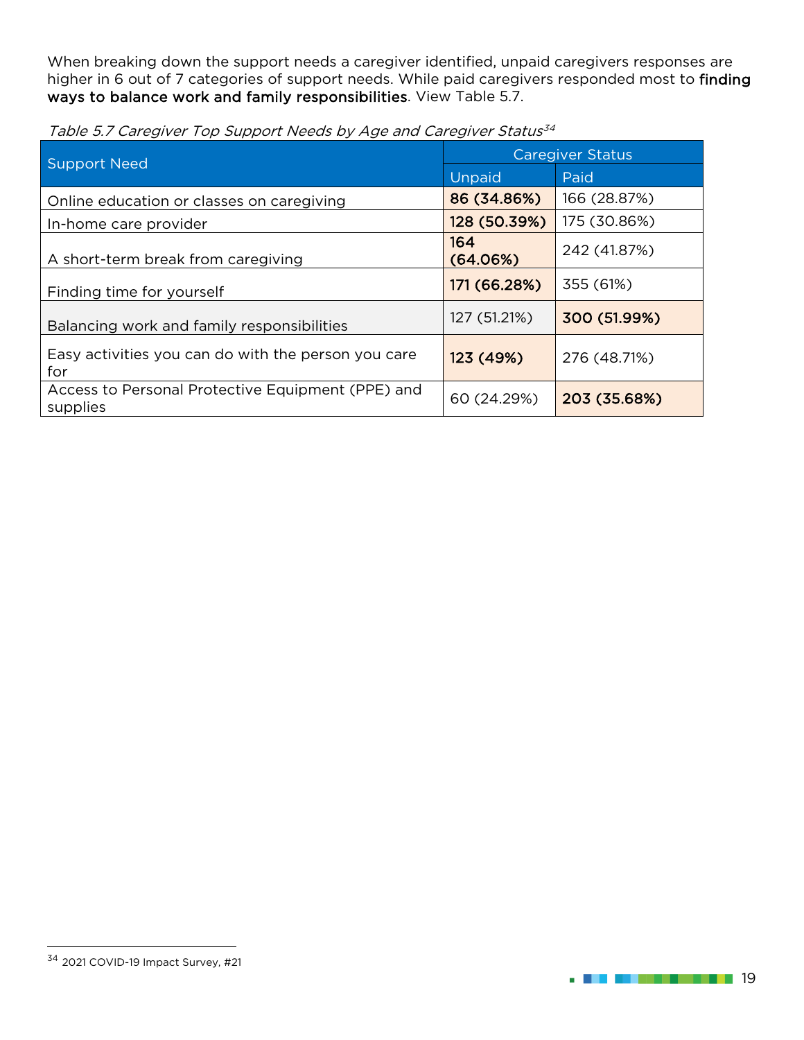When breaking down the support needs a caregiver identified, unpaid caregivers responses are higher in 6 out of 7 categories of support needs. While paid caregivers responded most to **finding ways to balance work and family responsibilities**. View Table 5.7.

*Table 5.7 Caregiver Top Support Needs by Age and Caregiver Status*[34]

| Support Need | Caregiver Status | |
|---|---|---|
| | Unpaid | Paid |
| Online education or classes on caregiving | **86 (34.86%)** | 166 (28.87%) |
| In-home care provider | **128 (50.39%)** | 175 (30.86%) |
| A short-term break from caregiving | **164 (64.06%)** | 242 (41.87%) |
| Finding time for yourself | **171 (66.28%)** | 355 (61%) |
| Balancing work and family responsibilities | 127 (51.21%) | **300 (51.99%)** |
| Easy activities you can do with the person you care for | **123 (49%)** | 276 (48.71%) |
| Access to Personal Protective Equipment (PPE) and supplies | 60 (24.29%) | **203 (35.68%)** |

[34] 2021 COVID-19 Impact Survey, #21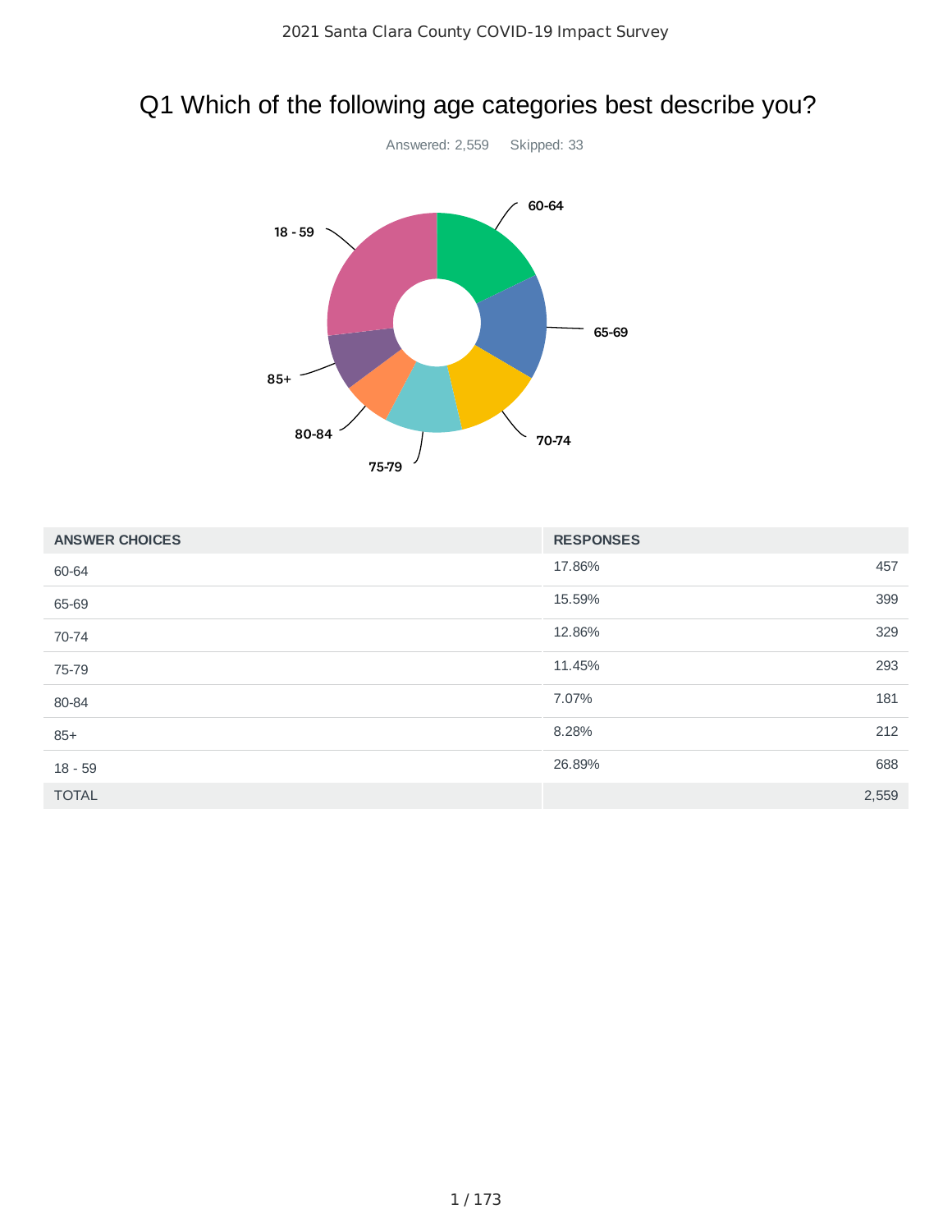# Q1 Which of the following age categories best describe you?

Answered: 2,559 Skipped: 33

| ANSWER CHOICES | RESPONSES | |
|---|---|---|
| 60-64 | 17.86% | 457 |
| 65-69 | 15.59% | 399 |
| 70-74 | 12.86% | 329 |
| 75-79 | 11.45% | 293 |
| 80-84 | 7.07% | 181 |
| 85+ | 8.28% | 212 |
| 18 - 59 | 26.89% | 688 |
| TOTAL | | 2,559 |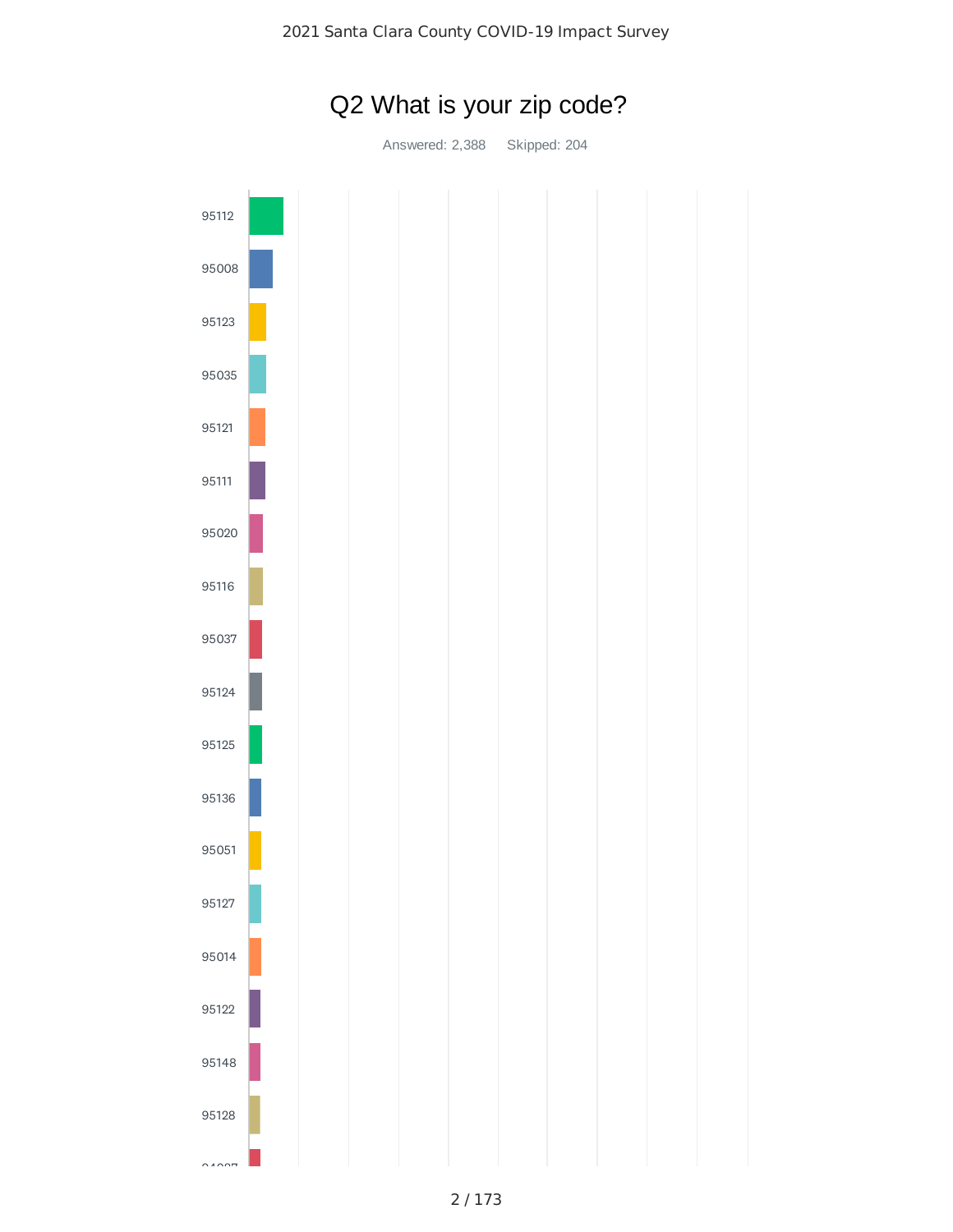# Q2 What is your zip code?

Answered: 2,388    Skipped: 204

95112

95008

95123

95035

95121

95111

95020

95116

95037

95124

95125

95136

95051

95127

95014

95122

95148

95128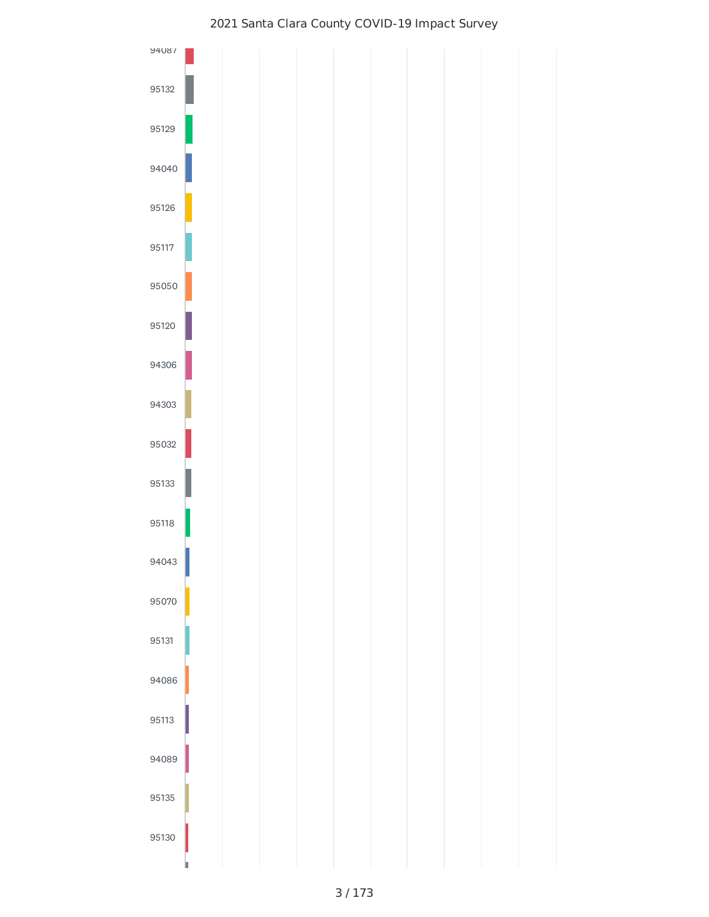2021 Santa Clara County COVID-19 Impact Survey

94087

95132

95129

94040

95126

95117

95050

95120

94306

94303

95032

95133

95118

94043

95070

95131

94086

95113

94089

95135

95130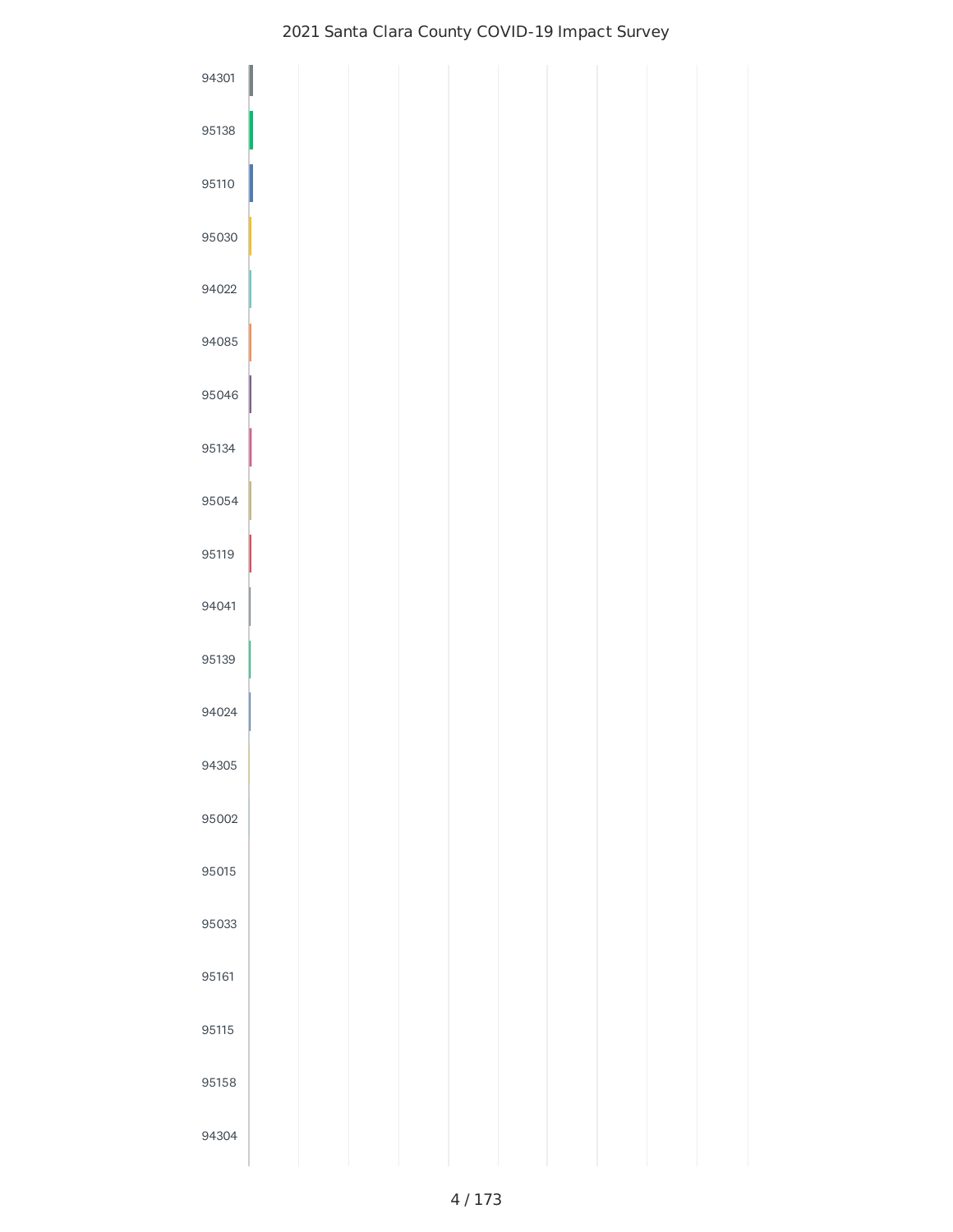2021 Santa Clara County COVID-19 Impact Survey

94301

95138

95110

95030

94022

94085

95046

95134

95054

95119

94041

95139

94024

94305

95002

95015

95033

95161

95115

95158

94304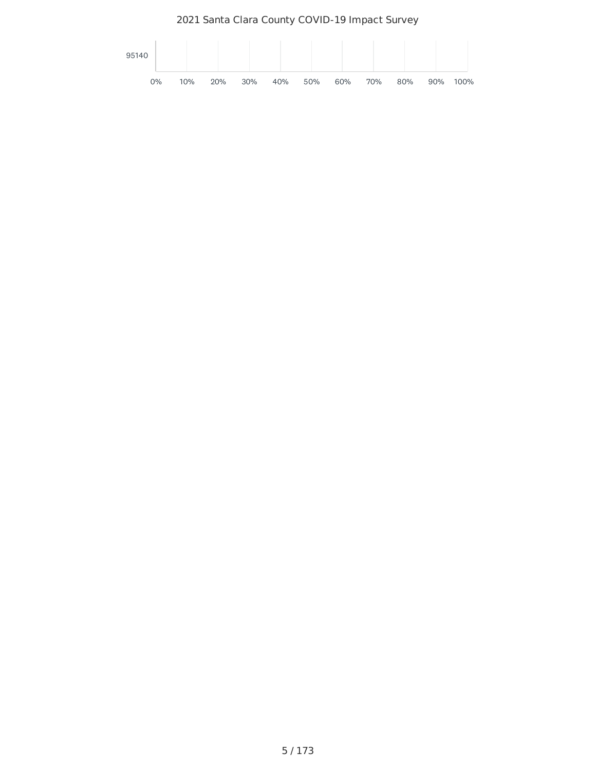| | 0% | 10% | 20% | 30% | 40% | 50% | 60% | 70% | 80% | 90% | 100% |
|---|---|---|---|---|---|---|---|---|---|---|---|
| 95140 | | | | | | | | | | | |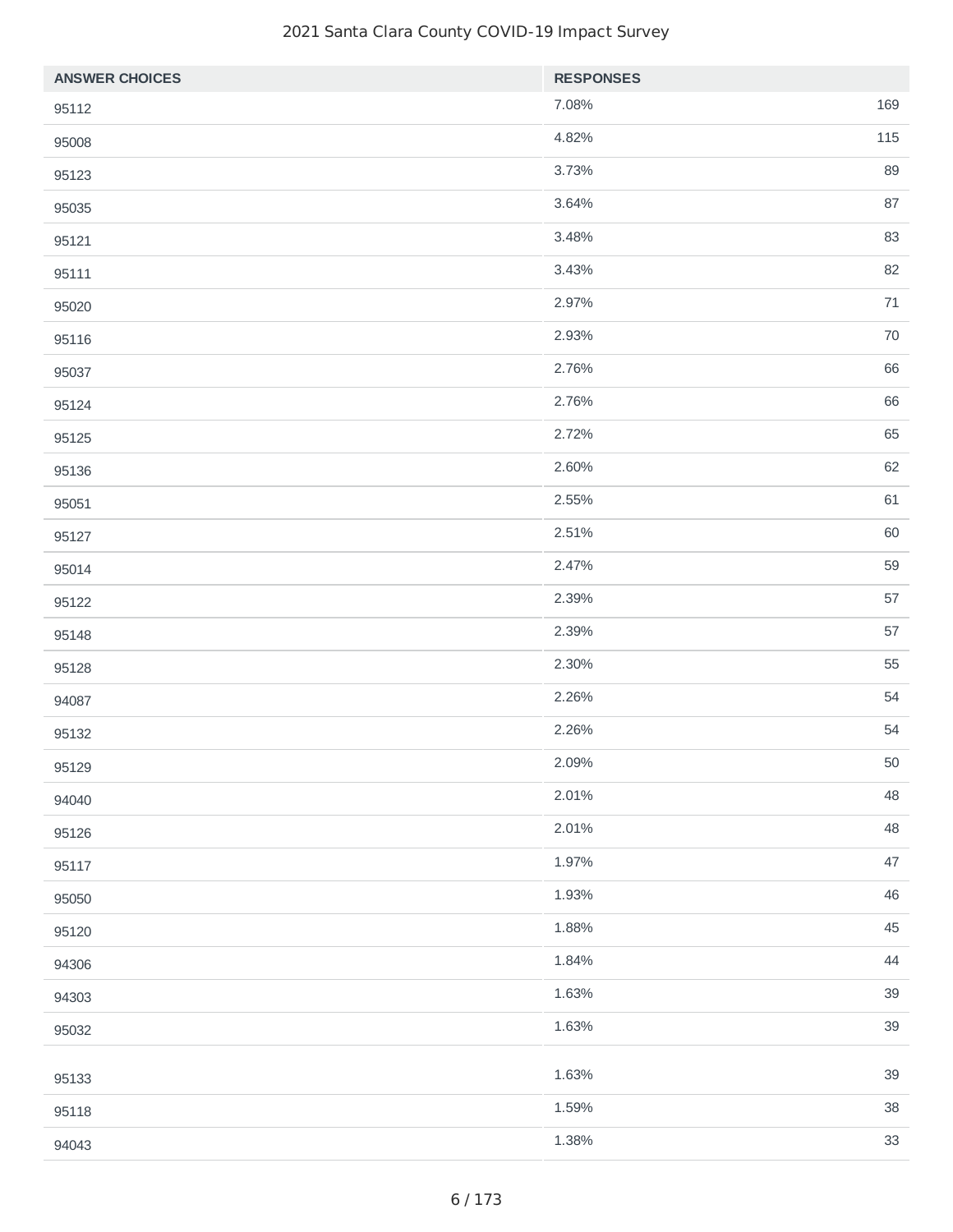| ANSWER CHOICES | RESPONSES | |
|---|---|---|
| 95112 | 7.08% | 169 |
| 95008 | 4.82% | 115 |
| 95123 | 3.73% | 89 |
| 95035 | 3.64% | 87 |
| 95121 | 3.48% | 83 |
| 95111 | 3.43% | 82 |
| 95020 | 2.97% | 71 |
| 95116 | 2.93% | 70 |
| 95037 | 2.76% | 66 |
| 95124 | 2.76% | 66 |
| 95125 | 2.72% | 65 |
| 95136 | 2.60% | 62 |
| 95051 | 2.55% | 61 |
| 95127 | 2.51% | 60 |
| 95014 | 2.47% | 59 |
| 95122 | 2.39% | 57 |
| 95148 | 2.39% | 57 |
| 95128 | 2.30% | 55 |
| 94087 | 2.26% | 54 |
| 95132 | 2.26% | 54 |
| 95129 | 2.09% | 50 |
| 94040 | 2.01% | 48 |
| 95126 | 2.01% | 48 |
| 95117 | 1.97% | 47 |
| 95050 | 1.93% | 46 |
| 95120 | 1.88% | 45 |
| 94306 | 1.84% | 44 |
| 94303 | 1.63% | 39 |
| 95032 | 1.63% | 39 |
| 95133 | 1.63% | 39 |
| 95118 | 1.59% | 38 |
| 94043 | 1.38% | 33 |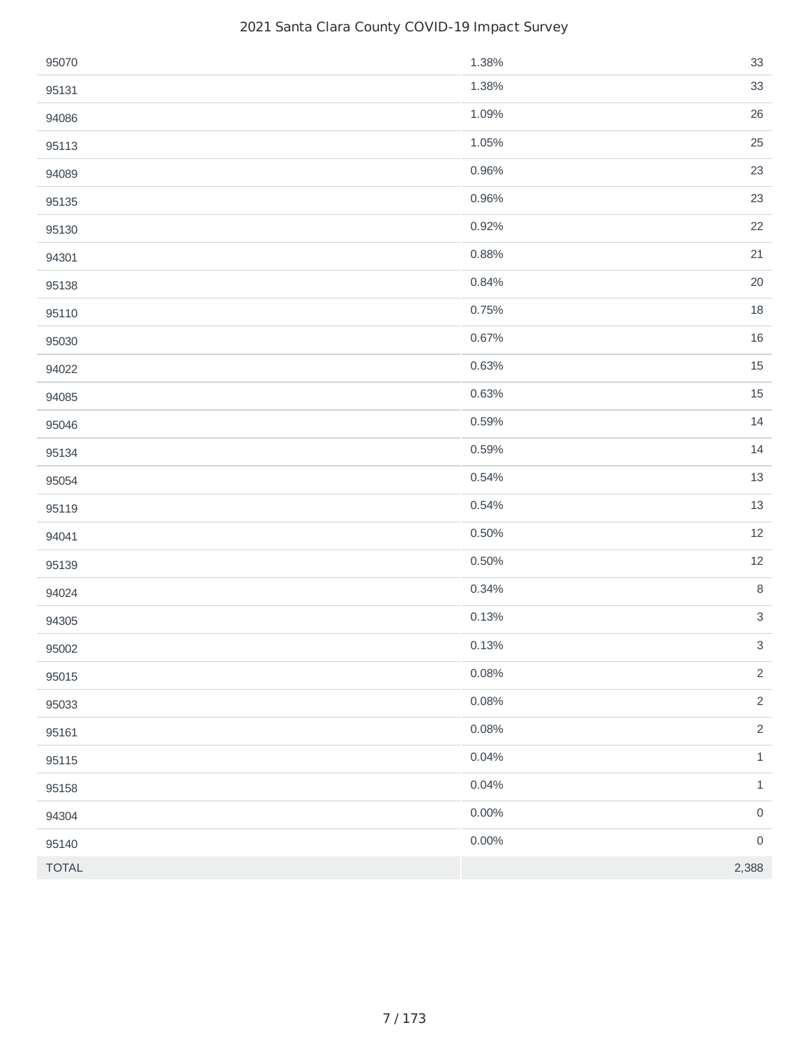| | | |
|---|---|---|
| 95070 | 1.38% | 33 |
| 95131 | 1.38% | 33 |
| 94086 | 1.09% | 26 |
| 95113 | 1.05% | 25 |
| 94089 | 0.96% | 23 |
| 95135 | 0.96% | 23 |
| 95130 | 0.92% | 22 |
| 94301 | 0.88% | 21 |
| 95138 | 0.84% | 20 |
| 95110 | 0.75% | 18 |
| 95030 | 0.67% | 16 |
| 94022 | 0.63% | 15 |
| 94085 | 0.63% | 15 |
| 95046 | 0.59% | 14 |
| 95134 | 0.59% | 14 |
| 95054 | 0.54% | 13 |
| 95119 | 0.54% | 13 |
| 94041 | 0.50% | 12 |
| 95139 | 0.50% | 12 |
| 94024 | 0.34% | 8 |
| 94305 | 0.13% | 3 |
| 95002 | 0.13% | 3 |
| 95015 | 0.08% | 2 |
| 95033 | 0.08% | 2 |
| 95161 | 0.08% | 2 |
| 95115 | 0.04% | 1 |
| 95158 | 0.04% | 1 |
| 94304 | 0.00% | 0 |
| 95140 | 0.00% | 0 |
| TOTAL | | 2,388 |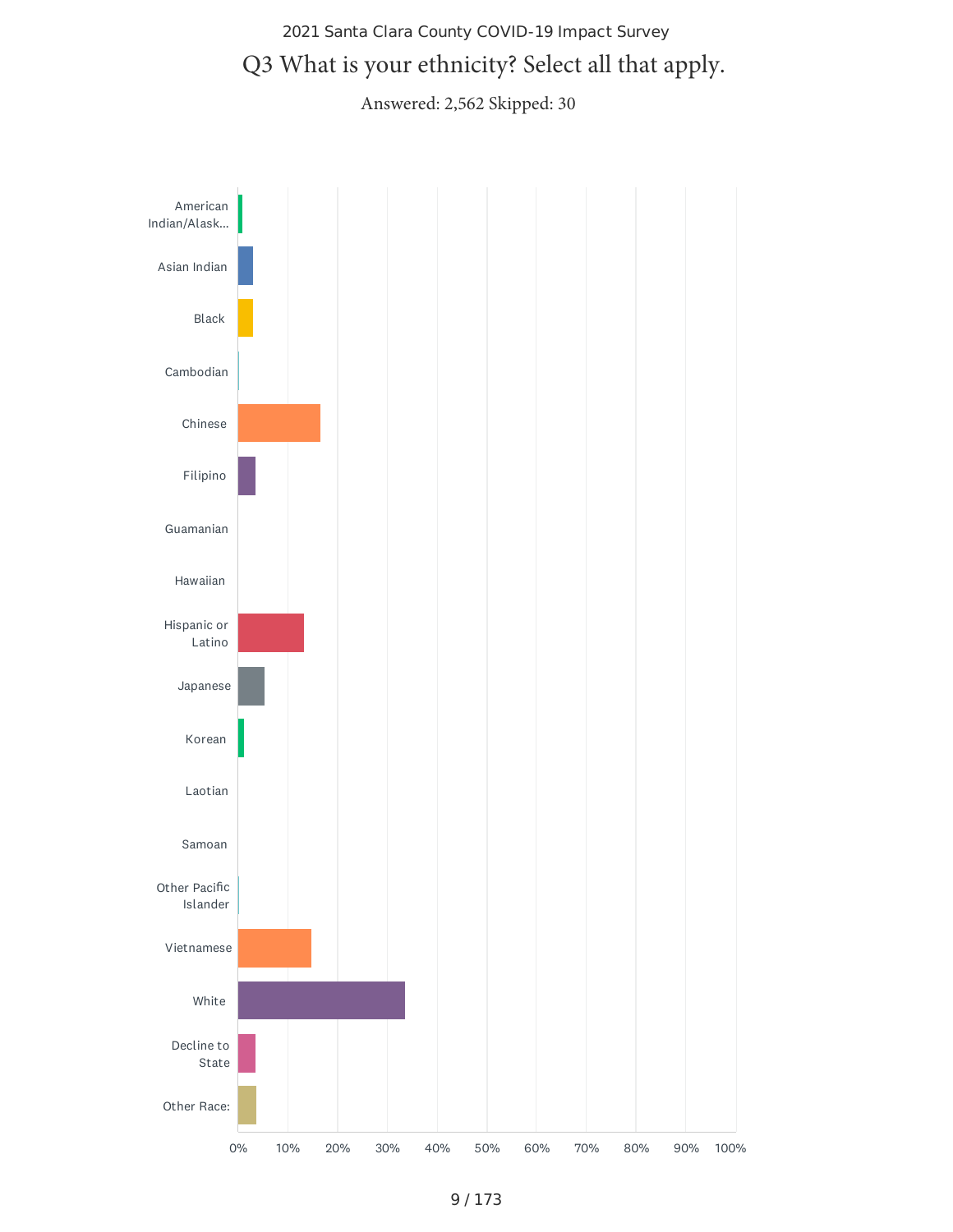2021 Santa Clara County COVID-19 Impact Survey

## Q3 What is your ethnicity? Select all that apply.

Answered: 2,562 Skipped: 30

American Indian/Alask...

Asian Indian

Black

Cambodian

Chinese

Filipino

Guamanian

Hawaiian

Hispanic or Latino

Japanese

Korean

Laotian

Samoan

Other Pacific Islander

Vietnamese

White

Decline to State

Other Race:

0% 10% 20% 30% 40% 50% 60% 70% 80% 90% 100%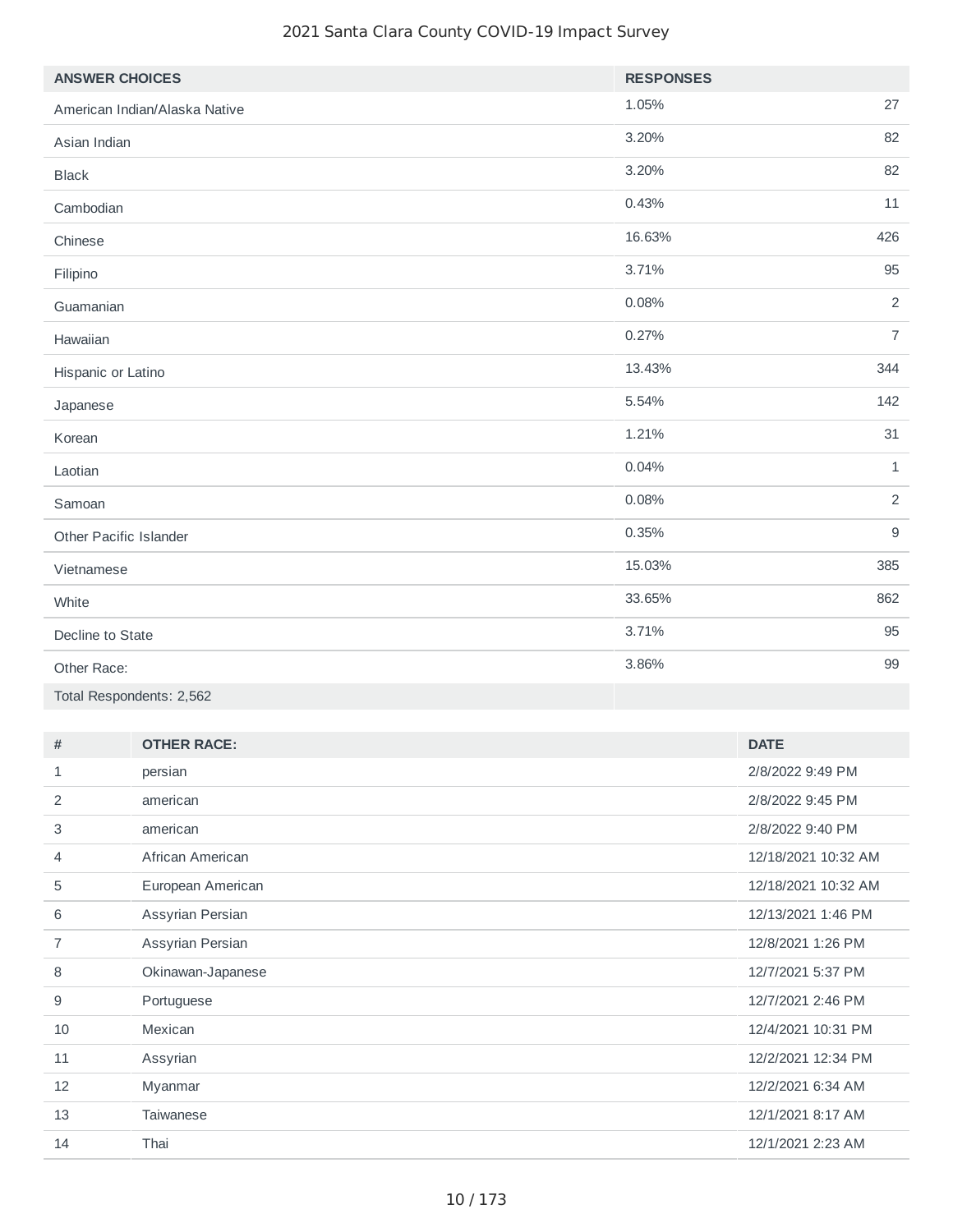| ANSWER CHOICES | RESPONSES | |
|---|---|---|
| American Indian/Alaska Native | 1.05% | 27 |
| Asian Indian | 3.20% | 82 |
| Black | 3.20% | 82 |
| Cambodian | 0.43% | 11 |
| Chinese | 16.63% | 426 |
| Filipino | 3.71% | 95 |
| Guamanian | 0.08% | 2 |
| Hawaiian | 0.27% | 7 |
| Hispanic or Latino | 13.43% | 344 |
| Japanese | 5.54% | 142 |
| Korean | 1.21% | 31 |
| Laotian | 0.04% | 1 |
| Samoan | 0.08% | 2 |
| Other Pacific Islander | 0.35% | 9 |
| Vietnamese | 15.03% | 385 |
| White | 33.65% | 862 |
| Decline to State | 3.71% | 95 |
| Other Race: | 3.86% | 99 |
| Total Respondents: 2,562 | | |

| # | OTHER RACE: | DATE |
|---|---|---|
| 1 | persian | 2/8/2022 9:49 PM |
| 2 | american | 2/8/2022 9:45 PM |
| 3 | american | 2/8/2022 9:40 PM |
| 4 | African American | 12/18/2021 10:32 AM |
| 5 | European American | 12/18/2021 10:32 AM |
| 6 | Assyrian Persian | 12/13/2021 1:46 PM |
| 7 | Assyrian Persian | 12/8/2021 1:26 PM |
| 8 | Okinawan-Japanese | 12/7/2021 5:37 PM |
| 9 | Portuguese | 12/7/2021 2:46 PM |
| 10 | Mexican | 12/4/2021 10:31 PM |
| 11 | Assyrian | 12/2/2021 12:34 PM |
| 12 | Myanmar | 12/2/2021 6:34 AM |
| 13 | Taiwanese | 12/1/2021 8:17 AM |
| 14 | Thai | 12/1/2021 2:23 AM |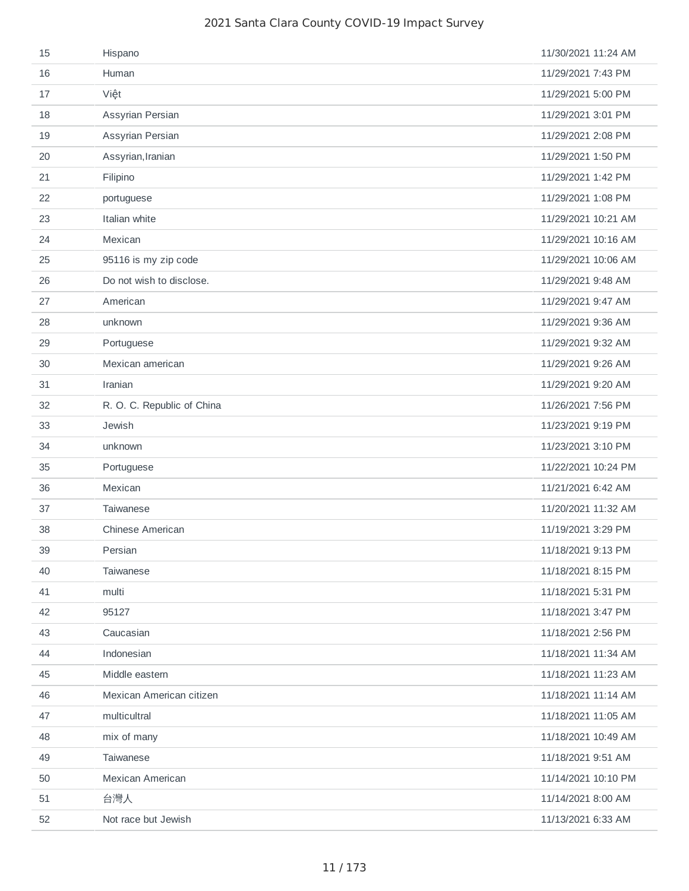| | | |
|---|---|---|
| 15 | Hispano | 11/30/2021 11:24 AM |
| 16 | Human | 11/29/2021 7:43 PM |
| 17 | Việt | 11/29/2021 5:00 PM |
| 18 | Assyrian Persian | 11/29/2021 3:01 PM |
| 19 | Assyrian Persian | 11/29/2021 2:08 PM |
| 20 | Assyrian,Iranian | 11/29/2021 1:50 PM |
| 21 | Filipino | 11/29/2021 1:42 PM |
| 22 | portuguese | 11/29/2021 1:08 PM |
| 23 | Italian white | 11/29/2021 10:21 AM |
| 24 | Mexican | 11/29/2021 10:16 AM |
| 25 | 95116 is my zip code | 11/29/2021 10:06 AM |
| 26 | Do not wish to disclose. | 11/29/2021 9:48 AM |
| 27 | American | 11/29/2021 9:47 AM |
| 28 | unknown | 11/29/2021 9:36 AM |
| 29 | Portuguese | 11/29/2021 9:32 AM |
| 30 | Mexican american | 11/29/2021 9:26 AM |
| 31 | Iranian | 11/29/2021 9:20 AM |
| 32 | R. O. C. Republic of China | 11/26/2021 7:56 PM |
| 33 | Jewish | 11/23/2021 9:19 PM |
| 34 | unknown | 11/23/2021 3:10 PM |
| 35 | Portuguese | 11/22/2021 10:24 PM |
| 36 | Mexican | 11/21/2021 6:42 AM |
| 37 | Taiwanese | 11/20/2021 11:32 AM |
| 38 | Chinese American | 11/19/2021 3:29 PM |
| 39 | Persian | 11/18/2021 9:13 PM |
| 40 | Taiwanese | 11/18/2021 8:15 PM |
| 41 | multi | 11/18/2021 5:31 PM |
| 42 | 95127 | 11/18/2021 3:47 PM |
| 43 | Caucasian | 11/18/2021 2:56 PM |
| 44 | Indonesian | 11/18/2021 11:34 AM |
| 45 | Middle eastern | 11/18/2021 11:23 AM |
| 46 | Mexican American citizen | 11/18/2021 11:14 AM |
| 47 | multicultral | 11/18/2021 11:05 AM |
| 48 | mix of many | 11/18/2021 10:49 AM |
| 49 | Taiwanese | 11/18/2021 9:51 AM |
| 50 | Mexican American | 11/14/2021 10:10 PM |
| 51 | 台灣人 | 11/14/2021 8:00 AM |
| 52 | Not race but Jewish | 11/13/2021 6:33 AM |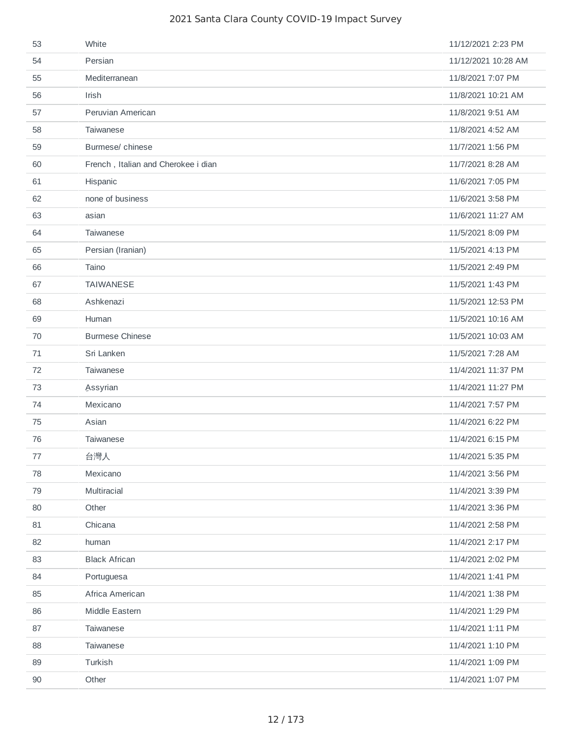| | | |
|---|---|---|
| 53 | White | 11/12/2021 2:23 PM |
| 54 | Persian | 11/12/2021 10:28 AM |
| 55 | Mediterranean | 11/8/2021 7:07 PM |
| 56 | Irish | 11/8/2021 10:21 AM |
| 57 | Peruvian American | 11/8/2021 9:51 AM |
| 58 | Taiwanese | 11/8/2021 4:52 AM |
| 59 | Burmese/ chinese | 11/7/2021 1:56 PM |
| 60 | French , Italian and Cherokee i dian | 11/7/2021 8:28 AM |
| 61 | Hispanic | 11/6/2021 7:05 PM |
| 62 | none of business | 11/6/2021 3:58 PM |
| 63 | asian | 11/6/2021 11:27 AM |
| 64 | Taiwanese | 11/5/2021 8:09 PM |
| 65 | Persian (Iranian) | 11/5/2021 4:13 PM |
| 66 | Taino | 11/5/2021 2:49 PM |
| 67 | TAIWANESE | 11/5/2021 1:43 PM |
| 68 | Ashkenazi | 11/5/2021 12:53 PM |
| 69 | Human | 11/5/2021 10:16 AM |
| 70 | Burmese Chinese | 11/5/2021 10:03 AM |
| 71 | Sri Lanken | 11/5/2021 7:28 AM |
| 72 | Taiwanese | 11/4/2021 11:37 PM |
| 73 | Assyrian | 11/4/2021 11:27 PM |
| 74 | Mexicano | 11/4/2021 7:57 PM |
| 75 | Asian | 11/4/2021 6:22 PM |
| 76 | Taiwanese | 11/4/2021 6:15 PM |
| 77 | 台灣人 | 11/4/2021 5:35 PM |
| 78 | Mexicano | 11/4/2021 3:56 PM |
| 79 | Multiracial | 11/4/2021 3:39 PM |
| 80 | Other | 11/4/2021 3:36 PM |
| 81 | Chicana | 11/4/2021 2:58 PM |
| 82 | human | 11/4/2021 2:17 PM |
| 83 | Black African | 11/4/2021 2:02 PM |
| 84 | Portuguesa | 11/4/2021 1:41 PM |
| 85 | Africa American | 11/4/2021 1:38 PM |
| 86 | Middle Eastern | 11/4/2021 1:29 PM |
| 87 | Taiwanese | 11/4/2021 1:11 PM |
| 88 | Taiwanese | 11/4/2021 1:10 PM |
| 89 | Turkish | 11/4/2021 1:09 PM |
| 90 | Other | 11/4/2021 1:07 PM |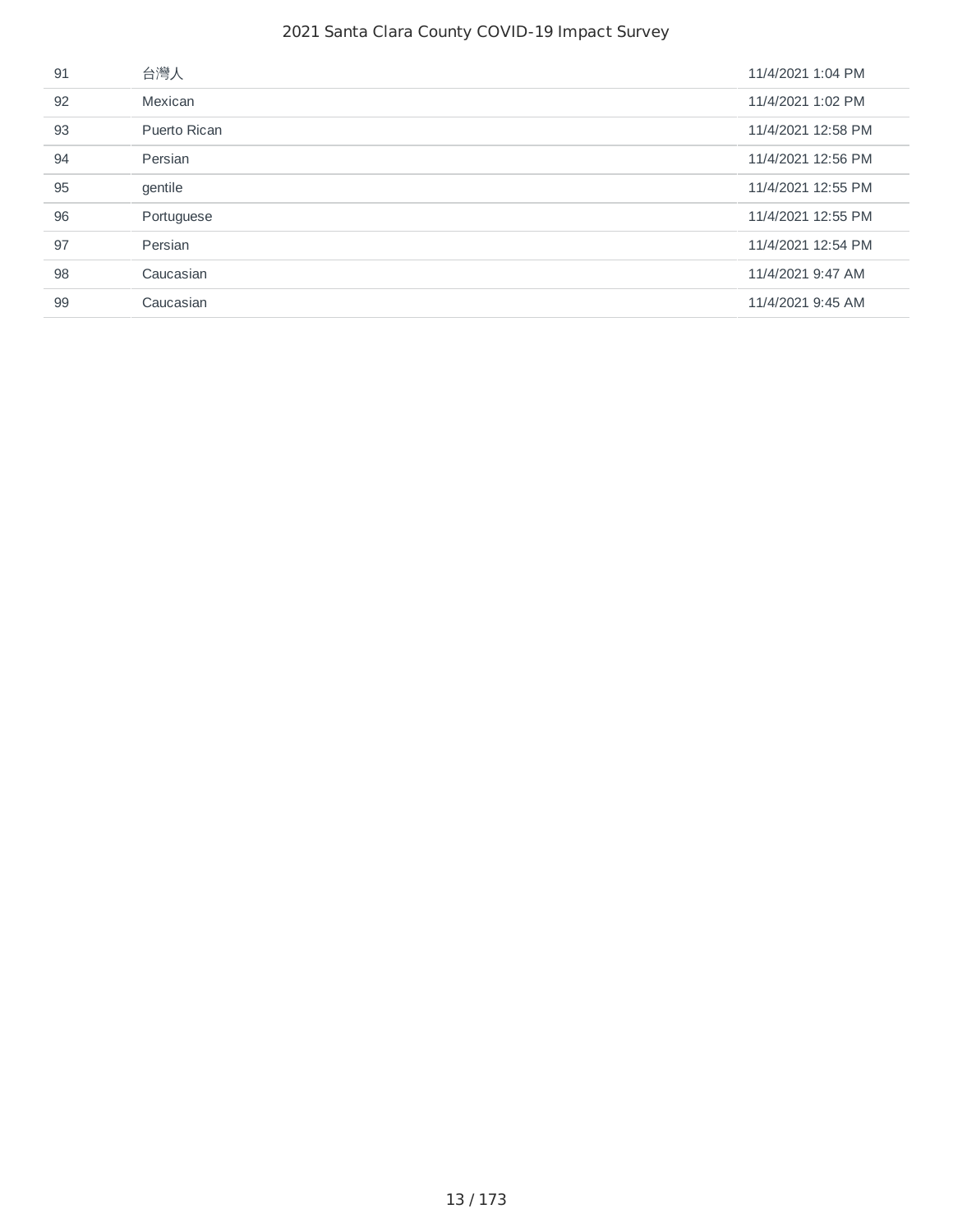| | | |
|---|---|---|
| 91 | 台灣人 | 11/4/2021 1:04 PM |
| 92 | Mexican | 11/4/2021 1:02 PM |
| 93 | Puerto Rican | 11/4/2021 12:58 PM |
| 94 | Persian | 11/4/2021 12:56 PM |
| 95 | gentile | 11/4/2021 12:55 PM |
| 96 | Portuguese | 11/4/2021 12:55 PM |
| 97 | Persian | 11/4/2021 12:54 PM |
| 98 | Caucasian | 11/4/2021 9:47 AM |
| 99 | Caucasian | 11/4/2021 9:45 AM |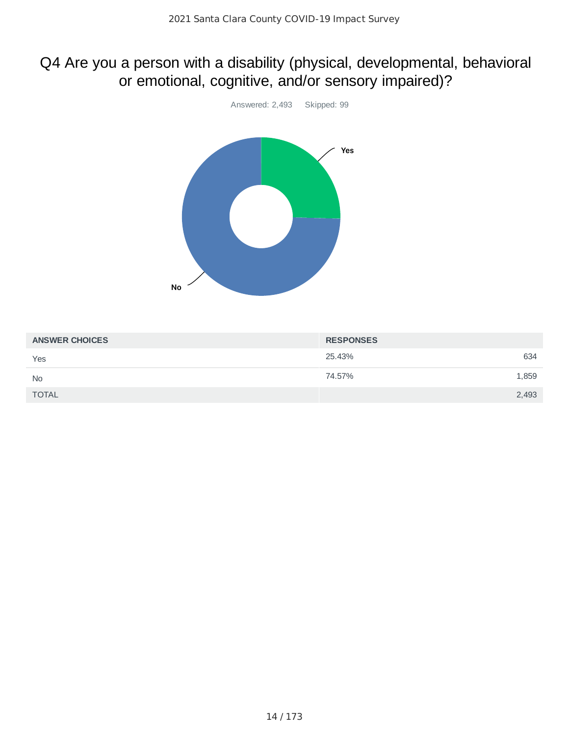# Q4 Are you a person with a disability (physical, developmental, behavioral or emotional, cognitive, and/or sensory impaired)?

Answered: 2,493 Skipped: 99

| ANSWER CHOICES | RESPONSES | |
|---|---|---|
| Yes | 25.43% | 634 |
| No | 74.57% | 1,859 |
| TOTAL | | 2,493 |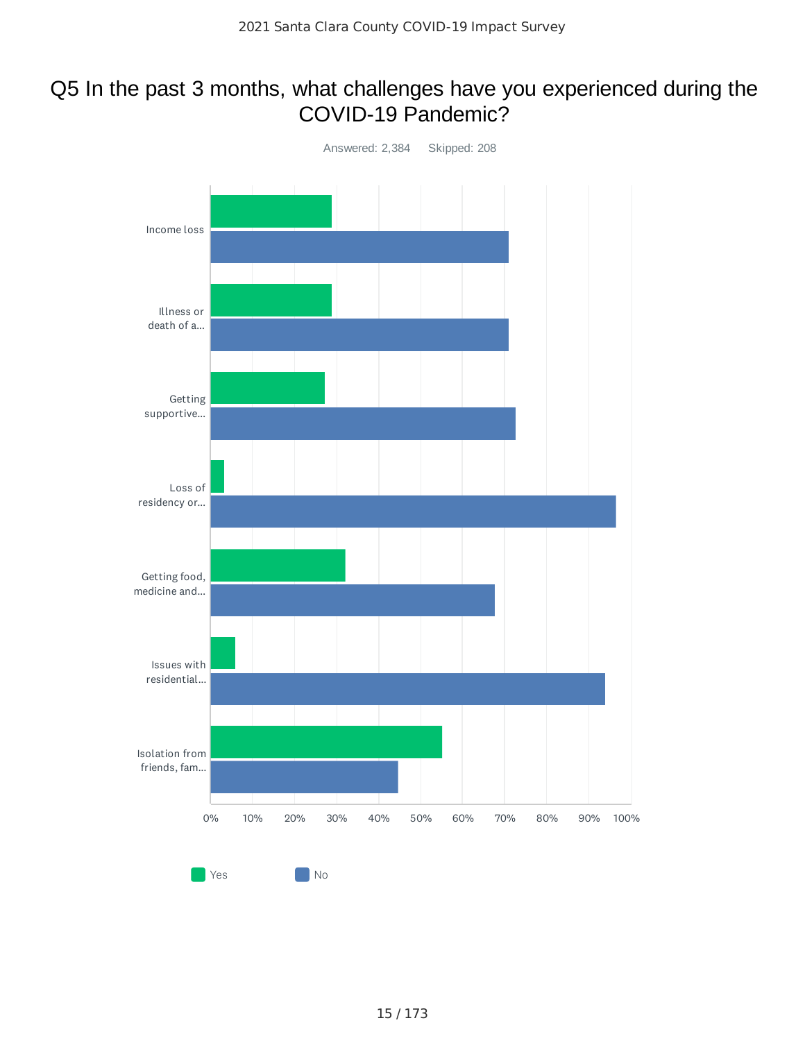# Q5 In the past 3 months, what challenges have you experienced during the COVID-19 Pandemic?

Answered: 2,384 Skipped: 208

Income loss

Illness or death of a...

Getting supportive...

Loss of residency or...

Getting food, medicine and...

Issues with residential...

Isolation from friends, fam...

0% 10% 20% 30% 40% 50% 60% 70% 80% 90% 100%

Yes No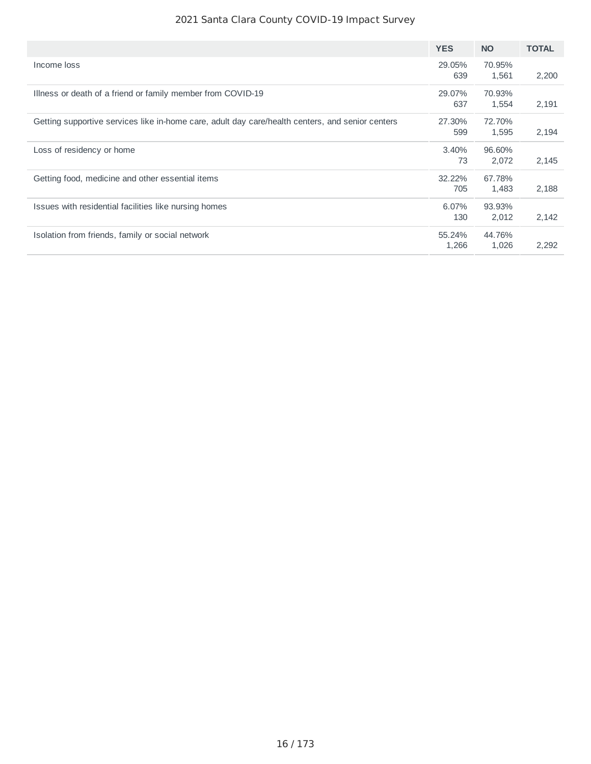| | YES | NO | TOTAL |
|---|---|---|---|
| Income loss | 29.05%<br>639 | 70.95%<br>1,561 | 2,200 |
| Illness or death of a friend or family member from COVID-19 | 29.07%<br>637 | 70.93%<br>1,554 | 2,191 |
| Getting supportive services like in-home care, adult day care/health centers, and senior centers | 27.30%<br>599 | 72.70%<br>1,595 | 2,194 |
| Loss of residency or home | 3.40%<br>73 | 96.60%<br>2,072 | 2,145 |
| Getting food, medicine and other essential items | 32.22%<br>705 | 67.78%<br>1,483 | 2,188 |
| Issues with residential facilities like nursing homes | 6.07%<br>130 | 93.93%<br>2,012 | 2,142 |
| Isolation from friends, family or social network | 55.24%<br>1,266 | 44.76%<br>1,026 | 2,292 |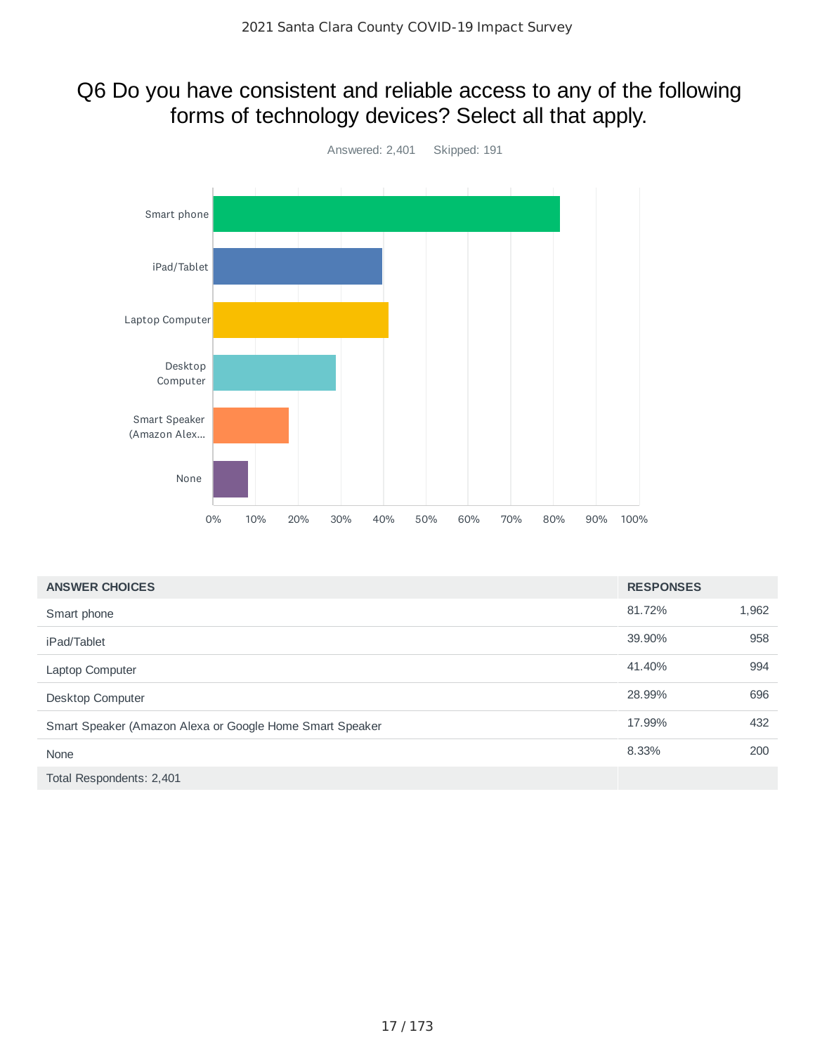# Q6 Do you have consistent and reliable access to any of the following forms of technology devices? Select all that apply.

Answered: 2,401    Skipped: 191

| ANSWER CHOICES | RESPONSES | |
|---|---|---|
| Smart phone | 81.72% | 1,962 |
| iPad/Tablet | 39.90% | 958 |
| Laptop Computer | 41.40% | 994 |
| Desktop Computer | 28.99% | 696 |
| Smart Speaker (Amazon Alexa or Google Home Smart Speaker | 17.99% | 432 |
| None | 8.33% | 200 |
| Total Respondents: 2,401 | | |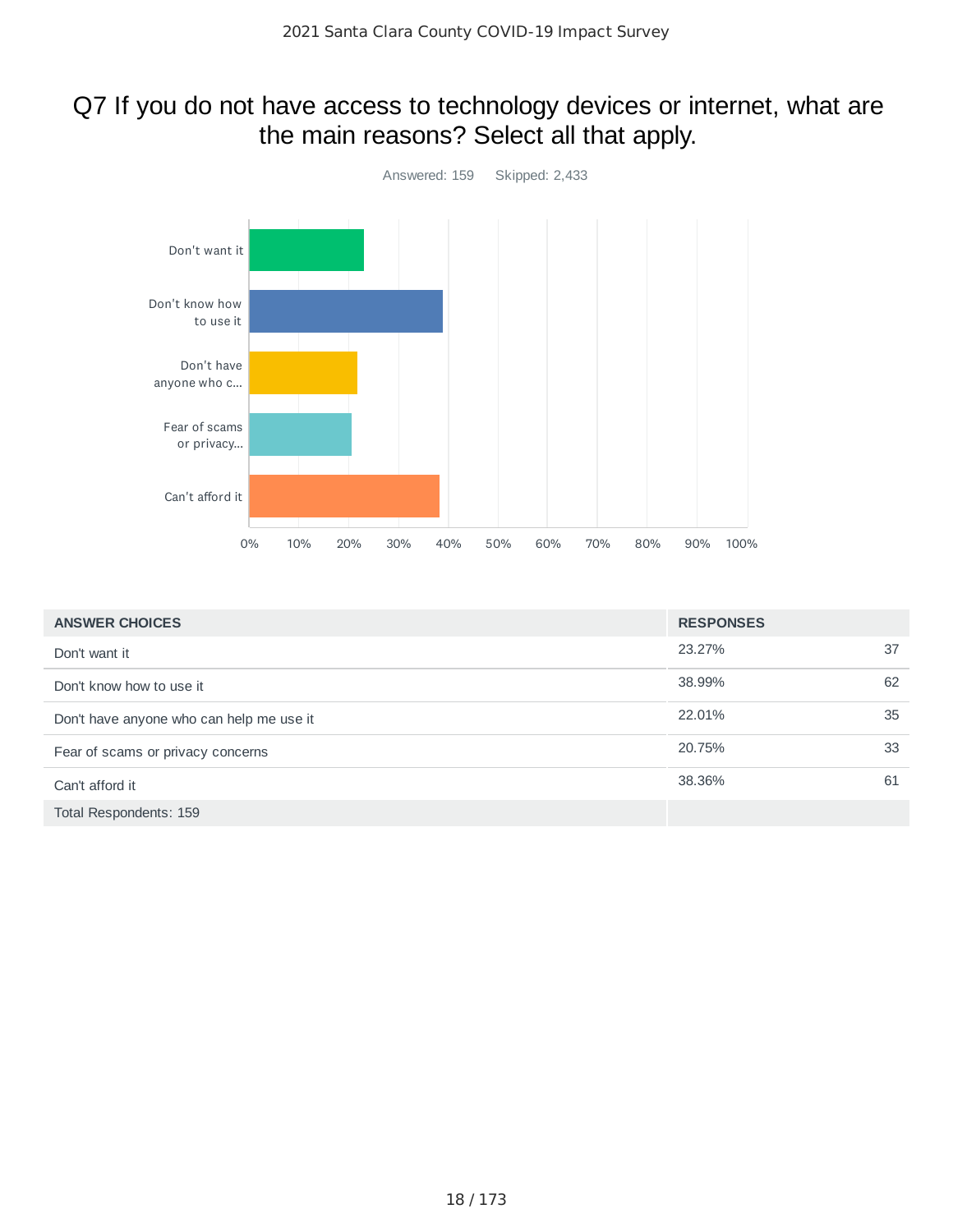# Q7 If you do not have access to technology devices or internet, what are the main reasons? Select all that apply.

Answered: 159 Skipped: 2,433

| ANSWER CHOICES | RESPONSES | |
|---|---|---|
| Don't want it | 23.27% | 37 |
| Don't know how to use it | 38.99% | 62 |
| Don't have anyone who can help me use it | 22.01% | 35 |
| Fear of scams or privacy concerns | 20.75% | 33 |
| Can't afford it | 38.36% | 61 |
| Total Respondents: 159 | | |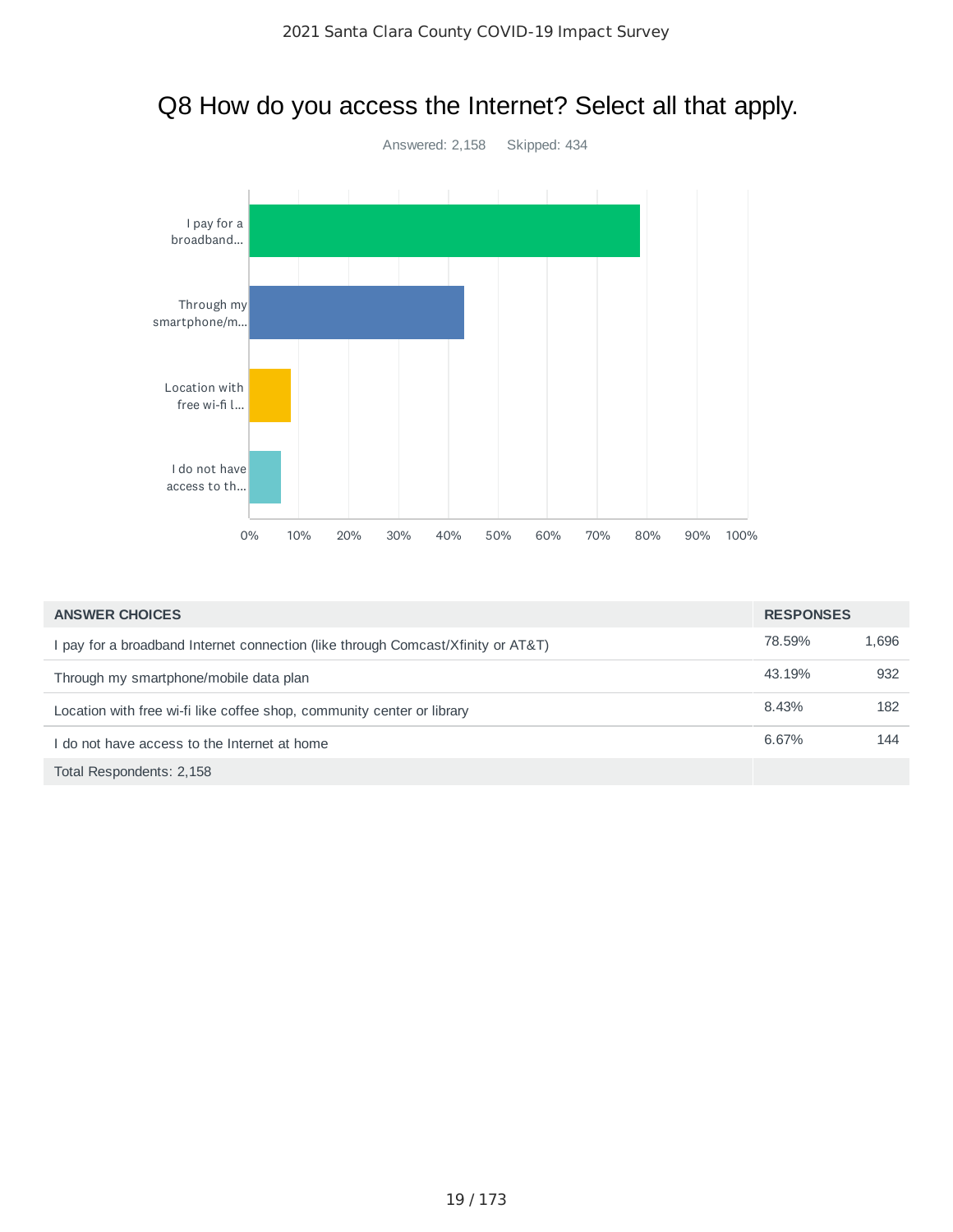# Q8 How do you access the Internet? Select all that apply.

Answered: 2,158    Skipped: 434

| ANSWER CHOICES | RESPONSES | |
|---|---|---|
| I pay for a broadband Internet connection (like through Comcast/Xfinity or AT&T) | 78.59% | 1,696 |
| Through my smartphone/mobile data plan | 43.19% | 932 |
| Location with free wi-fi like coffee shop, community center or library | 8.43% | 182 |
| I do not have access to the Internet at home | 6.67% | 144 |
| Total Respondents: 2,158 | | |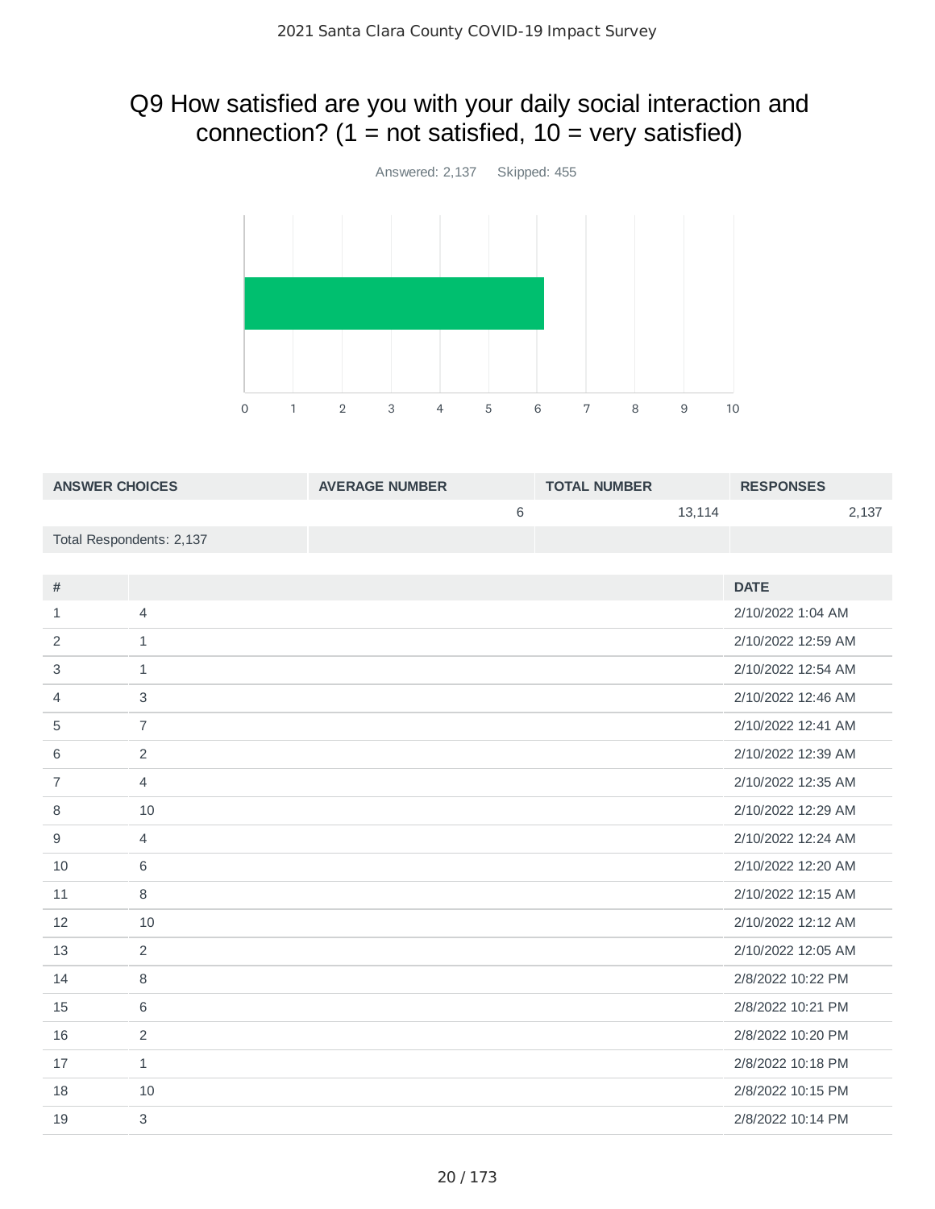# Q9 How satisfied are you with your daily social interaction and connection? (1 = not satisfied, 10 = very satisfied)

Answered: 2,137 Skipped: 455

| ANSWER CHOICES | AVERAGE NUMBER | TOTAL NUMBER | RESPONSES |
|---|---|---|---|
| | 6 | 13,114 | 2,137 |
| Total Respondents: 2,137 | | | |

| # | | DATE |
|---|---|---|
| 1 | 4 | 2/10/2022 1:04 AM |
| 2 | 1 | 2/10/2022 12:59 AM |
| 3 | 1 | 2/10/2022 12:54 AM |
| 4 | 3 | 2/10/2022 12:46 AM |
| 5 | 7 | 2/10/2022 12:41 AM |
| 6 | 2 | 2/10/2022 12:39 AM |
| 7 | 4 | 2/10/2022 12:35 AM |
| 8 | 10 | 2/10/2022 12:29 AM |
| 9 | 4 | 2/10/2022 12:24 AM |
| 10 | 6 | 2/10/2022 12:20 AM |
| 11 | 8 | 2/10/2022 12:15 AM |
| 12 | 10 | 2/10/2022 12:12 AM |
| 13 | 2 | 2/10/2022 12:05 AM |
| 14 | 8 | 2/8/2022 10:22 PM |
| 15 | 6 | 2/8/2022 10:21 PM |
| 16 | 2 | 2/8/2022 10:20 PM |
| 17 | 1 | 2/8/2022 10:18 PM |
| 18 | 10 | 2/8/2022 10:15 PM |
| 19 | 3 | 2/8/2022 10:14 PM |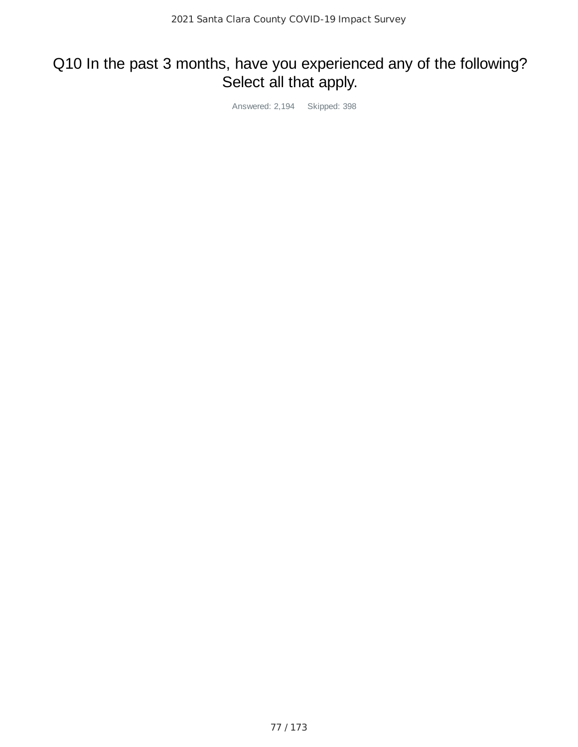# Q10 In the past 3 months, have you experienced any of the following? Select all that apply.

Answered: 2,194 Skipped: 398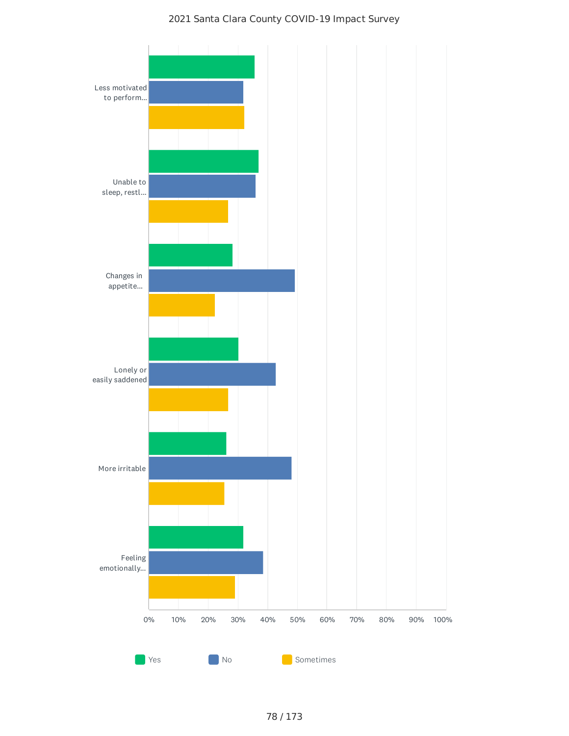# 2021 Santa Clara County COVID-19 Impact Survey

| | Yes | No | Sometimes |
|---|---|---|---|
| Less motivated to perform... | | | |
| Unable to sleep, restl... | | | |
| Changes in appetite... | | | |
| Lonely or easily saddened | | | |
| More irritable | | | |
| Feeling emotionally... | | | |

0% 10% 20% 30% 40% 50% 60% 70% 80% 90% 100%

Yes   No   Sometimes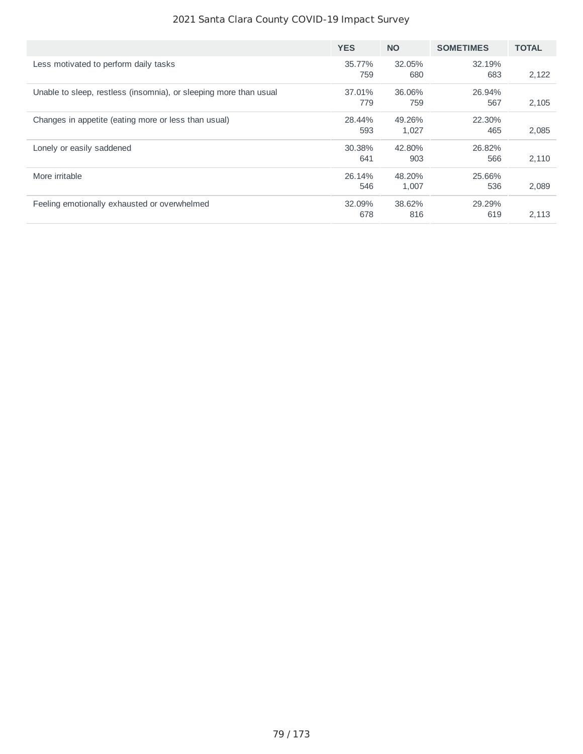| | YES | NO | SOMETIMES | TOTAL |
|---|---|---|---|---|
| Less motivated to perform daily tasks | 35.77%<br>759 | 32.05%<br>680 | 32.19%<br>683 | 2,122 |
| Unable to sleep, restless (insomnia), or sleeping more than usual | 37.01%<br>779 | 36.06%<br>759 | 26.94%<br>567 | 2,105 |
| Changes in appetite (eating more or less than usual) | 28.44%<br>593 | 49.26%<br>1,027 | 22.30%<br>465 | 2,085 |
| Lonely or easily saddened | 30.38%<br>641 | 42.80%<br>903 | 26.82%<br>566 | 2,110 |
| More irritable | 26.14%<br>546 | 48.20%<br>1,007 | 25.66%<br>536 | 2,089 |
| Feeling emotionally exhausted or overwhelmed | 32.09%<br>678 | 38.62%<br>816 | 29.29%<br>619 | 2,113 |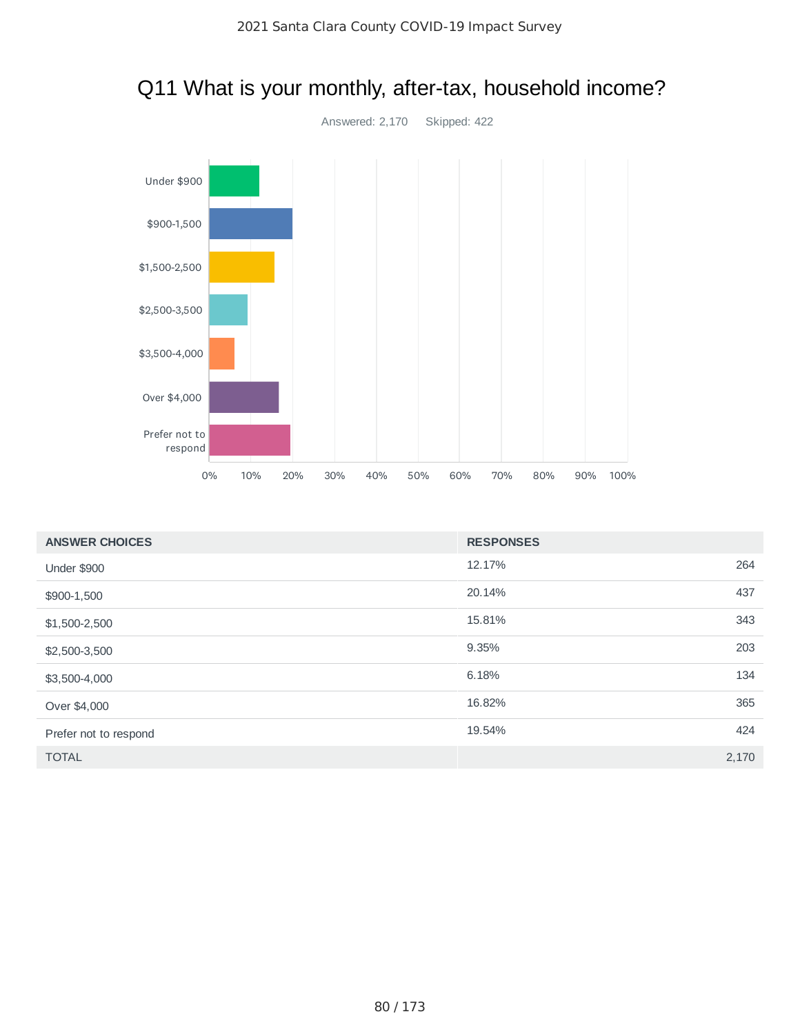# Q11 What is your monthly, after-tax, household income?

Answered: 2,170    Skipped: 422

| ANSWER CHOICES | RESPONSES | |
|---|---|---|
| Under $900 | 12.17% | 264 |
| $900-1,500 | 20.14% | 437 |
| $1,500-2,500 | 15.81% | 343 |
| $2,500-3,500 | 9.35% | 203 |
| $3,500-4,000 | 6.18% | 134 |
| Over $4,000 | 16.82% | 365 |
| Prefer not to respond | 19.54% | 424 |
| TOTAL | | 2,170 |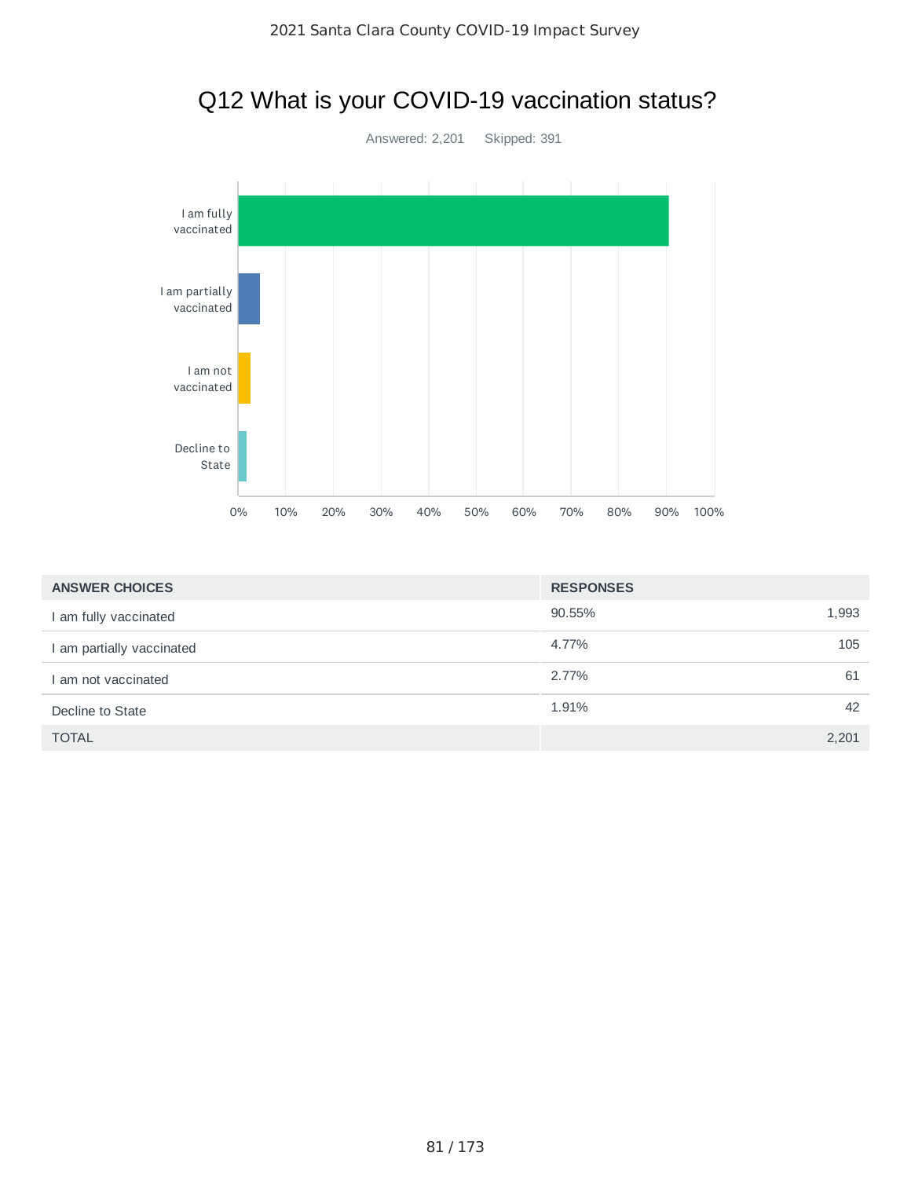## Q12 What is your COVID-19 vaccination status?

Answered: 2,201 Skipped: 391

| ANSWER CHOICES | RESPONSES | |
|---|---|---|
| I am fully vaccinated | 90.55% | 1,993 |
| I am partially vaccinated | 4.77% | 105 |
| I am not vaccinated | 2.77% | 61 |
| Decline to State | 1.91% | 42 |
| TOTAL | | 2,201 |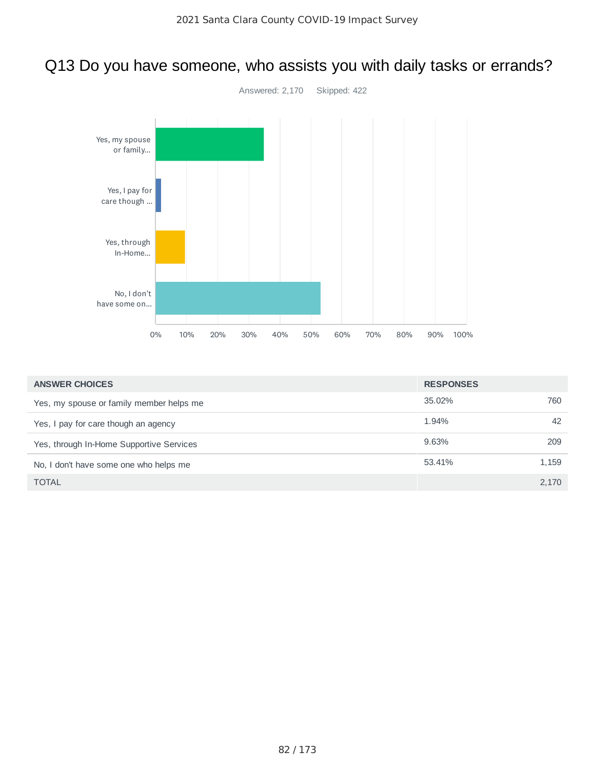# Q13 Do you have someone, who assists you with daily tasks or errands?

Answered: 2,170    Skipped: 422

| ANSWER CHOICES | RESPONSES | |
|---|---|---|
| Yes, my spouse or family member helps me | 35.02% | 760 |
| Yes, I pay for care though an agency | 1.94% | 42 |
| Yes, through In-Home Supportive Services | 9.63% | 209 |
| No, I don't have some one who helps me | 53.41% | 1,159 |
| TOTAL | | 2,170 |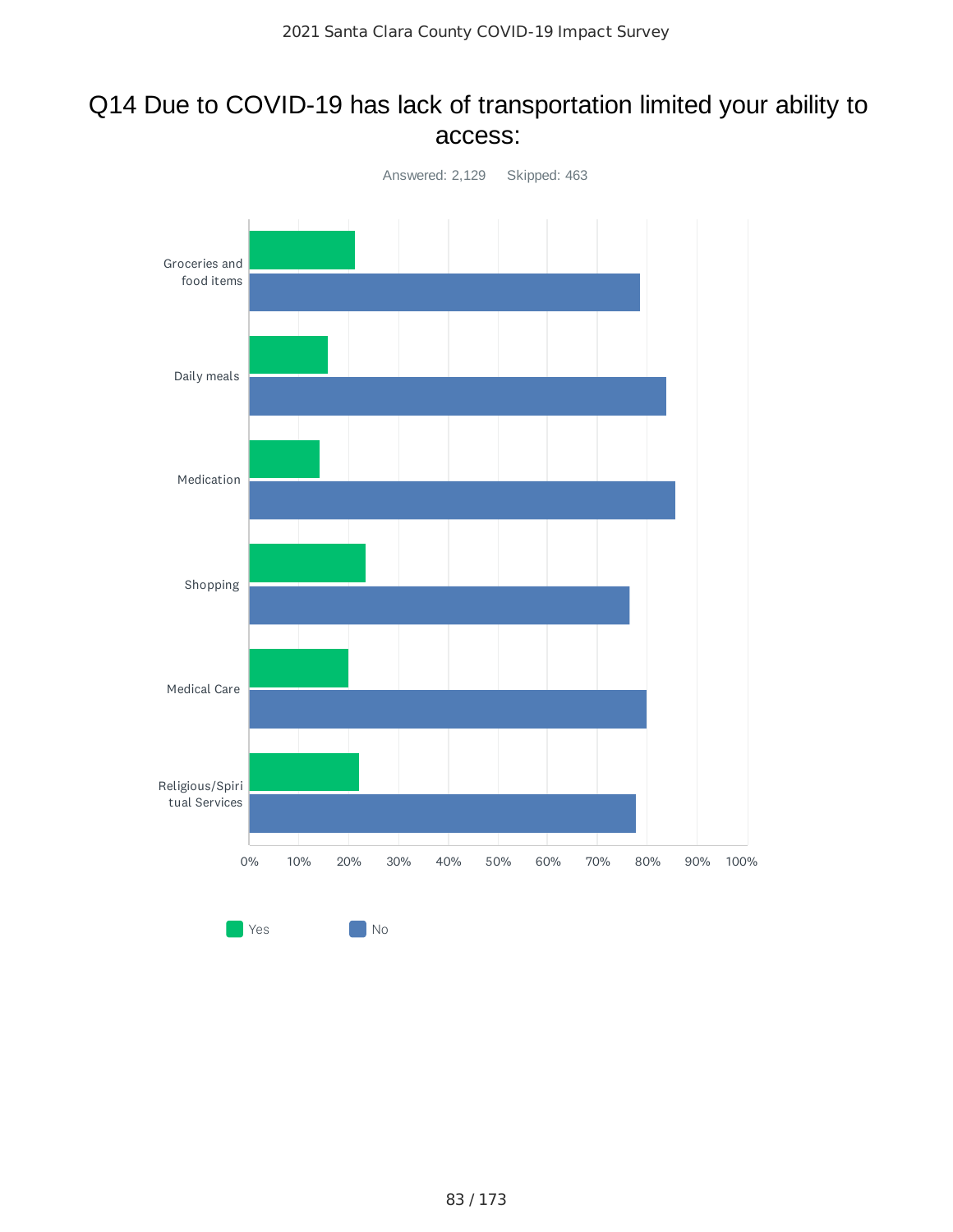# Q14 Due to COVID-19 has lack of transportation limited your ability to access:

Answered: 2,129 Skipped: 463

Groceries and food items

Daily meals

Medication

Shopping

Medical Care

Religious/Spiritual Services

0% 10% 20% 30% 40% 50% 60% 70% 80% 90% 100%

Yes No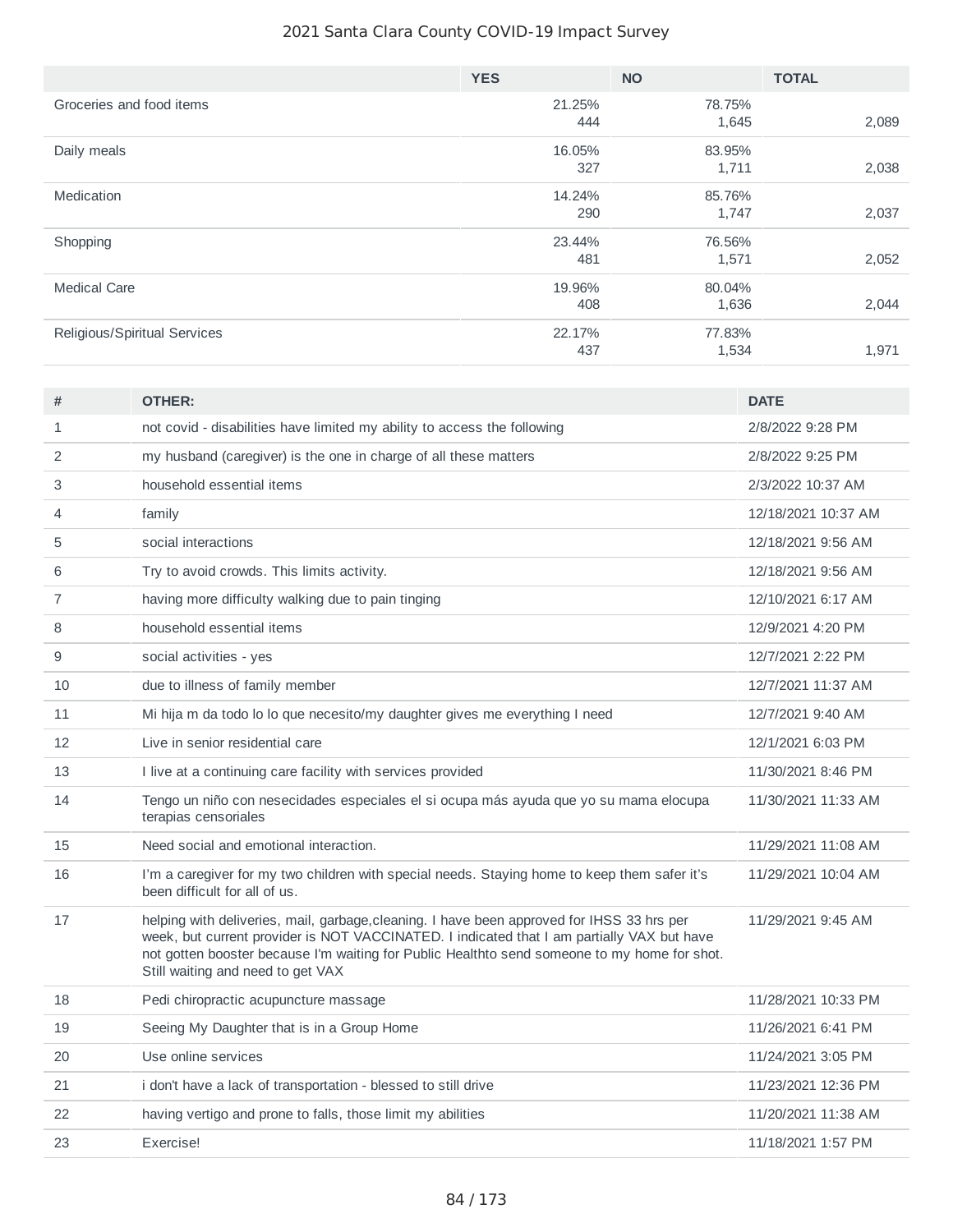|  | YES | NO | TOTAL |
|---|---|---|---|
| Groceries and food items | 21.25% 444 | 78.75% 1,645 | 2,089 |
| Daily meals | 16.05% 327 | 83.95% 1,711 | 2,038 |
| Medication | 14.24% 290 | 85.76% 1,747 | 2,037 |
| Shopping | 23.44% 481 | 76.56% 1,571 | 2,052 |
| Medical Care | 19.96% 408 | 80.04% 1,636 | 2,044 |
| Religious/Spiritual Services | 22.17% 437 | 77.83% 1,534 | 1,971 |

| # | OTHER: | DATE |
|---|---|---|
| 1 | not covid - disabilities have limited my ability to access the following | 2/8/2022 9:28 PM |
| 2 | my husband (caregiver) is the one in charge of all these matters | 2/8/2022 9:25 PM |
| 3 | household essential items | 2/3/2022 10:37 AM |
| 4 | family | 12/18/2021 10:37 AM |
| 5 | social interactions | 12/18/2021 9:56 AM |
| 6 | Try to avoid crowds. This limits activity. | 12/18/2021 9:56 AM |
| 7 | having more difficulty walking due to pain tinging | 12/10/2021 6:17 AM |
| 8 | household essential items | 12/9/2021 4:20 PM |
| 9 | social activities - yes | 12/7/2021 2:22 PM |
| 10 | due to illness of family member | 12/7/2021 11:37 AM |
| 11 | Mi hija m da todo lo lo que necesito/my daughter gives me everything I need | 12/7/2021 9:40 AM |
| 12 | Live in senior residential care | 12/1/2021 6:03 PM |
| 13 | I live at a continuing care facility with services provided | 11/30/2021 8:46 PM |
| 14 | Tengo un niño con nesecidades especiales el si ocupa más ayuda que yo su mama elocupa terapias censoriales | 11/30/2021 11:33 AM |
| 15 | Need social and emotional interaction. | 11/29/2021 11:08 AM |
| 16 | I'm a caregiver for my two children with special needs. Staying home to keep them safer it's been difficult for all of us. | 11/29/2021 10:04 AM |
| 17 | helping with deliveries, mail, garbage,cleaning. I have been approved for IHSS 33 hrs per week, but current provider is NOT VACCINATED. I indicated that I am partially VAX but have not gotten booster because I'm waiting for Public Healthto send someone to my home for shot. Still waiting and need to get VAX | 11/29/2021 9:45 AM |
| 18 | Pedi chiropractic acupuncture massage | 11/28/2021 10:33 PM |
| 19 | Seeing My Daughter that is in a Group Home | 11/26/2021 6:41 PM |
| 20 | Use online services | 11/24/2021 3:05 PM |
| 21 | i don't have a lack of transportation - blessed to still drive | 11/23/2021 12:36 PM |
| 22 | having vertigo and prone to falls, those limit my abilities | 11/20/2021 11:38 AM |
| 23 | Exercise! | 11/18/2021 1:57 PM |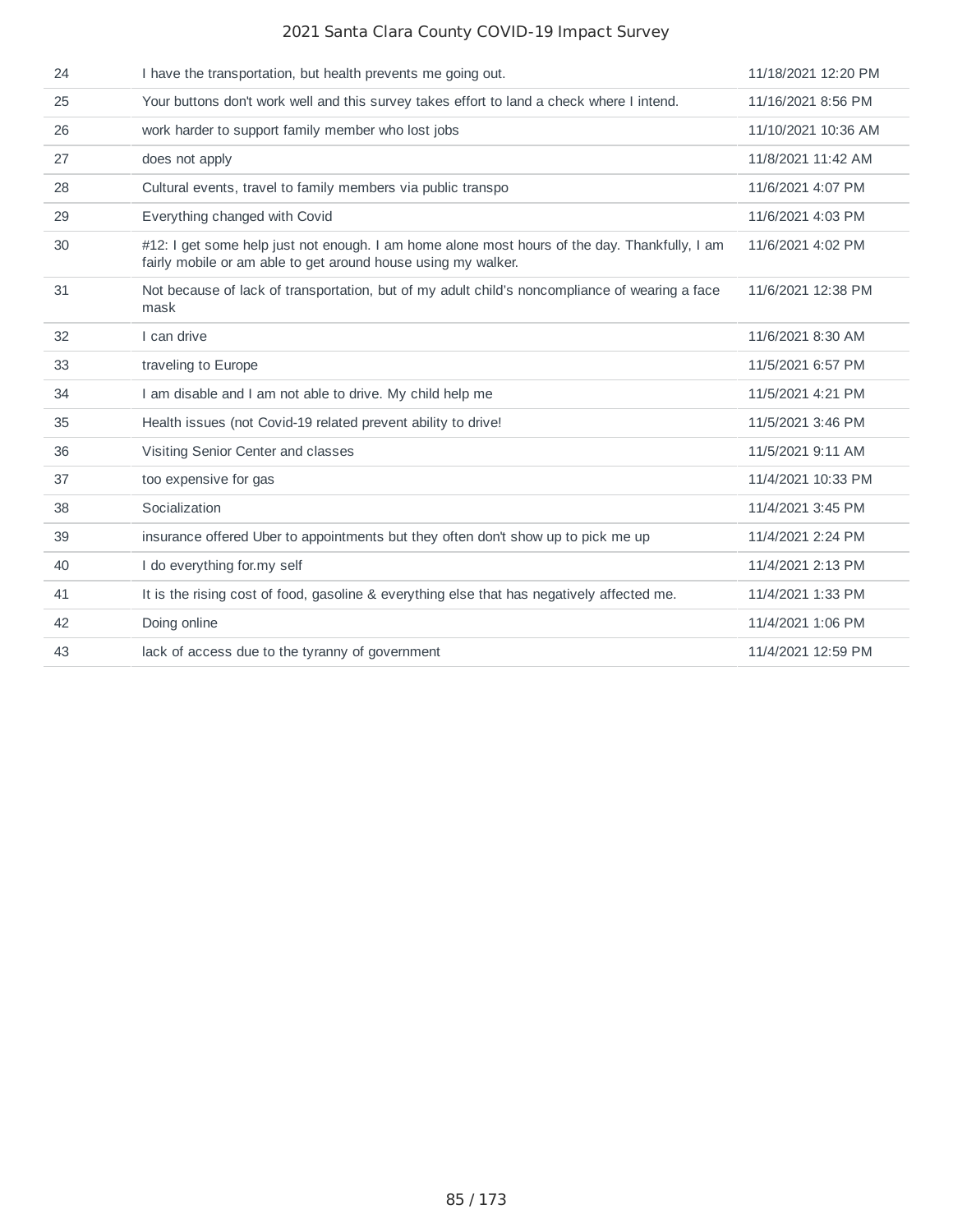| | | |
|---|---|---|
| 24 | I have the transportation, but health prevents me going out. | 11/18/2021 12:20 PM |
| 25 | Your buttons don't work well and this survey takes effort to land a check where I intend. | 11/16/2021 8:56 PM |
| 26 | work harder to support family member who lost jobs | 11/10/2021 10:36 AM |
| 27 | does not apply | 11/8/2021 11:42 AM |
| 28 | Cultural events, travel to family members via public transpo | 11/6/2021 4:07 PM |
| 29 | Everything changed with Covid | 11/6/2021 4:03 PM |
| 30 | #12: I get some help just not enough. I am home alone most hours of the day. Thankfully, I am fairly mobile or am able to get around house using my walker. | 11/6/2021 4:02 PM |
| 31 | Not because of lack of transportation, but of my adult child's noncompliance of wearing a face mask | 11/6/2021 12:38 PM |
| 32 | I can drive | 11/6/2021 8:30 AM |
| 33 | traveling to Europe | 11/5/2021 6:57 PM |
| 34 | I am disable and I am not able to drive. My child help me | 11/5/2021 4:21 PM |
| 35 | Health issues (not Covid-19 related prevent ability to drive! | 11/5/2021 3:46 PM |
| 36 | Visiting Senior Center and classes | 11/5/2021 9:11 AM |
| 37 | too expensive for gas | 11/4/2021 10:33 PM |
| 38 | Socialization | 11/4/2021 3:45 PM |
| 39 | insurance offered Uber to appointments but they often don't show up to pick me up | 11/4/2021 2:24 PM |
| 40 | I do everything for.my self | 11/4/2021 2:13 PM |
| 41 | It is the rising cost of food, gasoline & everything else that has negatively affected me. | 11/4/2021 1:33 PM |
| 42 | Doing online | 11/4/2021 1:06 PM |
| 43 | lack of access due to the tyranny of government | 11/4/2021 12:59 PM |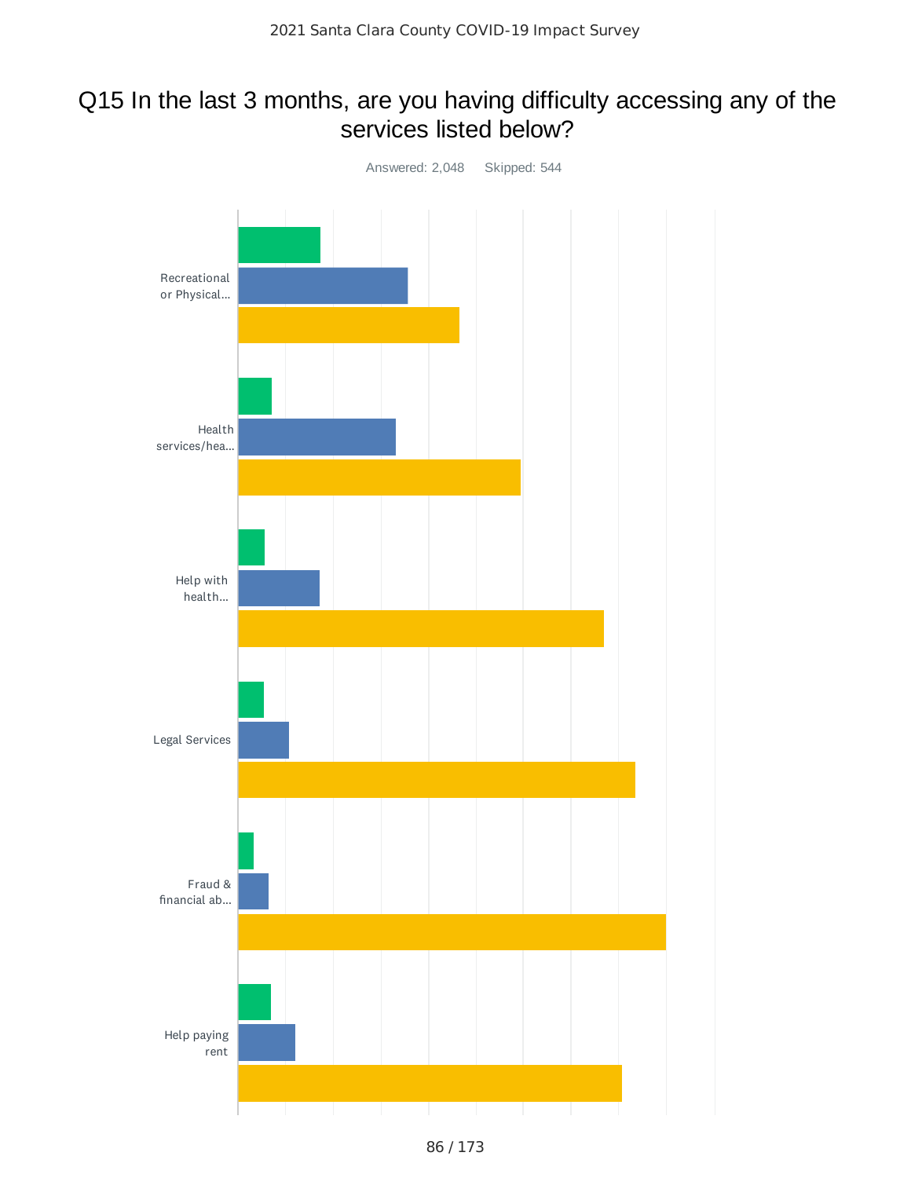# Q15 In the last 3 months, are you having difficulty accessing any of the services listed below?

Answered: 2,048 Skipped: 544

Recreational or Physical...

Health services/hea...

Help with health...

Legal Services

Fraud & financial ab...

Help paying rent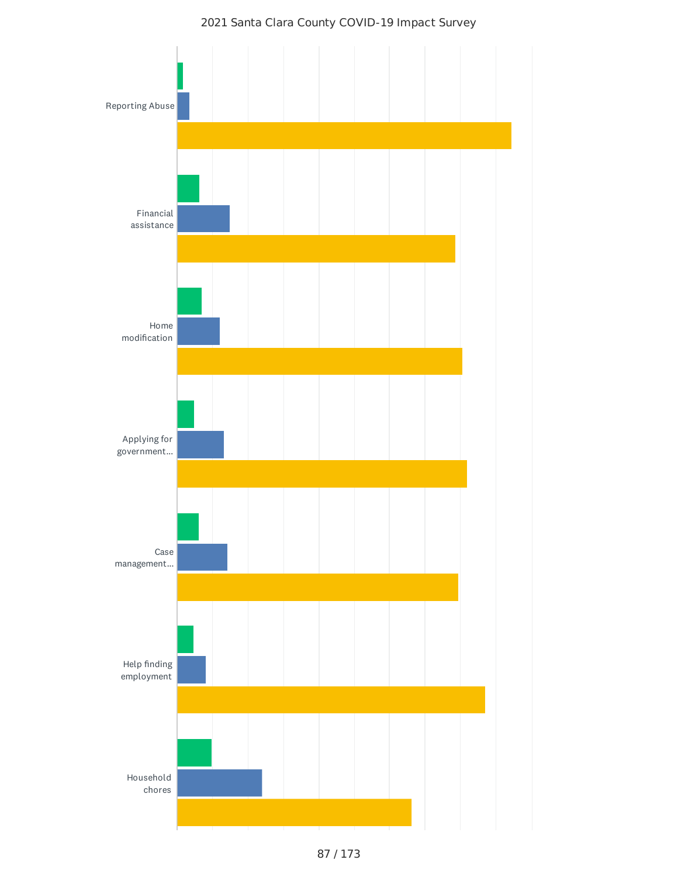2021 Santa Clara County COVID-19 Impact Survey

Reporting Abuse

Financial assistance

Home modification

Applying for government...

Case management...

Help finding employment

Household chores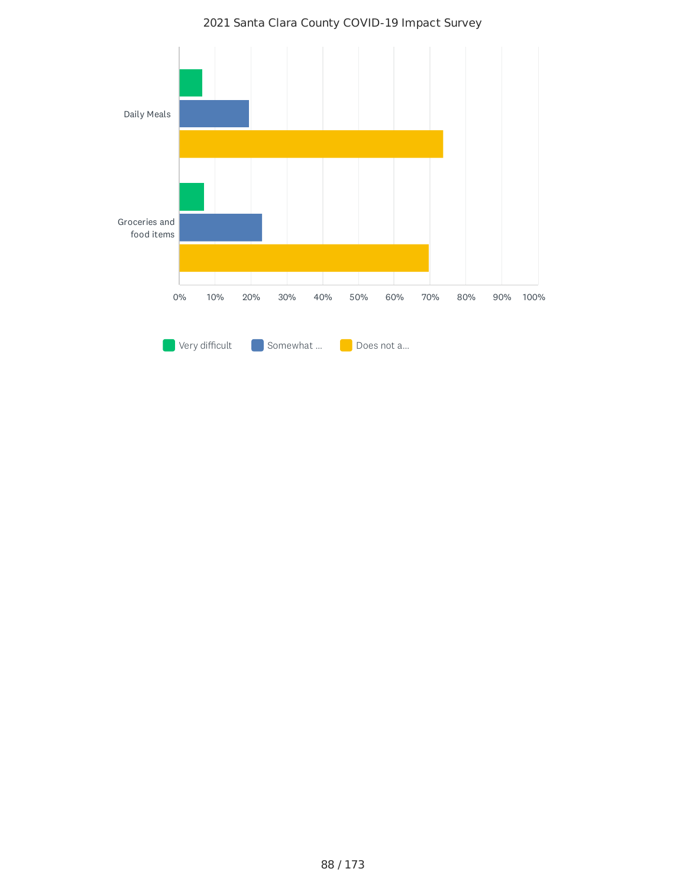2021 Santa Clara County COVID-19 Impact Survey

Daily Meals

Groceries and food items

0% 10% 20% 30% 40% 50% 60% 70% 80% 90% 100%

Very difficult   Somewhat ...   Does not a...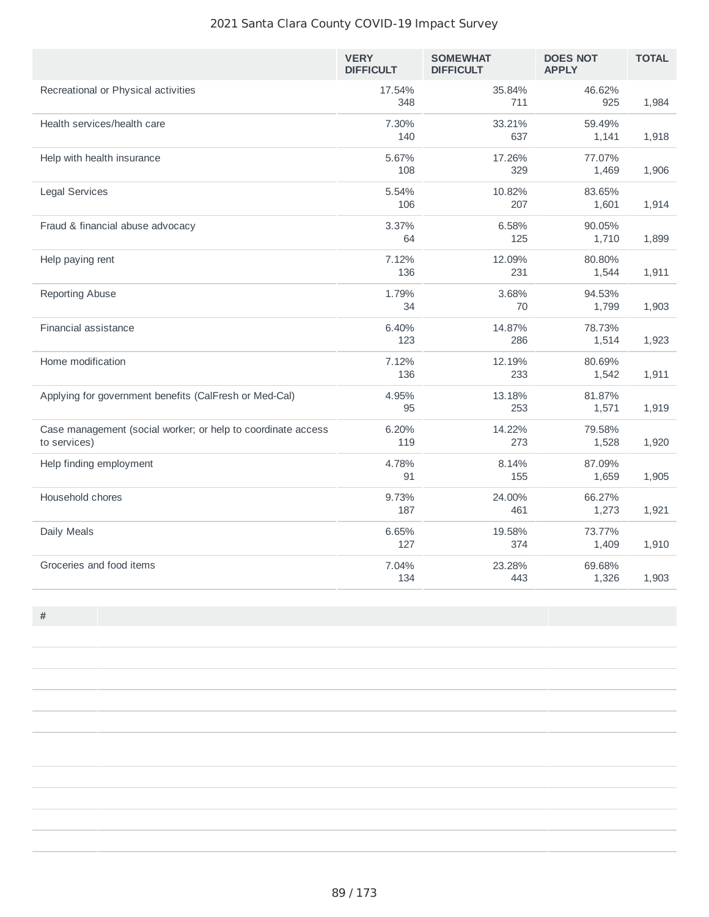| | VERY DIFFICULT | SOMEWHAT DIFFICULT | DOES NOT APPLY | TOTAL |
|---|---|---|---|---|
| Recreational or Physical activities | 17.54%<br>348 | 35.84%<br>711 | 46.62%<br>925 | 1,984 |
| Health services/health care | 7.30%<br>140 | 33.21%<br>637 | 59.49%<br>1,141 | 1,918 |
| Help with health insurance | 5.67%<br>108 | 17.26%<br>329 | 77.07%<br>1,469 | 1,906 |
| Legal Services | 5.54%<br>106 | 10.82%<br>207 | 83.65%<br>1,601 | 1,914 |
| Fraud & financial abuse advocacy | 3.37%<br>64 | 6.58%<br>125 | 90.05%<br>1,710 | 1,899 |
| Help paying rent | 7.12%<br>136 | 12.09%<br>231 | 80.80%<br>1,544 | 1,911 |
| Reporting Abuse | 1.79%<br>34 | 3.68%<br>70 | 94.53%<br>1,799 | 1,903 |
| Financial assistance | 6.40%<br>123 | 14.87%<br>286 | 78.73%<br>1,514 | 1,923 |
| Home modification | 7.12%<br>136 | 12.19%<br>233 | 80.69%<br>1,542 | 1,911 |
| Applying for government benefits (CalFresh or Med-Cal) | 4.95%<br>95 | 13.18%<br>253 | 81.87%<br>1,571 | 1,919 |
| Case management (social worker; or help to coordinate access to services) | 6.20%<br>119 | 14.22%<br>273 | 79.58%<br>1,528 | 1,920 |
| Help finding employment | 4.78%<br>91 | 8.14%<br>155 | 87.09%<br>1,659 | 1,905 |
| Household chores | 9.73%<br>187 | 24.00%<br>461 | 66.27%<br>1,273 | 1,921 |
| Daily Meals | 6.65%<br>127 | 19.58%<br>374 | 73.77%<br>1,409 | 1,910 |
| Groceries and food items | 7.04%<br>134 | 23.28%<br>443 | 69.68%<br>1,326 | 1,903 |

| # | | |
|---|---|---|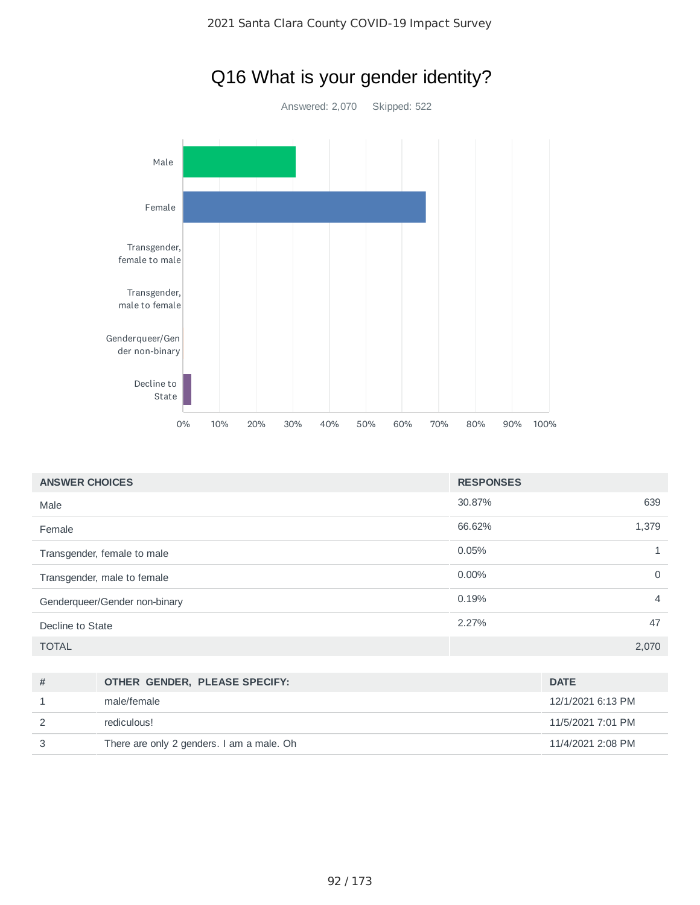# Q16 What is your gender identity?

Answered: 2,070 Skipped: 522

| ANSWER CHOICES | RESPONSES | |
|---|---|---|
| Male | 30.87% | 639 |
| Female | 66.62% | 1,379 |
| Transgender, female to male | 0.05% | 1 |
| Transgender, male to female | 0.00% | 0 |
| Genderqueer/Gender non-binary | 0.19% | 4 |
| Decline to State | 2.27% | 47 |
| TOTAL | | 2,070 |

| # | OTHER GENDER, PLEASE SPECIFY: | DATE |
|---|---|---|
| 1 | male/female | 12/1/2021 6:13 PM |
| 2 | rediculous! | 11/5/2021 7:01 PM |
| 3 | There are only 2 genders. I am a male. Oh | 11/4/2021 2:08 PM |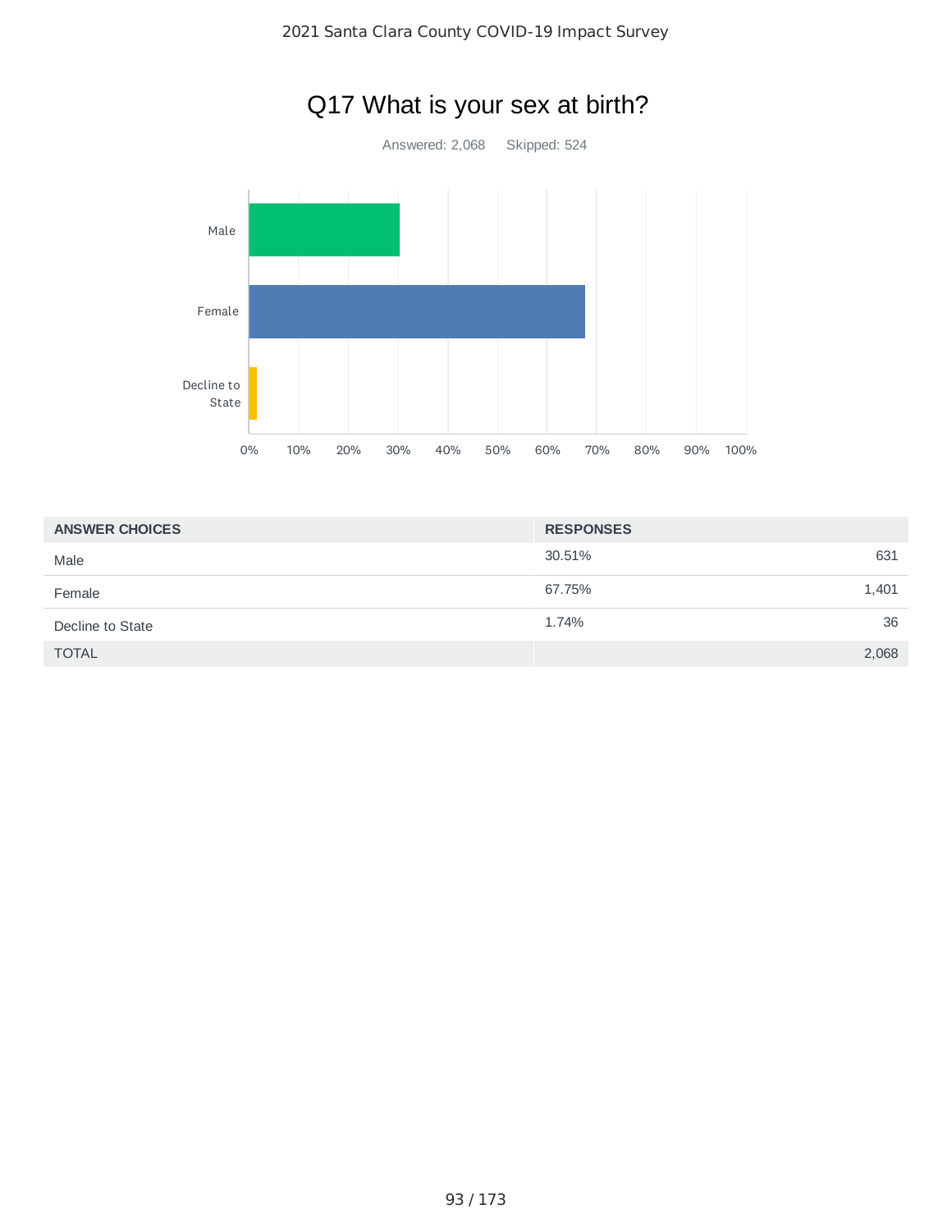# Q17 What is your sex at birth?

Answered: 2,068 Skipped: 524

| ANSWER CHOICES | RESPONSES | |
|---|---|---|
| Male | 30.51% | 631 |
| Female | 67.75% | 1,401 |
| Decline to State | 1.74% | 36 |
| TOTAL | | 2,068 |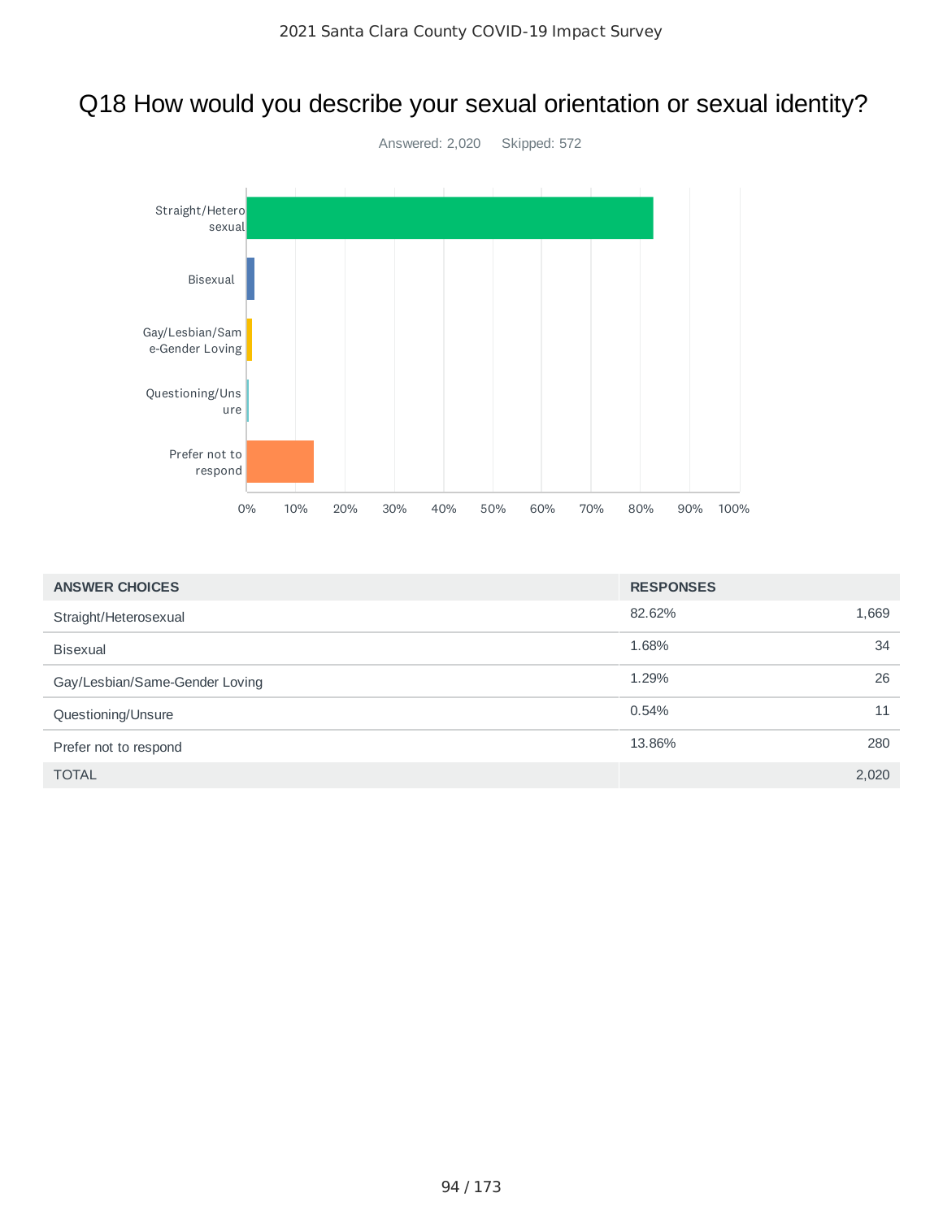# Q18 How would you describe your sexual orientation or sexual identity?

Answered: 2,020 Skipped: 572

| ANSWER CHOICES | RESPONSES | |
|---|---|---|
| Straight/Heterosexual | 82.62% | 1,669 |
| Bisexual | 1.68% | 34 |
| Gay/Lesbian/Same-Gender Loving | 1.29% | 26 |
| Questioning/Unsure | 0.54% | 11 |
| Prefer not to respond | 13.86% | 280 |
| TOTAL | | 2,020 |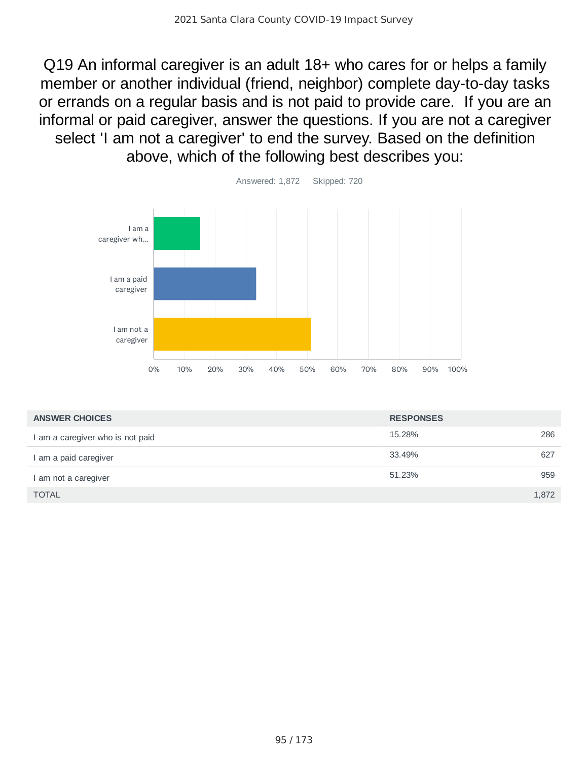# Q19 An informal caregiver is an adult 18+ who cares for or helps a family member or another individual (friend, neighbor) complete day-to-day tasks or errands on a regular basis and is not paid to provide care. If you are an informal or paid caregiver, answer the questions. If you are not a caregiver select 'I am not a caregiver' to end the survey. Based on the definition above, which of the following best describes you:

Answered: 1,872 Skipped: 720

| ANSWER CHOICES | RESPONSES | |
|---|---|---|
| I am a caregiver who is not paid | 15.28% | 286 |
| I am a paid caregiver | 33.49% | 627 |
| I am not a caregiver | 51.23% | 959 |
| TOTAL | | 1,872 |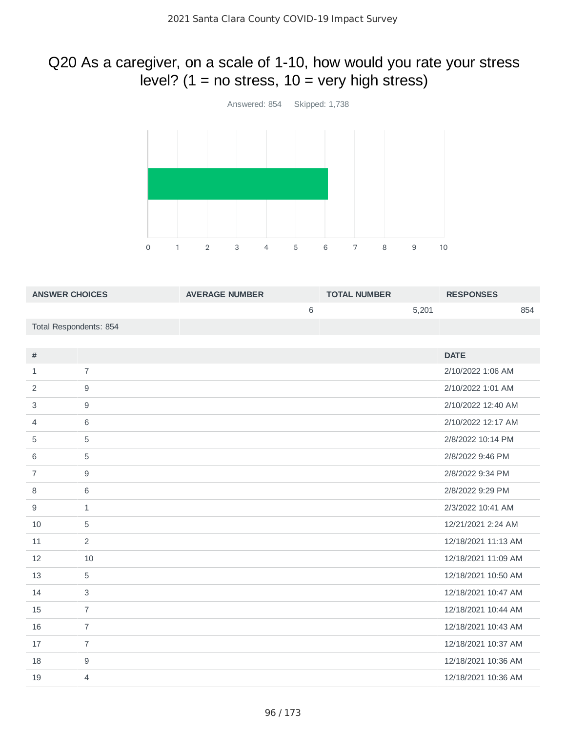# Q20 As a caregiver, on a scale of 1-10, how would you rate your stress level? (1 = no stress, 10 = very high stress)

Answered: 854 Skipped: 1,738

| ANSWER CHOICES | AVERAGE NUMBER | TOTAL NUMBER | RESPONSES |
|---|---|---|---|
| | 6 | 5,201 | 854 |
| Total Respondents: 854 | | | |

| # | | DATE |
|---|---|---|
| 1 | 7 | 2/10/2022 1:06 AM |
| 2 | 9 | 2/10/2022 1:01 AM |
| 3 | 9 | 2/10/2022 12:40 AM |
| 4 | 6 | 2/10/2022 12:17 AM |
| 5 | 5 | 2/8/2022 10:14 PM |
| 6 | 5 | 2/8/2022 9:46 PM |
| 7 | 9 | 2/8/2022 9:34 PM |
| 8 | 6 | 2/8/2022 9:29 PM |
| 9 | 1 | 2/3/2022 10:41 AM |
| 10 | 5 | 12/21/2021 2:24 AM |
| 11 | 2 | 12/18/2021 11:13 AM |
| 12 | 10 | 12/18/2021 11:09 AM |
| 13 | 5 | 12/18/2021 10:50 AM |
| 14 | 3 | 12/18/2021 10:47 AM |
| 15 | 7 | 12/18/2021 10:44 AM |
| 16 | 7 | 12/18/2021 10:43 AM |
| 17 | 7 | 12/18/2021 10:37 AM |
| 18 | 9 | 12/18/2021 10:36 AM |
| 19 | 4 | 12/18/2021 10:36 AM |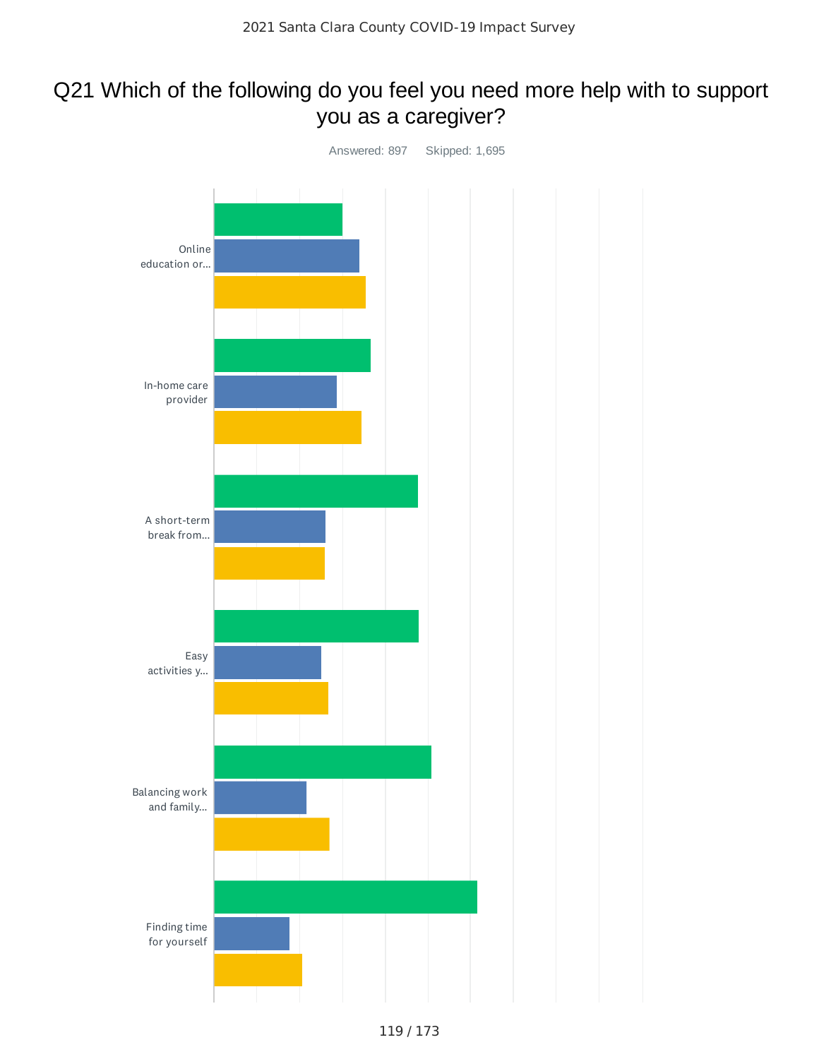# Q21 Which of the following do you feel you need more help with to support you as a caregiver?

Answered: 897    Skipped: 1,695

Online education or...

In-home care provider

A short-term break from...

Easy activities y...

Balancing work and family...

Finding time for yourself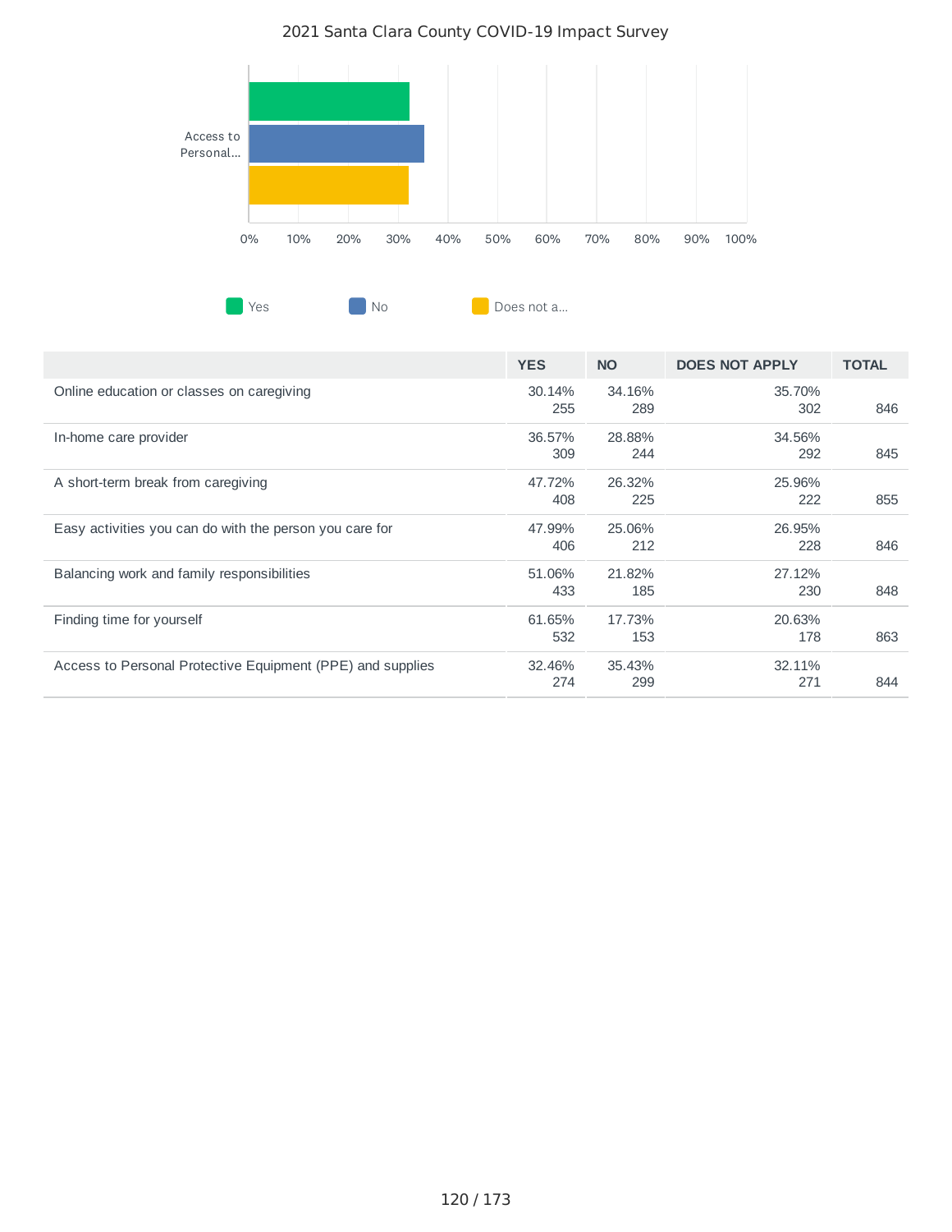2021 Santa Clara County COVID-19 Impact Survey

Access to Personal...

0% 10% 20% 30% 40% 50% 60% 70% 80% 90% 100%

Yes | No | Does not a...

| | YES | NO | DOES NOT APPLY | TOTAL |
|---|---|---|---|---|
| Online education or classes on caregiving | 30.14%<br>255 | 34.16%<br>289 | 35.70%<br>302 | 846 |
| In-home care provider | 36.57%<br>309 | 28.88%<br>244 | 34.56%<br>292 | 845 |
| A short-term break from caregiving | 47.72%<br>408 | 26.32%<br>225 | 25.96%<br>222 | 855 |
| Easy activities you can do with the person you care for | 47.99%<br>406 | 25.06%<br>212 | 26.95%<br>228 | 846 |
| Balancing work and family responsibilities | 51.06%<br>433 | 21.82%<br>185 | 27.12%<br>230 | 848 |
| Finding time for yourself | 61.65%<br>532 | 17.73%<br>153 | 20.63%<br>178 | 863 |
| Access to Personal Protective Equipment (PPE) and supplies | 32.46%<br>274 | 35.43%<br>299 | 32.11%<br>271 | 844 |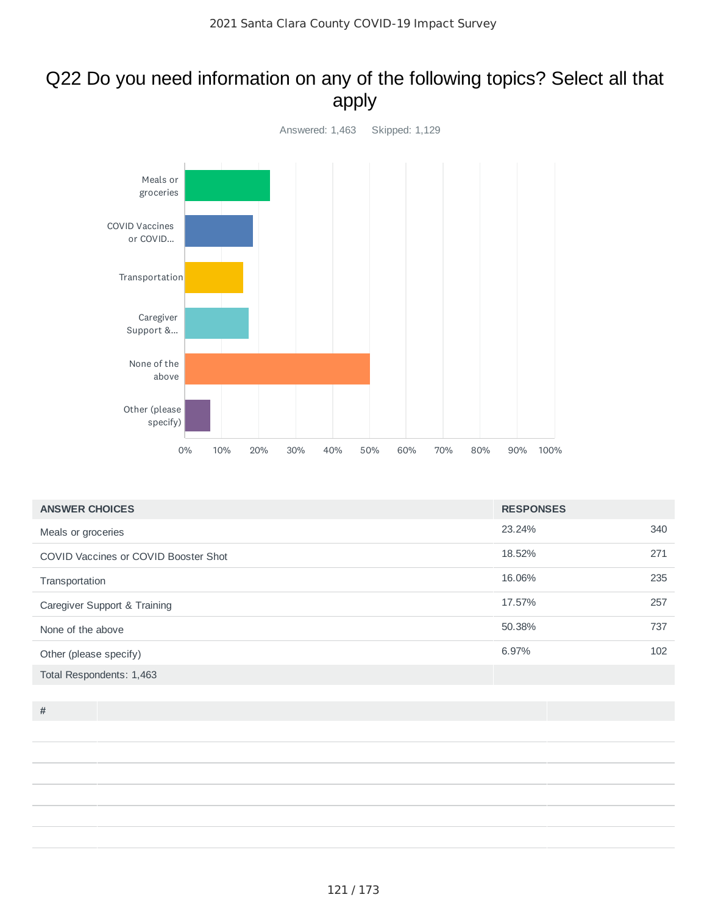# Q22 Do you need information on any of the following topics? Select all that apply

Answered: 1,463 Skipped: 1,129

Meals or groceries

COVID Vaccines or COVID...

Transportation

Caregiver Support &...

None of the above

Other (please specify)

0% 10% 20% 30% 40% 50% 60% 70% 80% 90% 100%

| ANSWER CHOICES | RESPONSES | |
|---|---|---|
| Meals or groceries | 23.24% | 340 |
| COVID Vaccines or COVID Booster Shot | 18.52% | 271 |
| Transportation | 16.06% | 235 |
| Caregiver Support & Training | 17.57% | 257 |
| None of the above | 50.38% | 737 |
| Other (please specify) | 6.97% | 102 |
| Total Respondents: 1,463 | | |

| # | | |
|---|---|---|
| | | |